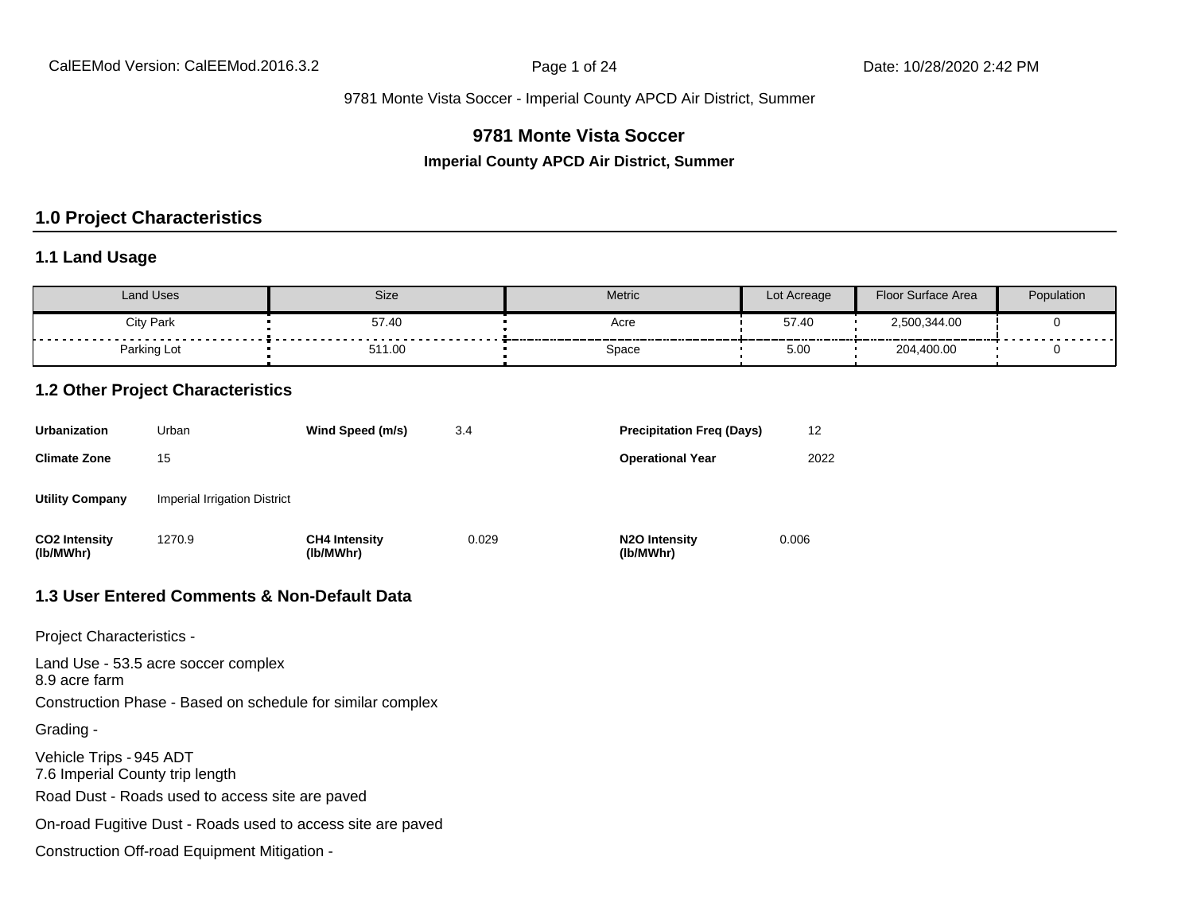# 9781 Monte Vista Soccer

**Imperial County APCD Air District, Summer**

## 1.0 Project Characteristics

### 1.1 Land Usage

| Land Uses | Size | Metric | Lot Acreage | Floor Surface Area | Population |
|---|---|---|---|---|---|
| City Park | 57.40 | Acre | 57.40 | 2,500,344.00 | 0 |
| Parking Lot | 511.00 | Space | 5.00 | 204,400.00 | 0 |

### 1.2 Other Project Characteristics

| | | | | | |
|---|---|---|---|---|---|
| **Urbanization** | Urban | **Wind Speed (m/s)** | 3.4 | **Precipitation Freq (Days)** | 12 |
| **Climate Zone** | 15 | | | **Operational Year** | 2022 |
| **Utility Company** | Imperial Irrigation District | | | | |
| **$CO_2$ Intensity (lb/MWhr)** | 1270.9 | **$CH_4$ Intensity (lb/MWhr)** | 0.029 | **$N_2O$ Intensity (lb/MWhr)** | 0.006 |

### 1.3 User Entered Comments & Non-Default Data

Project Characteristics -

Land Use - 53.5 acre soccer complex
8.9 acre farm

Construction Phase - Based on schedule for similar complex

Grading -

Vehicle Trips - 945 ADT
7.6 Imperial County trip length

Road Dust - Roads used to access site are paved

On-road Fugitive Dust - Roads used to access site are paved

Construction Off-road Equipment Mitigation -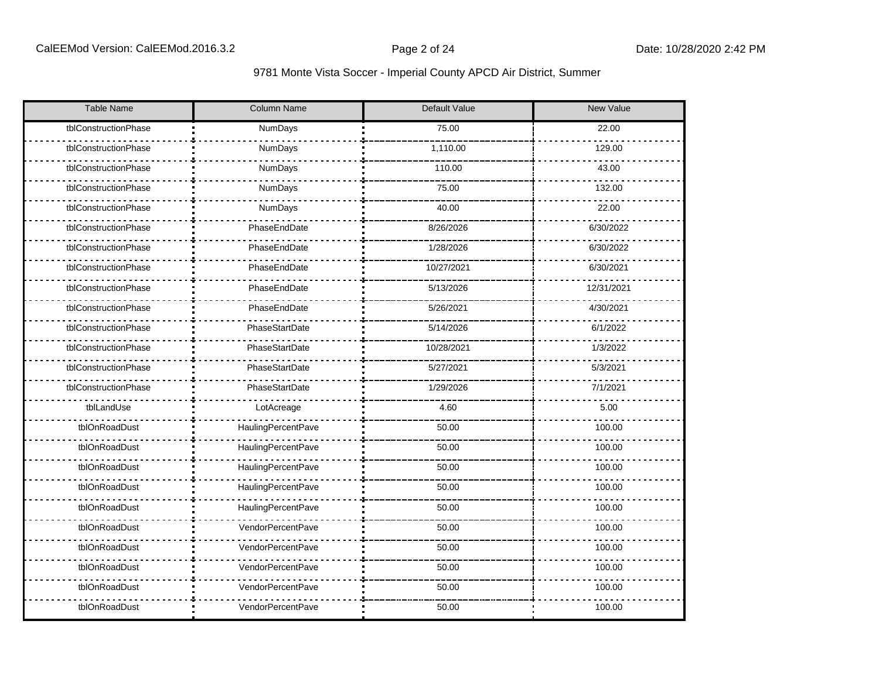| Table Name | Column Name | Default Value | New Value |
|---|---|---|---|
| tblConstructionPhase | NumDays | 75.00 | 22.00 |
| tblConstructionPhase | NumDays | 1,110.00 | 129.00 |
| tblConstructionPhase | NumDays | 110.00 | 43.00 |
| tblConstructionPhase | NumDays | 75.00 | 132.00 |
| tblConstructionPhase | NumDays | 40.00 | 22.00 |
| tblConstructionPhase | PhaseEndDate | 8/26/2026 | 6/30/2022 |
| tblConstructionPhase | PhaseEndDate | 1/28/2026 | 6/30/2022 |
| tblConstructionPhase | PhaseEndDate | 10/27/2021 | 6/30/2021 |
| tblConstructionPhase | PhaseEndDate | 5/13/2026 | 12/31/2021 |
| tblConstructionPhase | PhaseEndDate | 5/26/2021 | 4/30/2021 |
| tblConstructionPhase | PhaseStartDate | 5/14/2026 | 6/1/2022 |
| tblConstructionPhase | PhaseStartDate | 10/28/2021 | 1/3/2022 |
| tblConstructionPhase | PhaseStartDate | 5/27/2021 | 5/3/2021 |
| tblConstructionPhase | PhaseStartDate | 1/29/2026 | 7/1/2021 |
| tblLandUse | LotAcreage | 4.60 | 5.00 |
| tblOnRoadDust | HaulingPercentPave | 50.00 | 100.00 |
| tblOnRoadDust | HaulingPercentPave | 50.00 | 100.00 |
| tblOnRoadDust | HaulingPercentPave | 50.00 | 100.00 |
| tblOnRoadDust | HaulingPercentPave | 50.00 | 100.00 |
| tblOnRoadDust | HaulingPercentPave | 50.00 | 100.00 |
| tblOnRoadDust | VendorPercentPave | 50.00 | 100.00 |
| tblOnRoadDust | VendorPercentPave | 50.00 | 100.00 |
| tblOnRoadDust | VendorPercentPave | 50.00 | 100.00 |
| tblOnRoadDust | VendorPercentPave | 50.00 | 100.00 |
| tblOnRoadDust | VendorPercentPave | 50.00 | 100.00 |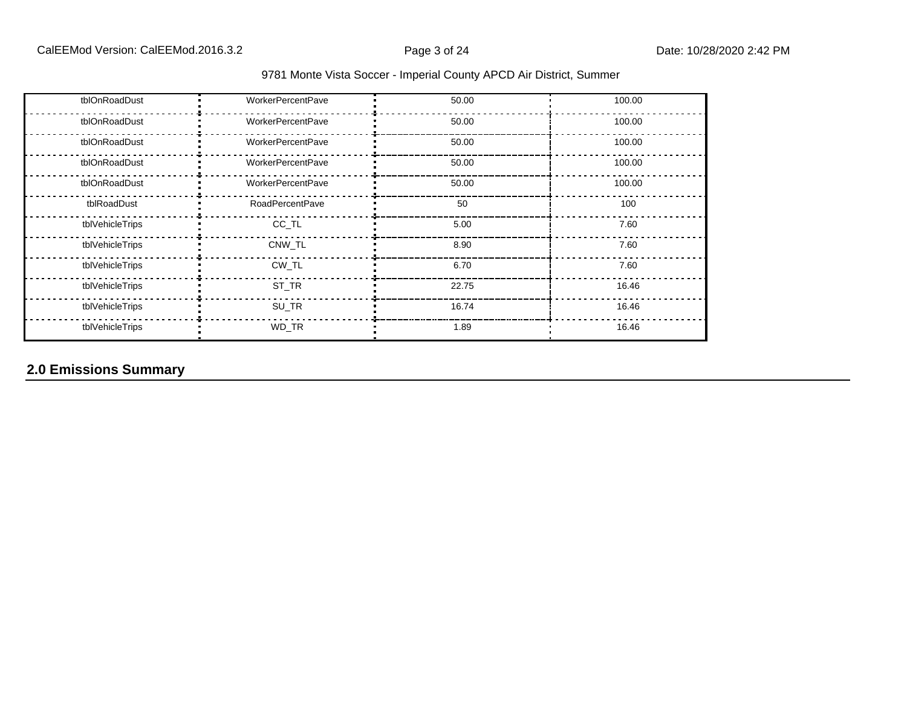| | | | |
|---|---|---|---|
| tblOnRoadDust | WorkerPercentPave | 50.00 | 100.00 |
| tblOnRoadDust | WorkerPercentPave | 50.00 | 100.00 |
| tblOnRoadDust | WorkerPercentPave | 50.00 | 100.00 |
| tblOnRoadDust | WorkerPercentPave | 50.00 | 100.00 |
| tblOnRoadDust | WorkerPercentPave | 50.00 | 100.00 |
| tblRoadDust | RoadPercentPave | 50 | 100 |
| tblVehicleTrips | CC_TL | 5.00 | 7.60 |
| tblVehicleTrips | CNW_TL | 8.90 | 7.60 |
| tblVehicleTrips | CW_TL | 6.70 | 7.60 |
| tblVehicleTrips | ST_TR | 22.75 | 16.46 |
| tblVehicleTrips | SU_TR | 16.74 | 16.46 |
| tblVehicleTrips | WD_TR | 1.89 | 16.46 |

## 2.0 Emissions Summary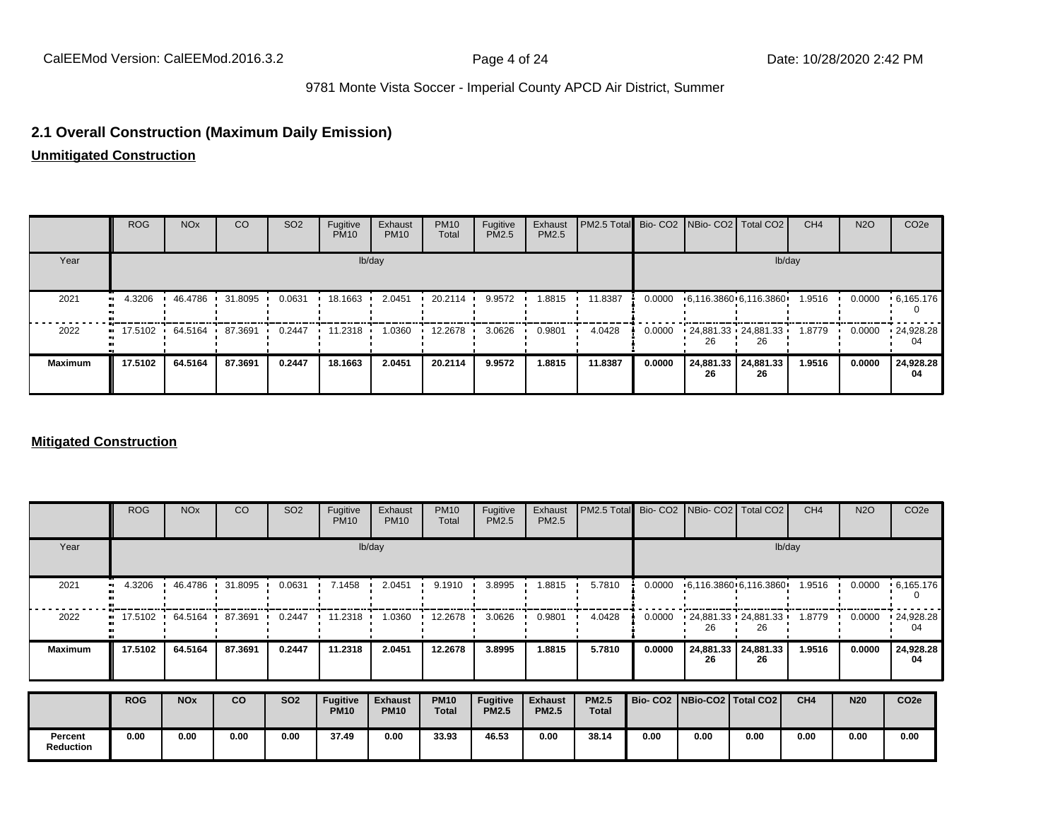## 2.1 Overall Construction (Maximum Daily Emission)

**Unmitigated Construction**

| | ROG | NOx | CO | SO2 | Fugitive PM10 | Exhaust PM10 | PM10 Total | Fugitive PM2.5 | Exhaust PM2.5 | PM2.5 Total | Bio- CO2 | NBio- CO2 | Total CO2 | CH4 | N2O | CO2e |
|---|---|---|---|---|---|---|---|---|---|---|---|---|---|---|---|---|
| Year | lb/day | | | | | | | | | | lb/day | | | | | |
| 2021 | 4.3206 | 46.4786 | 31.8095 | 0.0631 | 18.1663 | 2.0451 | 20.2114 | 9.9572 | 1.8815 | 11.8387 | 0.0000 | 6,116.3860 | 6,116.3860 | 1.9516 | 0.0000 | 6,165.1760 |
| 2022 | 17.5102 | 64.5164 | 87.3691 | 0.2447 | 11.2318 | 1.0360 | 12.2678 | 3.0626 | 0.9801 | 4.0428 | 0.0000 | 24,881.3326 | 24,881.3326 | 1.8779 | 0.0000 | 24,928.2804 |
| **Maximum** | **17.5102** | **64.5164** | **87.3691** | **0.2447** | **18.1663** | **2.0451** | **20.2114** | **9.9572** | **1.8815** | **11.8387** | **0.0000** | **24,881.3326** | **24,881.3326** | **1.9516** | **0.0000** | **24,928.2804** |

**Mitigated Construction**

| | ROG | NOx | CO | SO2 | Fugitive PM10 | Exhaust PM10 | PM10 Total | Fugitive PM2.5 | Exhaust PM2.5 | PM2.5 Total | Bio- CO2 | NBio- CO2 | Total CO2 | CH4 | N2O | CO2e |
|---|---|---|---|---|---|---|---|---|---|---|---|---|---|---|---|---|
| Year | lb/day | | | | | | | | | | lb/day | | | | | |
| 2021 | 4.3206 | 46.4786 | 31.8095 | 0.0631 | 7.1458 | 2.0451 | 9.1910 | 3.8995 | 1.8815 | 5.7810 | 0.0000 | 6,116.3860 | 6,116.3860 | 1.9516 | 0.0000 | 6,165.1760 |
| 2022 | 17.5102 | 64.5164 | 87.3691 | 0.2447 | 11.2318 | 1.0360 | 12.2678 | 3.0626 | 0.9801 | 4.0428 | 0.0000 | 24,881.3326 | 24,881.3326 | 1.8779 | 0.0000 | 24,928.2804 |
| **Maximum** | **17.5102** | **64.5164** | **87.3691** | **0.2447** | **11.2318** | **2.0451** | **12.2678** | **3.8995** | **1.8815** | **5.7810** | **0.0000** | **24,881.3326** | **24,881.3326** | **1.9516** | **0.0000** | **24,928.2804** |

| | **ROG** | **NOx** | **CO** | **SO2** | **Fugitive PM10** | **Exhaust PM10** | **PM10 Total** | **Fugitive PM2.5** | **Exhaust PM2.5** | **PM2.5 Total** | **Bio- CO2** | **NBio-CO2** | **Total CO2** | **CH4** | **N20** | **CO2e** |
|---|---|---|---|---|---|---|---|---|---|---|---|---|---|---|---|---|
| **Percent Reduction** | **0.00** | **0.00** | **0.00** | **0.00** | **37.49** | **0.00** | **33.93** | **46.53** | **0.00** | **38.14** | **0.00** | **0.00** | **0.00** | **0.00** | **0.00** | **0.00** |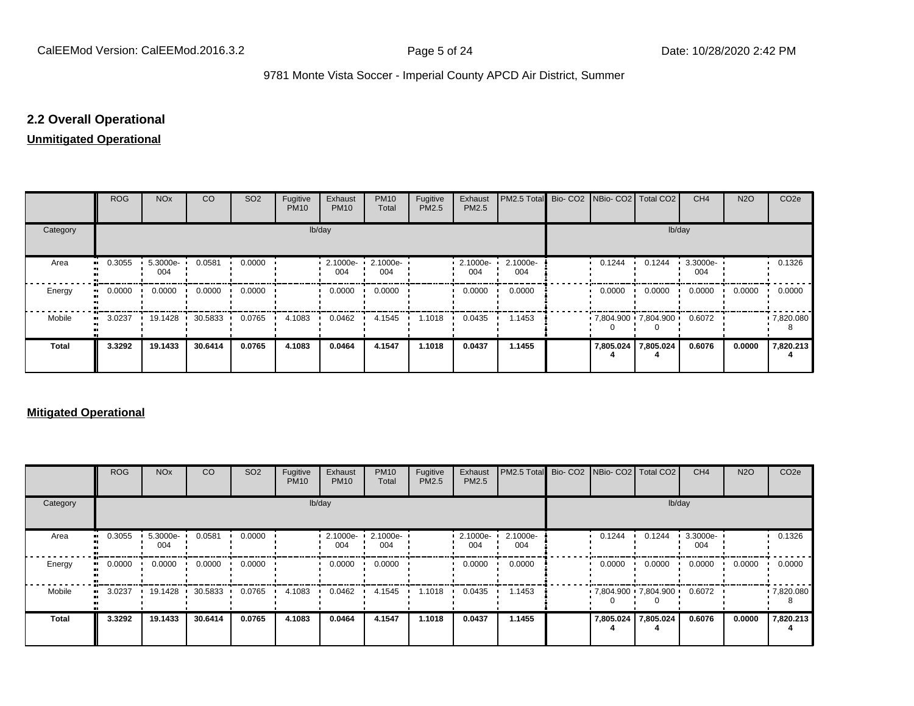## 2.2 Overall Operational

**Unmitigated Operational**

| | ROG | NOx | CO | SO2 | Fugitive PM10 | Exhaust PM10 | PM10 Total | Fugitive PM2.5 | Exhaust PM2.5 | PM2.5 Total | Bio- CO2 | NBio- CO2 | Total CO2 | CH4 | N2O | CO2e |
|---|---|---|---|---|---|---|---|---|---|---|---|---|---|---|---|---|
| Category | lb/day | | | | | | | | | | lb/day | | | | | |
| Area | 0.3055 | 5.3000e-004 | 0.0581 | 0.0000 | | 2.1000e-004 | 2.1000e-004 | | 2.1000e-004 | 2.1000e-004 | | 0.1244 | 0.1244 | 3.3000e-004 | | 0.1326 |
| Energy | 0.0000 | 0.0000 | 0.0000 | 0.0000 | | 0.0000 | 0.0000 | | 0.0000 | 0.0000 | | 0.0000 | 0.0000 | 0.0000 | 0.0000 | 0.0000 |
| Mobile | 3.0237 | 19.1428 | 30.5833 | 0.0765 | 4.1083 | 0.0462 | 4.1545 | 1.1018 | 0.0435 | 1.1453 | | 7,804.9000 | 7,804.9000 | 0.6072 | | 7,820.0808 |
| **Total** | **3.3292** | **19.1433** | **30.6414** | **0.0765** | **4.1083** | **0.0464** | **4.1547** | **1.1018** | **0.0437** | **1.1455** | | **7,805.0244** | **7,805.0244** | **0.6076** | **0.0000** | **7,820.2134** |

**Mitigated Operational**

| | ROG | NOx | CO | SO2 | Fugitive PM10 | Exhaust PM10 | PM10 Total | Fugitive PM2.5 | Exhaust PM2.5 | PM2.5 Total | Bio- CO2 | NBio- CO2 | Total CO2 | CH4 | N2O | CO2e |
|---|---|---|---|---|---|---|---|---|---|---|---|---|---|---|---|---|
| Category | lb/day | | | | | | | | | | lb/day | | | | | |
| Area | 0.3055 | 5.3000e-004 | 0.0581 | 0.0000 | | 2.1000e-004 | 2.1000e-004 | | 2.1000e-004 | 2.1000e-004 | | 0.1244 | 0.1244 | 3.3000e-004 | | 0.1326 |
| Energy | 0.0000 | 0.0000 | 0.0000 | 0.0000 | | 0.0000 | 0.0000 | | 0.0000 | 0.0000 | | 0.0000 | 0.0000 | 0.0000 | 0.0000 | 0.0000 |
| Mobile | 3.0237 | 19.1428 | 30.5833 | 0.0765 | 4.1083 | 0.0462 | 4.1545 | 1.1018 | 0.0435 | 1.1453 | | 7,804.9000 | 7,804.9000 | 0.6072 | | 7,820.0808 |
| **Total** | **3.3292** | **19.1433** | **30.6414** | **0.0765** | **4.1083** | **0.0464** | **4.1547** | **1.1018** | **0.0437** | **1.1455** | | **7,805.0244** | **7,805.0244** | **0.6076** | **0.0000** | **7,820.2134** |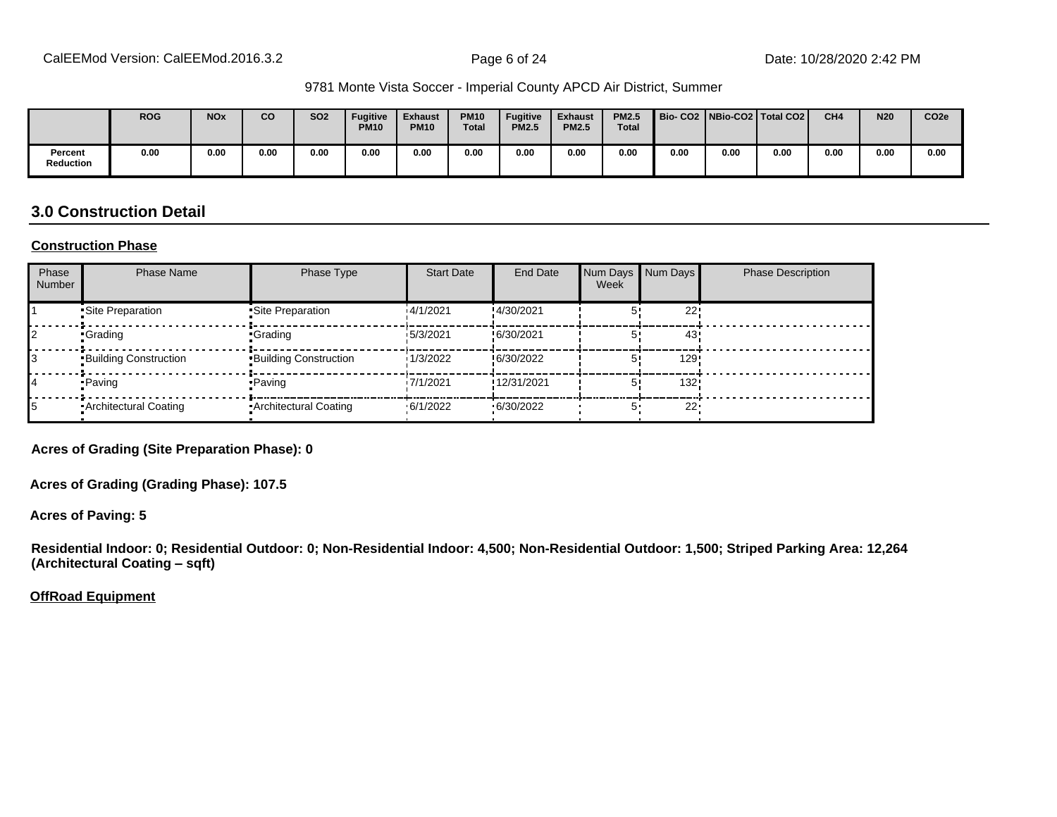9781 Monte Vista Soccer - Imperial County APCD Air District, Summer

| | ROG | NOx | CO | SO2 | Fugitive PM10 | Exhaust PM10 | PM10 Total | Fugitive PM2.5 | Exhaust PM2.5 | PM2.5 Total | Bio- CO2 | NBio-CO2 | Total CO2 | CH4 | N20 | CO2e |
|---|---|---|---|---|---|---|---|---|---|---|---|---|---|---|---|---|
| Percent Reduction | 0.00 | 0.00 | 0.00 | 0.00 | 0.00 | 0.00 | 0.00 | 0.00 | 0.00 | 0.00 | 0.00 | 0.00 | 0.00 | 0.00 | 0.00 | 0.00 |

## 3.0 Construction Detail

**Construction Phase**

| Phase Number | Phase Name | Phase Type | Start Date | End Date | Num Days Week | Num Days | Phase Description |
|---|---|---|---|---|---|---|---|
| 1 | Site Preparation | Site Preparation | 4/1/2021 | 4/30/2021 | 5 | 22 | |
| 2 | Grading | Grading | 5/3/2021 | 6/30/2021 | 5 | 43 | |
| 3 | Building Construction | Building Construction | 1/3/2022 | 6/30/2022 | 5 | 129 | |
| 4 | Paving | Paving | 7/1/2021 | 12/31/2021 | 5 | 132 | |
| 5 | Architectural Coating | Architectural Coating | 6/1/2022 | 6/30/2022 | 5 | 22 | |

**Acres of Grading (Site Preparation Phase): 0**

**Acres of Grading (Grading Phase): 107.5**

**Acres of Paving: 5**

**Residential Indoor: 0; Residential Outdoor: 0; Non-Residential Indoor: 4,500; Non-Residential Outdoor: 1,500; Striped Parking Area: 12,264 (Architectural Coating – sqft)**

**OffRoad Equipment**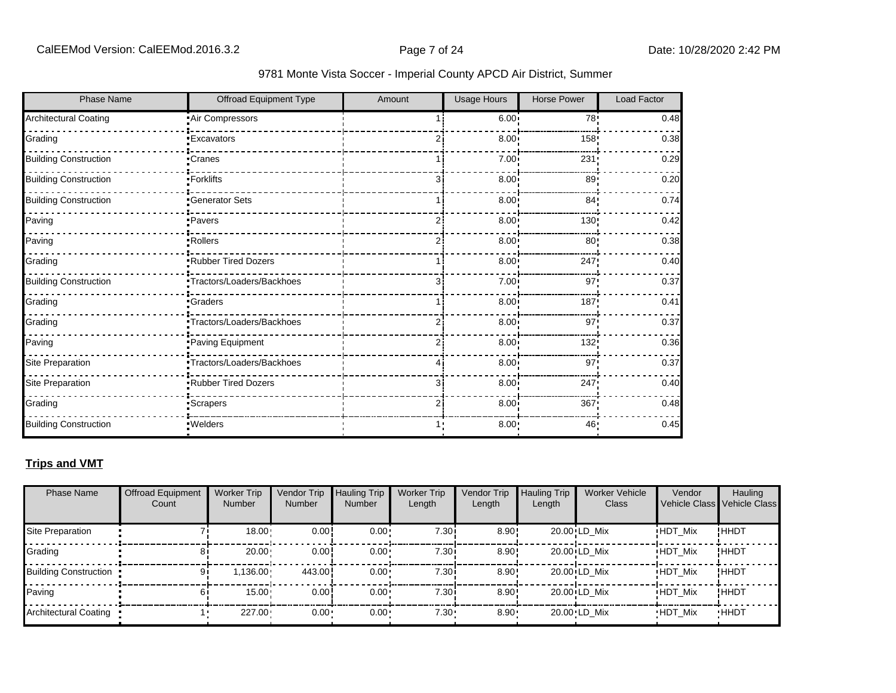| Phase Name | Offroad Equipment Type | Amount | Usage Hours | Horse Power | Load Factor |
|---|---|---|---|---|---|
| Architectural Coating | Air Compressors | 1 | 6.00 | 78 | 0.48 |
| Grading | Excavators | 2 | 8.00 | 158 | 0.38 |
| Building Construction | Cranes | 1 | 7.00 | 231 | 0.29 |
| Building Construction | Forklifts | 3 | 8.00 | 89 | 0.20 |
| Building Construction | Generator Sets | 1 | 8.00 | 84 | 0.74 |
| Paving | Pavers | 2 | 8.00 | 130 | 0.42 |
| Paving | Rollers | 2 | 8.00 | 80 | 0.38 |
| Grading | Rubber Tired Dozers | 1 | 8.00 | 247 | 0.40 |
| Building Construction | Tractors/Loaders/Backhoes | 3 | 7.00 | 97 | 0.37 |
| Grading | Graders | 1 | 8.00 | 187 | 0.41 |
| Grading | Tractors/Loaders/Backhoes | 2 | 8.00 | 97 | 0.37 |
| Paving | Paving Equipment | 2 | 8.00 | 132 | 0.36 |
| Site Preparation | Tractors/Loaders/Backhoes | 4 | 8.00 | 97 | 0.37 |
| Site Preparation | Rubber Tired Dozers | 3 | 8.00 | 247 | 0.40 |
| Grading | Scrapers | 2 | 8.00 | 367 | 0.48 |
| Building Construction | Welders | 1 | 8.00 | 46 | 0.45 |

**Trips and VMT**

| Phase Name | Offroad Equipment Count | Worker Trip Number | Vendor Trip Number | Hauling Trip Number | Worker Trip Length | Vendor Trip Length | Hauling Trip Length | Worker Vehicle Class | Vendor Vehicle Class | Hauling Vehicle Class |
|---|---|---|---|---|---|---|---|---|---|---|
| Site Preparation | 7 | 18.00 | 0.00 | 0.00 | 7.30 | 8.90 | 20.00 | LD_Mix | HDT_Mix | HHDT |
| Grading | 8 | 20.00 | 0.00 | 0.00 | 7.30 | 8.90 | 20.00 | LD_Mix | HDT_Mix | HHDT |
| Building Construction | 9 | 1,136.00 | 443.00 | 0.00 | 7.30 | 8.90 | 20.00 | LD_Mix | HDT_Mix | HHDT |
| Paving | 6 | 15.00 | 0.00 | 0.00 | 7.30 | 8.90 | 20.00 | LD_Mix | HDT_Mix | HHDT |
| Architectural Coating | 1 | 227.00 | 0.00 | 0.00 | 7.30 | 8.90 | 20.00 | LD_Mix | HDT_Mix | HHDT |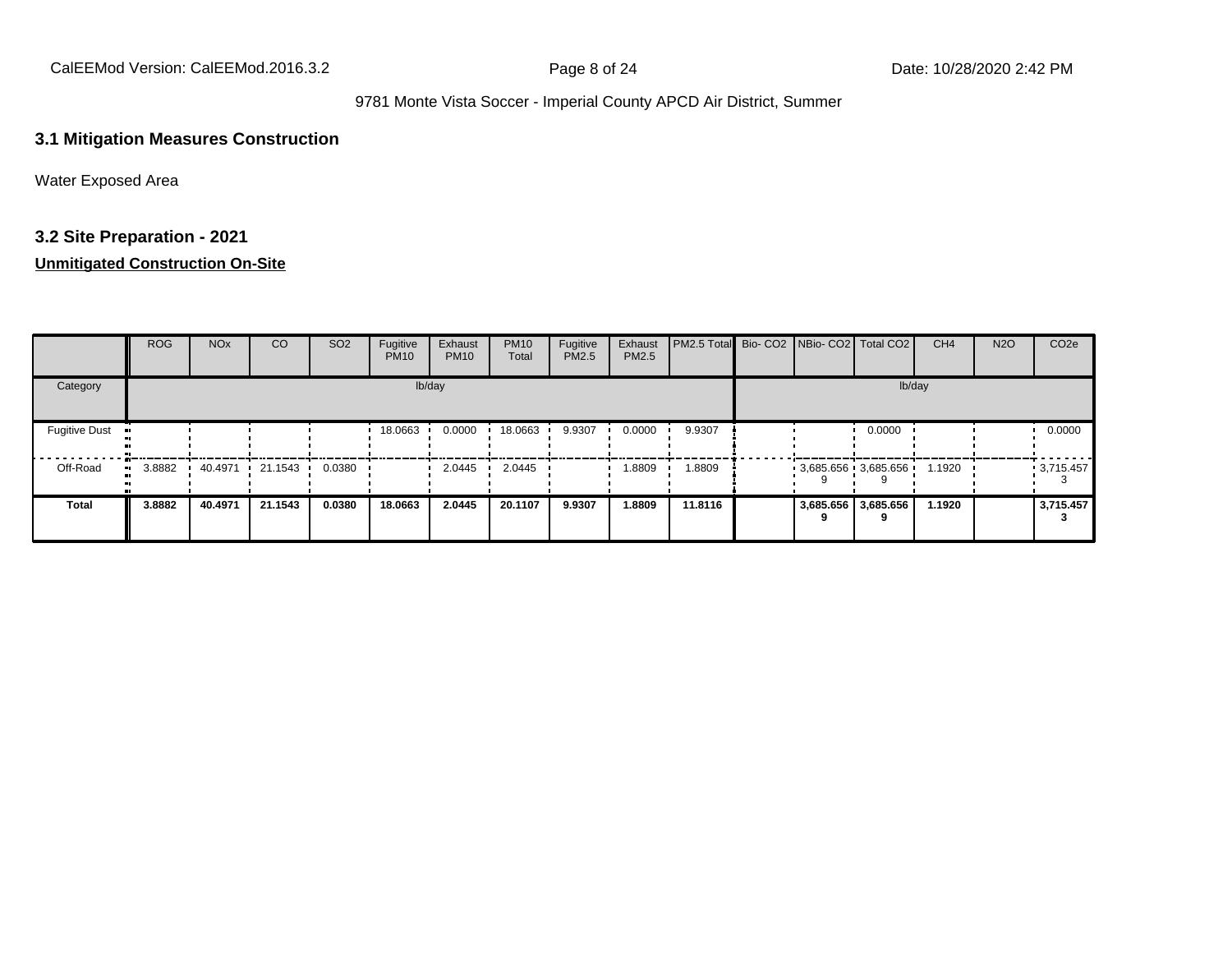## 3.1 Mitigation Measures Construction

Water Exposed Area

## 3.2 Site Preparation - 2021

**Unmitigated Construction On-Site**

| | ROG | NOx | CO | SO2 | Fugitive PM10 | Exhaust PM10 | PM10 Total | Fugitive PM2.5 | Exhaust PM2.5 | PM2.5 Total | Bio- CO2 | NBio- CO2 | Total CO2 | CH4 | N2O | CO2e |
|---|---|---|---|---|---|---|---|---|---|---|---|---|---|---|---|---|
| Category | lb/day | | | | | | | | | | lb/day | | | | | |
| Fugitive Dust | | | | | 18.0663 | 0.0000 | 18.0663 | 9.9307 | 0.0000 | 9.9307 | | | 0.0000 | | | 0.0000 |
| Off-Road | 3.8882 | 40.4971 | 21.1543 | 0.0380 | | 2.0445 | 2.0445 | | 1.8809 | 1.8809 | | 3,685.6569 | 3,685.6569 | 1.1920 | | 3,715.4573 |
| **Total** | **3.8882** | **40.4971** | **21.1543** | **0.0380** | **18.0663** | **2.0445** | **20.1107** | **9.9307** | **1.8809** | **11.8116** | | **3,685.6569** | **3,685.6569** | **1.1920** | | **3,715.4573** |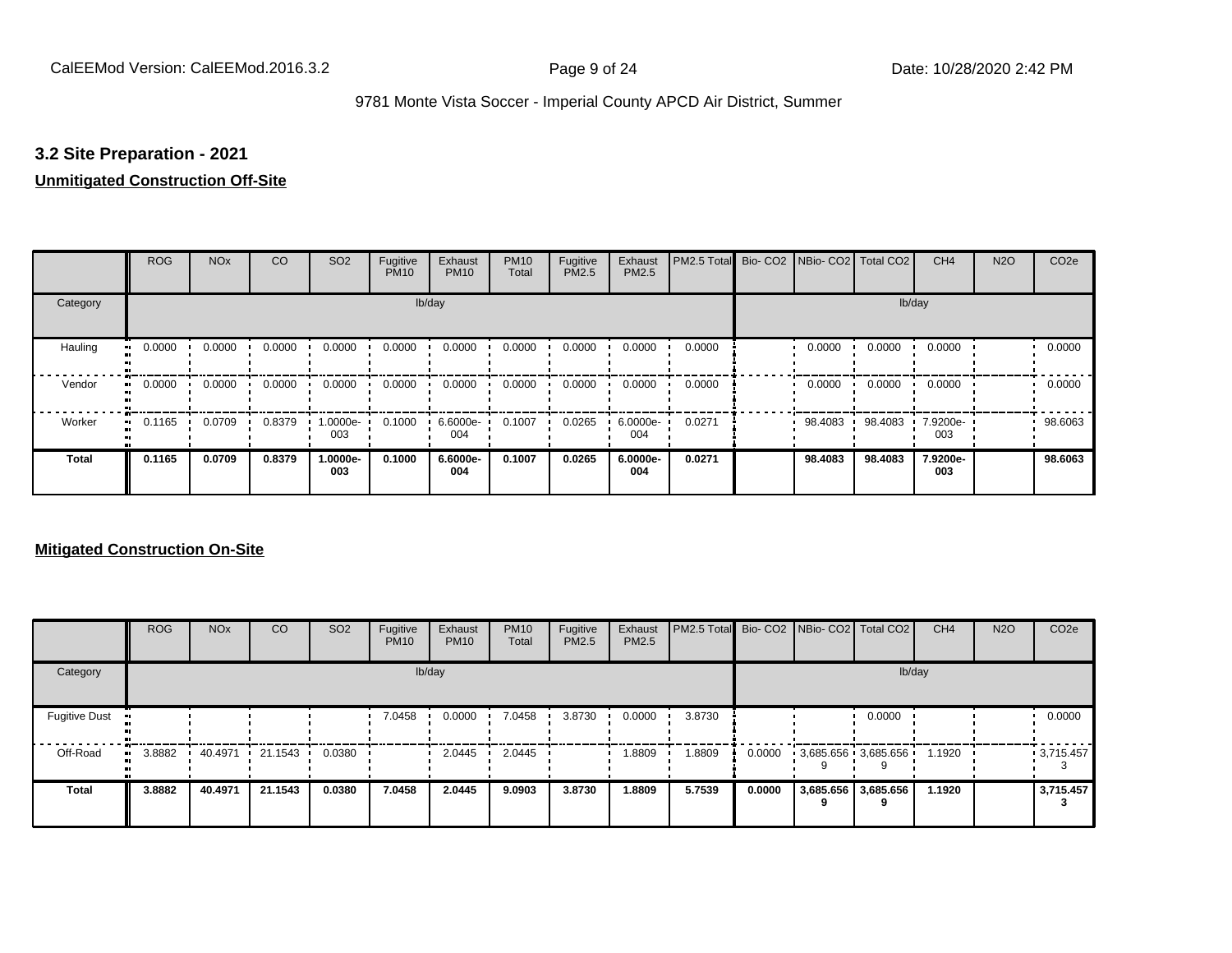## 3.2 Site Preparation - 2021

**Unmitigated Construction Off-Site**

| | ROG | NOx | CO | SO2 | Fugitive PM10 | Exhaust PM10 | PM10 Total | Fugitive PM2.5 | Exhaust PM2.5 | PM2.5 Total | Bio- CO2 | NBio- CO2 | Total CO2 | CH4 | N2O | CO2e |
|---|---|---|---|---|---|---|---|---|---|---|---|---|---|---|---|---|
| Category | lb/day | | | | | | | | | | lb/day | | | | | |
| Hauling | 0.0000 | 0.0000 | 0.0000 | 0.0000 | 0.0000 | 0.0000 | 0.0000 | 0.0000 | 0.0000 | 0.0000 | | 0.0000 | 0.0000 | 0.0000 | | 0.0000 |
| Vendor | 0.0000 | 0.0000 | 0.0000 | 0.0000 | 0.0000 | 0.0000 | 0.0000 | 0.0000 | 0.0000 | 0.0000 | | 0.0000 | 0.0000 | 0.0000 | | 0.0000 |
| Worker | 0.1165 | 0.0709 | 0.8379 | 1.0000e-003 | 0.1000 | 6.6000e-004 | 0.1007 | 0.0265 | 6.0000e-004 | 0.0271 | | 98.4083 | 98.4083 | 7.9200e-003 | | 98.6063 |
| **Total** | **0.1165** | **0.0709** | **0.8379** | **1.0000e-003** | **0.1000** | **6.6000e-004** | **0.1007** | **0.0265** | **6.0000e-004** | **0.0271** | | **98.4083** | **98.4083** | **7.9200e-003** | | **98.6063** |

**Mitigated Construction On-Site**

| | ROG | NOx | CO | SO2 | Fugitive PM10 | Exhaust PM10 | PM10 Total | Fugitive PM2.5 | Exhaust PM2.5 | PM2.5 Total | Bio- CO2 | NBio- CO2 | Total CO2 | CH4 | N2O | CO2e |
|---|---|---|---|---|---|---|---|---|---|---|---|---|---|---|---|---|
| Category | lb/day | | | | | | | | | | lb/day | | | | | |
| Fugitive Dust | | | | | 7.0458 | 0.0000 | 7.0458 | 3.8730 | 0.0000 | 3.8730 | | | 0.0000 | | | 0.0000 |
| Off-Road | 3.8882 | 40.4971 | 21.1543 | 0.0380 | | 2.0445 | 2.0445 | | 1.8809 | 1.8809 | 0.0000 | 3,685.6569 | 3,685.6569 | 1.1920 | | 3,715.4573 |
| **Total** | **3.8882** | **40.4971** | **21.1543** | **0.0380** | **7.0458** | **2.0445** | **9.0903** | **3.8730** | **1.8809** | **5.7539** | **0.0000** | **3,685.6569** | **3,685.6569** | **1.1920** | | **3,715.4573** |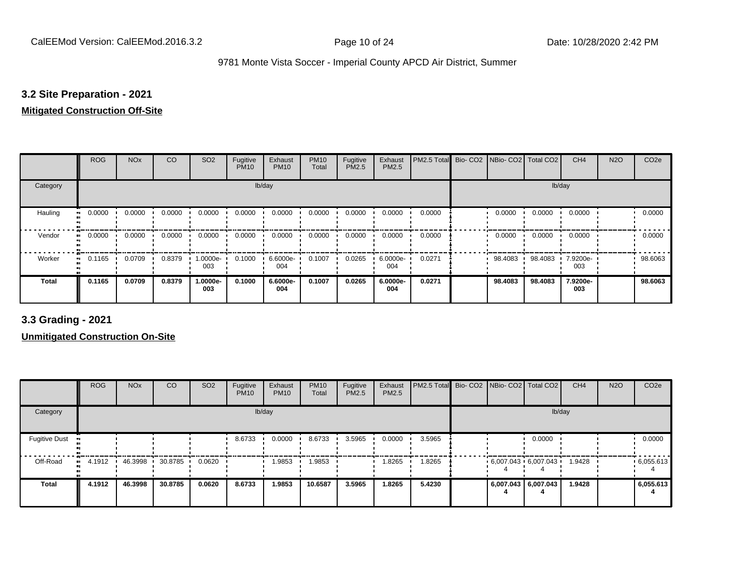## 3.2 Site Preparation - 2021

**Mitigated Construction Off-Site**

| | ROG | NOx | CO | SO2 | Fugitive PM10 | Exhaust PM10 | PM10 Total | Fugitive PM2.5 | Exhaust PM2.5 | PM2.5 Total | Bio- CO2 | NBio- CO2 | Total CO2 | CH4 | N2O | CO2e |
|---|---|---|---|---|---|---|---|---|---|---|---|---|---|---|---|---|
| Category | | | | | | lb/day | | | | | | | | lb/day | | |
| Hauling | 0.0000 | 0.0000 | 0.0000 | 0.0000 | 0.0000 | 0.0000 | 0.0000 | 0.0000 | 0.0000 | 0.0000 | | 0.0000 | 0.0000 | 0.0000 | | 0.0000 |
| Vendor | 0.0000 | 0.0000 | 0.0000 | 0.0000 | 0.0000 | 0.0000 | 0.0000 | 0.0000 | 0.0000 | 0.0000 | | 0.0000 | 0.0000 | 0.0000 | | 0.0000 |
| Worker | 0.1165 | 0.0709 | 0.8379 | 1.0000e-003 | 0.1000 | 6.6000e-004 | 0.1007 | 0.0265 | 6.0000e-004 | 0.0271 | | 98.4083 | 98.4083 | 7.9200e-003 | | 98.6063 |
| **Total** | **0.1165** | **0.0709** | **0.8379** | **1.0000e-003** | **0.1000** | **6.6000e-004** | **0.1007** | **0.0265** | **6.0000e-004** | **0.0271** | | **98.4083** | **98.4083** | **7.9200e-003** | | **98.6063** |

## 3.3 Grading - 2021

**Unmitigated Construction On-Site**

| | ROG | NOx | CO | SO2 | Fugitive PM10 | Exhaust PM10 | PM10 Total | Fugitive PM2.5 | Exhaust PM2.5 | PM2.5 Total | Bio- CO2 | NBio- CO2 | Total CO2 | CH4 | N2O | CO2e |
|---|---|---|---|---|---|---|---|---|---|---|---|---|---|---|---|---|
| Category | | | | | | lb/day | | | | | | | | lb/day | | |
| Fugitive Dust | | | | | 8.6733 | 0.0000 | 8.6733 | 3.5965 | 0.0000 | 3.5965 | | | 0.0000 | | | 0.0000 |
| Off-Road | 4.1912 | 46.3998 | 30.8785 | 0.0620 | | 1.9853 | 1.9853 | | 1.8265 | 1.8265 | | 6,007.0434 | 6,007.0434 | 1.9428 | | 6,055.6134 |
| **Total** | **4.1912** | **46.3998** | **30.8785** | **0.0620** | **8.6733** | **1.9853** | **10.6587** | **3.5965** | **1.8265** | **5.4230** | | **6,007.0434** | **6,007.0434** | **1.9428** | | **6,055.6134** |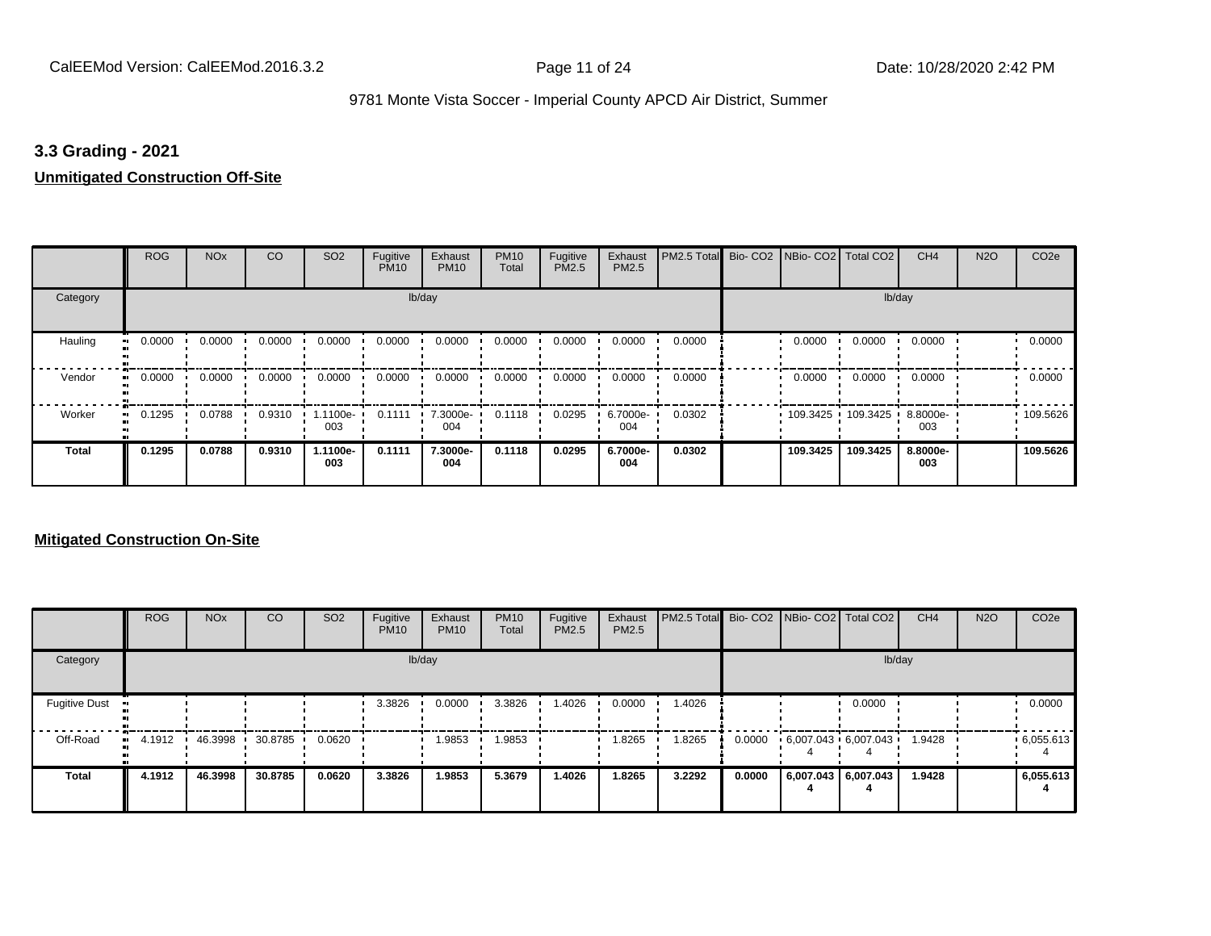## 3.3 Grading - 2021

**Unmitigated Construction Off-Site**

| | ROG | NOx | CO | SO2 | Fugitive PM10 | Exhaust PM10 | PM10 Total | Fugitive PM2.5 | Exhaust PM2.5 | PM2.5 Total | Bio- CO2 | NBio- CO2 | Total CO2 | CH4 | N2O | CO2e |
|---|---|---|---|---|---|---|---|---|---|---|---|---|---|---|---|---|
| Category | lb/day | | | | | | | | | | lb/day | | | | | |
| Hauling | 0.0000 | 0.0000 | 0.0000 | 0.0000 | 0.0000 | 0.0000 | 0.0000 | 0.0000 | 0.0000 | 0.0000 | | 0.0000 | 0.0000 | 0.0000 | | 0.0000 |
| Vendor | 0.0000 | 0.0000 | 0.0000 | 0.0000 | 0.0000 | 0.0000 | 0.0000 | 0.0000 | 0.0000 | 0.0000 | | 0.0000 | 0.0000 | 0.0000 | | 0.0000 |
| Worker | 0.1295 | 0.0788 | 0.9310 | 1.1100e-003 | 0.1111 | 7.3000e-004 | 0.1118 | 0.0295 | 6.7000e-004 | 0.0302 | | 109.3425 | 109.3425 | 8.8000e-003 | | 109.5626 |
| **Total** | **0.1295** | **0.0788** | **0.9310** | **1.1100e-003** | **0.1111** | **7.3000e-004** | **0.1118** | **0.0295** | **6.7000e-004** | **0.0302** | | **109.3425** | **109.3425** | **8.8000e-003** | | **109.5626** |

**Mitigated Construction On-Site**

| | ROG | NOx | CO | SO2 | Fugitive PM10 | Exhaust PM10 | PM10 Total | Fugitive PM2.5 | Exhaust PM2.5 | PM2.5 Total | Bio- CO2 | NBio- CO2 | Total CO2 | CH4 | N2O | CO2e |
|---|---|---|---|---|---|---|---|---|---|---|---|---|---|---|---|---|
| Category | lb/day | | | | | | | | | | lb/day | | | | | |
| Fugitive Dust | | | | | 3.3826 | 0.0000 | 3.3826 | 1.4026 | 0.0000 | 1.4026 | | | 0.0000 | | | 0.0000 |
| Off-Road | 4.1912 | 46.3998 | 30.8785 | 0.0620 | | 1.9853 | 1.9853 | | 1.8265 | 1.8265 | 0.0000 | 6,007.0434 | 6,007.0434 | 1.9428 | | 6,055.6134 |
| **Total** | **4.1912** | **46.3998** | **30.8785** | **0.0620** | **3.3826** | **1.9853** | **5.3679** | **1.4026** | **1.8265** | **3.2292** | **0.0000** | **6,007.0434** | **6,007.0434** | **1.9428** | | **6,055.6134** |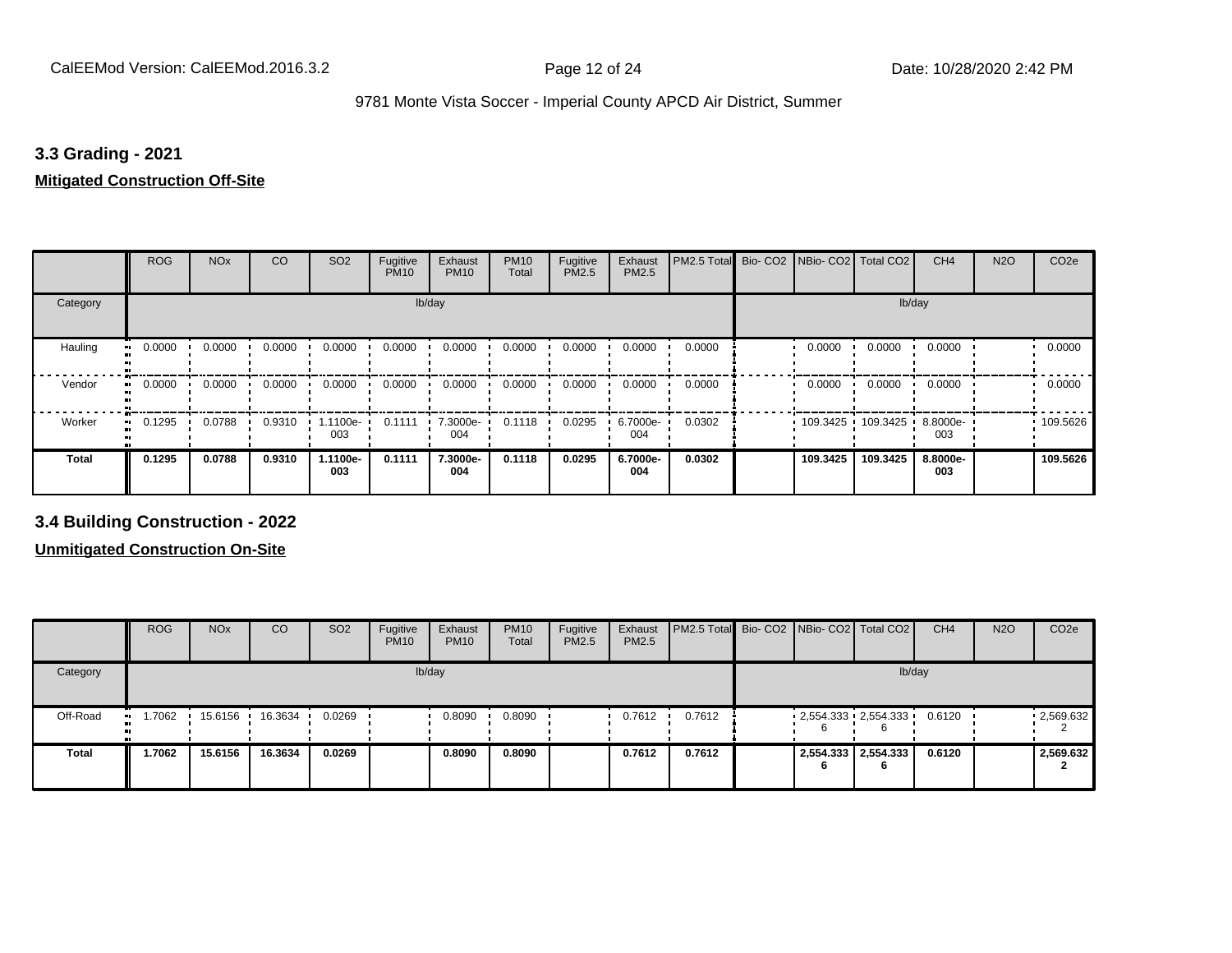### 3.3 Grading - 2021

**Mitigated Construction Off-Site**

| | ROG | NOx | CO | SO2 | Fugitive PM10 | Exhaust PM10 | PM10 Total | Fugitive PM2.5 | Exhaust PM2.5 | PM2.5 Total | Bio- CO2 | NBio- CO2 | Total CO2 | CH4 | N2O | CO2e |
|---|---|---|---|---|---|---|---|---|---|---|---|---|---|---|---|---|
| Category | lb/day | | | | | | | | | | lb/day | | | | | |
| Hauling | 0.0000 | 0.0000 | 0.0000 | 0.0000 | 0.0000 | 0.0000 | 0.0000 | 0.0000 | 0.0000 | 0.0000 | | 0.0000 | 0.0000 | 0.0000 | | 0.0000 |
| Vendor | 0.0000 | 0.0000 | 0.0000 | 0.0000 | 0.0000 | 0.0000 | 0.0000 | 0.0000 | 0.0000 | 0.0000 | | 0.0000 | 0.0000 | 0.0000 | | 0.0000 |
| Worker | 0.1295 | 0.0788 | 0.9310 | 1.1100e-003 | 0.1111 | 7.3000e-004 | 0.1118 | 0.0295 | 6.7000e-004 | 0.0302 | | 109.3425 | 109.3425 | 8.8000e-003 | | 109.5626 |
| **Total** | **0.1295** | **0.0788** | **0.9310** | **1.1100e-003** | **0.1111** | **7.3000e-004** | **0.1118** | **0.0295** | **6.7000e-004** | **0.0302** | | **109.3425** | **109.3425** | **8.8000e-003** | | **109.5626** |

### 3.4 Building Construction - 2022

**Unmitigated Construction On-Site**

| | ROG | NOx | CO | SO2 | Fugitive PM10 | Exhaust PM10 | PM10 Total | Fugitive PM2.5 | Exhaust PM2.5 | PM2.5 Total | Bio- CO2 | NBio- CO2 | Total CO2 | CH4 | N2O | CO2e |
|---|---|---|---|---|---|---|---|---|---|---|---|---|---|---|---|---|
| Category | lb/day | | | | | | | | | | lb/day | | | | | |
| Off-Road | 1.7062 | 15.6156 | 16.3634 | 0.0269 | | 0.8090 | 0.8090 | | 0.7612 | 0.7612 | | 2,554.3336 | 2,554.3336 | 0.6120 | | 2,569.6322 |
| **Total** | **1.7062** | **15.6156** | **16.3634** | **0.0269** | | **0.8090** | **0.8090** | | **0.7612** | **0.7612** | | **2,554.3336** | **2,554.3336** | **0.6120** | | **2,569.6322** |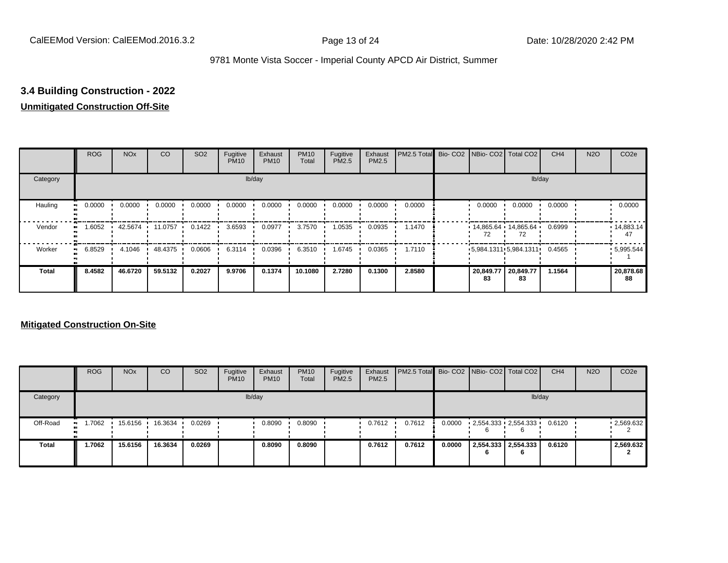## 3.4 Building Construction - 2022

**Unmitigated Construction Off-Site**

| | ROG | NOx | CO | SO2 | Fugitive PM10 | Exhaust PM10 | PM10 Total | Fugitive PM2.5 | Exhaust PM2.5 | PM2.5 Total | Bio- CO2 | NBio- CO2 | Total CO2 | CH4 | N2O | CO2e |
|---|---|---|---|---|---|---|---|---|---|---|---|---|---|---|---|---|
| Category | lb/day | | | | | | | | | | lb/day | | | | | |
| Hauling | 0.0000 | 0.0000 | 0.0000 | 0.0000 | 0.0000 | 0.0000 | 0.0000 | 0.0000 | 0.0000 | 0.0000 | | 0.0000 | 0.0000 | 0.0000 | | 0.0000 |
| Vendor | 1.6052 | 42.5674 | 11.0757 | 0.1422 | 3.6593 | 0.0977 | 3.7570 | 1.0535 | 0.0935 | 1.1470 | | 14,865.6472 | 14,865.6472 | 0.6999 | | 14,883.1447 |
| Worker | 6.8529 | 4.1046 | 48.4375 | 0.0606 | 6.3114 | 0.0396 | 6.3510 | 1.6745 | 0.0365 | 1.7110 | | 5,984.1311 | 5,984.1311 | 0.4565 | | 5,995.5441 |
| **Total** | **8.4582** | **46.6720** | **59.5132** | **0.2027** | **9.9706** | **0.1374** | **10.1080** | **2.7280** | **0.1300** | **2.8580** | | **20,849.7783** | **20,849.7783** | **1.1564** | | **20,878.6888** |

**Mitigated Construction On-Site**

| | ROG | NOx | CO | SO2 | Fugitive PM10 | Exhaust PM10 | PM10 Total | Fugitive PM2.5 | Exhaust PM2.5 | PM2.5 Total | Bio- CO2 | NBio- CO2 | Total CO2 | CH4 | N2O | CO2e |
|---|---|---|---|---|---|---|---|---|---|---|---|---|---|---|---|---|
| Category | lb/day | | | | | | | | | | lb/day | | | | | |
| Off-Road | 1.7062 | 15.6156 | 16.3634 | 0.0269 | | 0.8090 | 0.8090 | | 0.7612 | 0.7612 | 0.0000 | 2,554.3336 | 2,554.3336 | 0.6120 | | 2,569.6322 |
| **Total** | **1.7062** | **15.6156** | **16.3634** | **0.0269** | | **0.8090** | **0.8090** | | **0.7612** | **0.7612** | **0.0000** | **2,554.3336** | **2,554.3336** | **0.6120** | | **2,569.6322** |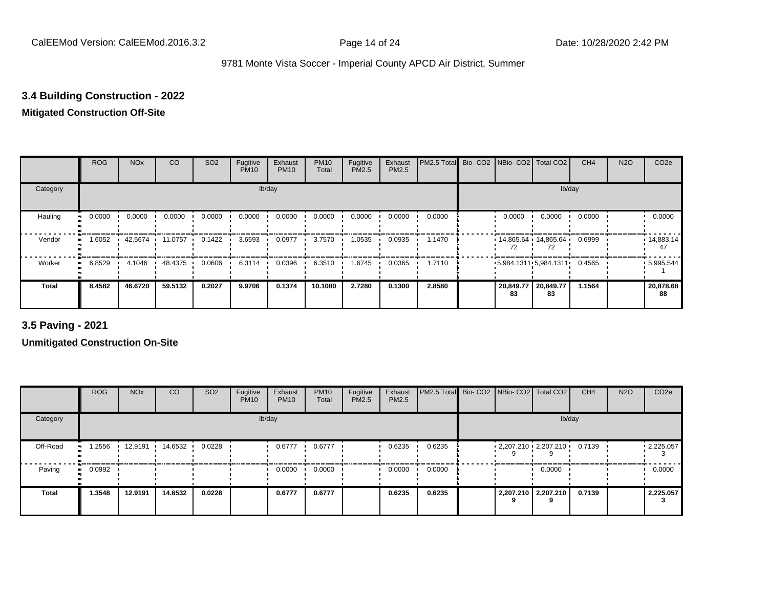## 3.4 Building Construction - 2022

**Mitigated Construction Off-Site**

| | ROG | NOx | CO | SO2 | Fugitive PM10 | Exhaust PM10 | PM10 Total | Fugitive PM2.5 | Exhaust PM2.5 | PM2.5 Total | Bio- CO2 | NBio- CO2 | Total CO2 | CH4 | N2O | CO2e |
|---|---|---|---|---|---|---|---|---|---|---|---|---|---|---|---|---|
| Category | lb/day | | | | | | | | | | lb/day | | | | | |
| Hauling | 0.0000 | 0.0000 | 0.0000 | 0.0000 | 0.0000 | 0.0000 | 0.0000 | 0.0000 | 0.0000 | 0.0000 | | 0.0000 | 0.0000 | 0.0000 | | 0.0000 |
| Vendor | 1.6052 | 42.5674 | 11.0757 | 0.1422 | 3.6593 | 0.0977 | 3.7570 | 1.0535 | 0.0935 | 1.1470 | | 14,865.6472 | 14,865.6472 | 0.6999 | | 14,883.1447 |
| Worker | 6.8529 | 4.1046 | 48.4375 | 0.0606 | 6.3114 | 0.0396 | 6.3510 | 1.6745 | 0.0365 | 1.7110 | | 5,984.1311 | 5,984.1311 | 0.4565 | | 5,995.5441 |
| **Total** | **8.4582** | **46.6720** | **59.5132** | **0.2027** | **9.9706** | **0.1374** | **10.1080** | **2.7280** | **0.1300** | **2.8580** | | **20,849.7783** | **20,849.7783** | **1.1564** | | **20,878.6888** |

## 3.5 Paving - 2021

**Unmitigated Construction On-Site**

| | ROG | NOx | CO | SO2 | Fugitive PM10 | Exhaust PM10 | PM10 Total | Fugitive PM2.5 | Exhaust PM2.5 | PM2.5 Total | Bio- CO2 | NBio- CO2 | Total CO2 | CH4 | N2O | CO2e |
|---|---|---|---|---|---|---|---|---|---|---|---|---|---|---|---|---|
| Category | lb/day | | | | | | | | | | lb/day | | | | | |
| Off-Road | 1.2556 | 12.9191 | 14.6532 | 0.0228 | | 0.6777 | 0.6777 | | 0.6235 | 0.6235 | | 2,207.2109 | 2,207.2109 | 0.7139 | | 2,225.0573 |
| Paving | 0.0992 | | | | | 0.0000 | 0.0000 | | 0.0000 | 0.0000 | | | 0.0000 | | | 0.0000 |
| **Total** | **1.3548** | **12.9191** | **14.6532** | **0.0228** | | **0.6777** | **0.6777** | | **0.6235** | **0.6235** | | **2,207.2109** | **2,207.2109** | **0.7139** | | **2,225.0573** |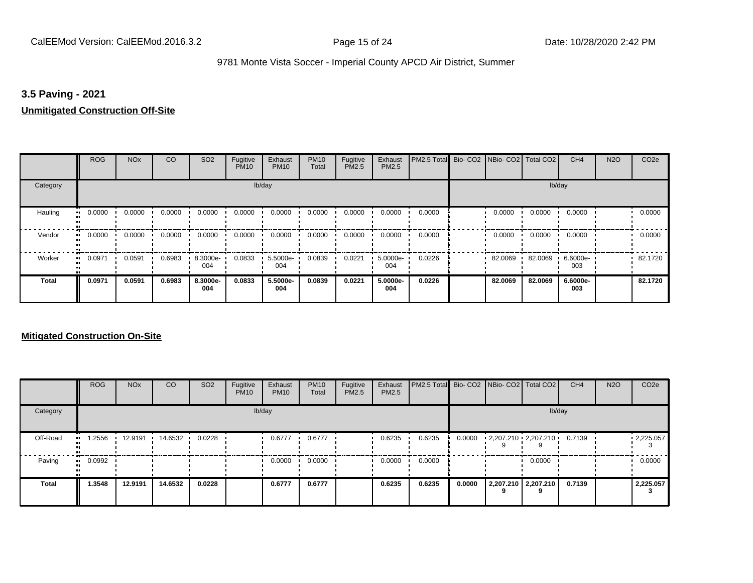### 3.5 Paving - 2021

**Unmitigated Construction Off-Site**

| | ROG | NOx | CO | SO2 | Fugitive PM10 | Exhaust PM10 | PM10 Total | Fugitive PM2.5 | Exhaust PM2.5 | PM2.5 Total | Bio- CO2 | NBio- CO2 | Total CO2 | CH4 | N2O | CO2e |
|---|---|---|---|---|---|---|---|---|---|---|---|---|---|---|---|---|
| Category | lb/day | | | | | | | | | | lb/day | | | | | |
| Hauling | 0.0000 | 0.0000 | 0.0000 | 0.0000 | 0.0000 | 0.0000 | 0.0000 | 0.0000 | 0.0000 | 0.0000 | | 0.0000 | 0.0000 | 0.0000 | | 0.0000 |
| Vendor | 0.0000 | 0.0000 | 0.0000 | 0.0000 | 0.0000 | 0.0000 | 0.0000 | 0.0000 | 0.0000 | 0.0000 | | 0.0000 | 0.0000 | 0.0000 | | 0.0000 |
| Worker | 0.0971 | 0.0591 | 0.6983 | 8.3000e-004 | 0.0833 | 5.5000e-004 | 0.0839 | 0.0221 | 5.0000e-004 | 0.0226 | | 82.0069 | 82.0069 | 6.6000e-003 | | 82.1720 |
| **Total** | **0.0971** | **0.0591** | **0.6983** | **8.3000e-004** | **0.0833** | **5.5000e-004** | **0.0839** | **0.0221** | **5.0000e-004** | **0.0226** | | **82.0069** | **82.0069** | **6.6000e-003** | | **82.1720** |

**Mitigated Construction On-Site**

| | ROG | NOx | CO | SO2 | Fugitive PM10 | Exhaust PM10 | PM10 Total | Fugitive PM2.5 | Exhaust PM2.5 | PM2.5 Total | Bio- CO2 | NBio- CO2 | Total CO2 | CH4 | N2O | CO2e |
|---|---|---|---|---|---|---|---|---|---|---|---|---|---|---|---|---|
| Category | lb/day | | | | | | | | | | lb/day | | | | | |
| Off-Road | 1.2556 | 12.9191 | 14.6532 | 0.0228 | | 0.6777 | 0.6777 | | 0.6235 | 0.6235 | 0.0000 | 2,207.2109 | 2,207.2109 | 0.7139 | | 2,225.0573 |
| Paving | 0.0992 | | | | | 0.0000 | 0.0000 | | 0.0000 | 0.0000 | | | 0.0000 | | | 0.0000 |
| **Total** | **1.3548** | **12.9191** | **14.6532** | **0.0228** | | **0.6777** | **0.6777** | | **0.6235** | **0.6235** | **0.0000** | **2,207.2109** | **2,207.2109** | **0.7139** | | **2,225.0573** |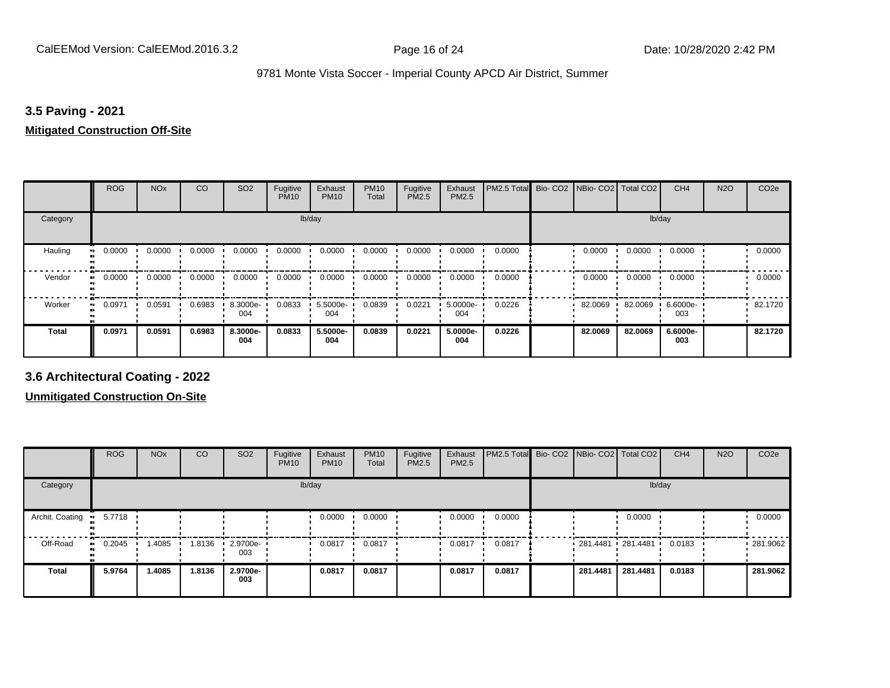### 3.5 Paving - 2021

**Mitigated Construction Off-Site**

| | ROG | NOx | CO | SO2 | Fugitive PM10 | Exhaust PM10 | PM10 Total | Fugitive PM2.5 | Exhaust PM2.5 | PM2.5 Total | Bio- CO2 | NBio- CO2 | Total CO2 | CH4 | N2O | CO2e |
|---|---|---|---|---|---|---|---|---|---|---|---|---|---|---|---|---|
| Category | lb/day | | | | | | | | | | lb/day | | | | | |
| Hauling | 0.0000 | 0.0000 | 0.0000 | 0.0000 | 0.0000 | 0.0000 | 0.0000 | 0.0000 | 0.0000 | 0.0000 | | 0.0000 | 0.0000 | 0.0000 | | 0.0000 |
| Vendor | 0.0000 | 0.0000 | 0.0000 | 0.0000 | 0.0000 | 0.0000 | 0.0000 | 0.0000 | 0.0000 | 0.0000 | | 0.0000 | 0.0000 | 0.0000 | | 0.0000 |
| Worker | 0.0971 | 0.0591 | 0.6983 | 8.3000e-004 | 0.0833 | 5.5000e-004 | 0.0839 | 0.0221 | 5.0000e-004 | 0.0226 | | 82.0069 | 82.0069 | 6.6000e-003 | | 82.1720 |
| **Total** | **0.0971** | **0.0591** | **0.6983** | **8.3000e-004** | **0.0833** | **5.5000e-004** | **0.0839** | **0.0221** | **5.0000e-004** | **0.0226** | | **82.0069** | **82.0069** | **6.6000e-003** | | **82.1720** |

### 3.6 Architectural Coating - 2022

**Unmitigated Construction On-Site**

| | ROG | NOx | CO | SO2 | Fugitive PM10 | Exhaust PM10 | PM10 Total | Fugitive PM2.5 | Exhaust PM2.5 | PM2.5 Total | Bio- CO2 | NBio- CO2 | Total CO2 | CH4 | N2O | CO2e |
|---|---|---|---|---|---|---|---|---|---|---|---|---|---|---|---|---|
| Category | lb/day | | | | | | | | | | lb/day | | | | | |
| Archit. Coating | 5.7718 | | | | | 0.0000 | 0.0000 | | 0.0000 | 0.0000 | | | 0.0000 | | | 0.0000 |
| Off-Road | 0.2045 | 1.4085 | 1.8136 | 2.9700e-003 | | 0.0817 | 0.0817 | | 0.0817 | 0.0817 | | 281.4481 | 281.4481 | 0.0183 | | 281.9062 |
| **Total** | **5.9764** | **1.4085** | **1.8136** | **2.9700e-003** | | **0.0817** | **0.0817** | | **0.0817** | **0.0817** | | **281.4481** | **281.4481** | **0.0183** | | **281.9062** |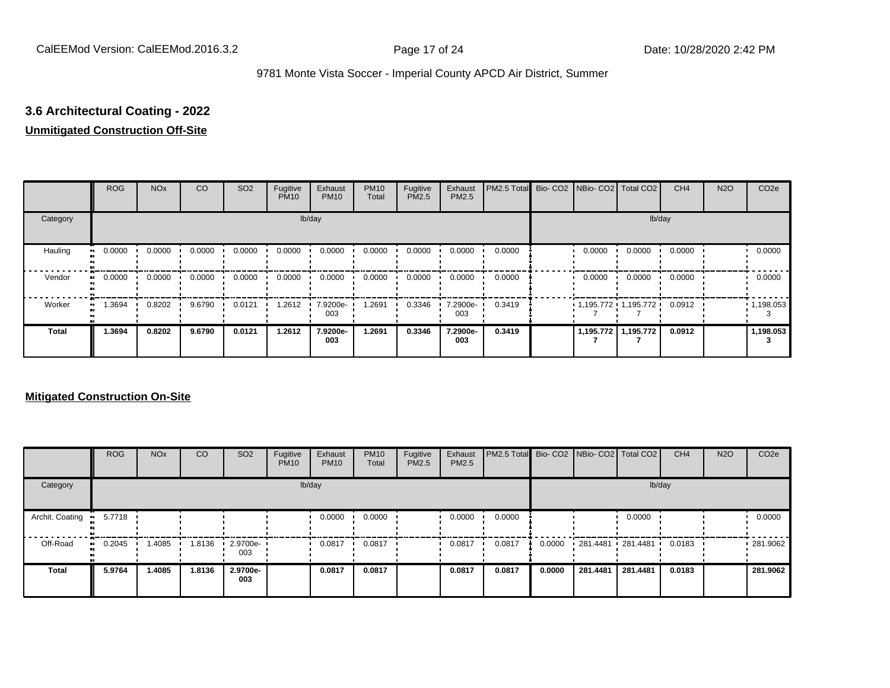## 3.6 Architectural Coating - 2022

**Unmitigated Construction Off-Site**

| | ROG | NOx | CO | SO2 | Fugitive PM10 | Exhaust PM10 | PM10 Total | Fugitive PM2.5 | Exhaust PM2.5 | PM2.5 Total | Bio- CO2 | NBio- CO2 | Total CO2 | CH4 | N2O | CO2e |
|---|---|---|---|---|---|---|---|---|---|---|---|---|---|---|---|---|
| Category | lb/day | | | | | | | | | | lb/day | | | | | |
| Hauling | 0.0000 | 0.0000 | 0.0000 | 0.0000 | 0.0000 | 0.0000 | 0.0000 | 0.0000 | 0.0000 | 0.0000 | | 0.0000 | 0.0000 | 0.0000 | | 0.0000 |
| Vendor | 0.0000 | 0.0000 | 0.0000 | 0.0000 | 0.0000 | 0.0000 | 0.0000 | 0.0000 | 0.0000 | 0.0000 | | 0.0000 | 0.0000 | 0.0000 | | 0.0000 |
| Worker | 1.3694 | 0.8202 | 9.6790 | 0.0121 | 1.2612 | 7.9200e-003 | 1.2691 | 0.3346 | 7.2900e-003 | 0.3419 | | 1,195.7727 | 1,195.7727 | 0.0912 | | 1,198.0533 |
| **Total** | **1.3694** | **0.8202** | **9.6790** | **0.0121** | **1.2612** | **7.9200e-003** | **1.2691** | **0.3346** | **7.2900e-003** | **0.3419** | | **1,195.7727** | **1,195.7727** | **0.0912** | | **1,198.0533** |

**Mitigated Construction On-Site**

| | ROG | NOx | CO | SO2 | Fugitive PM10 | Exhaust PM10 | PM10 Total | Fugitive PM2.5 | Exhaust PM2.5 | PM2.5 Total | Bio- CO2 | NBio- CO2 | Total CO2 | CH4 | N2O | CO2e |
|---|---|---|---|---|---|---|---|---|---|---|---|---|---|---|---|---|
| Category | lb/day | | | | | | | | | | lb/day | | | | | |
| Archit. Coating | 5.7718 | | | | | 0.0000 | 0.0000 | | 0.0000 | 0.0000 | | | 0.0000 | | | 0.0000 |
| Off-Road | 0.2045 | 1.4085 | 1.8136 | 2.9700e-003 | | 0.0817 | 0.0817 | | 0.0817 | 0.0817 | 0.0000 | 281.4481 | 281.4481 | 0.0183 | | 281.9062 |
| **Total** | **5.9764** | **1.4085** | **1.8136** | **2.9700e-003** | | **0.0817** | **0.0817** | | **0.0817** | **0.0817** | **0.0000** | **281.4481** | **281.4481** | **0.0183** | | **281.9062** |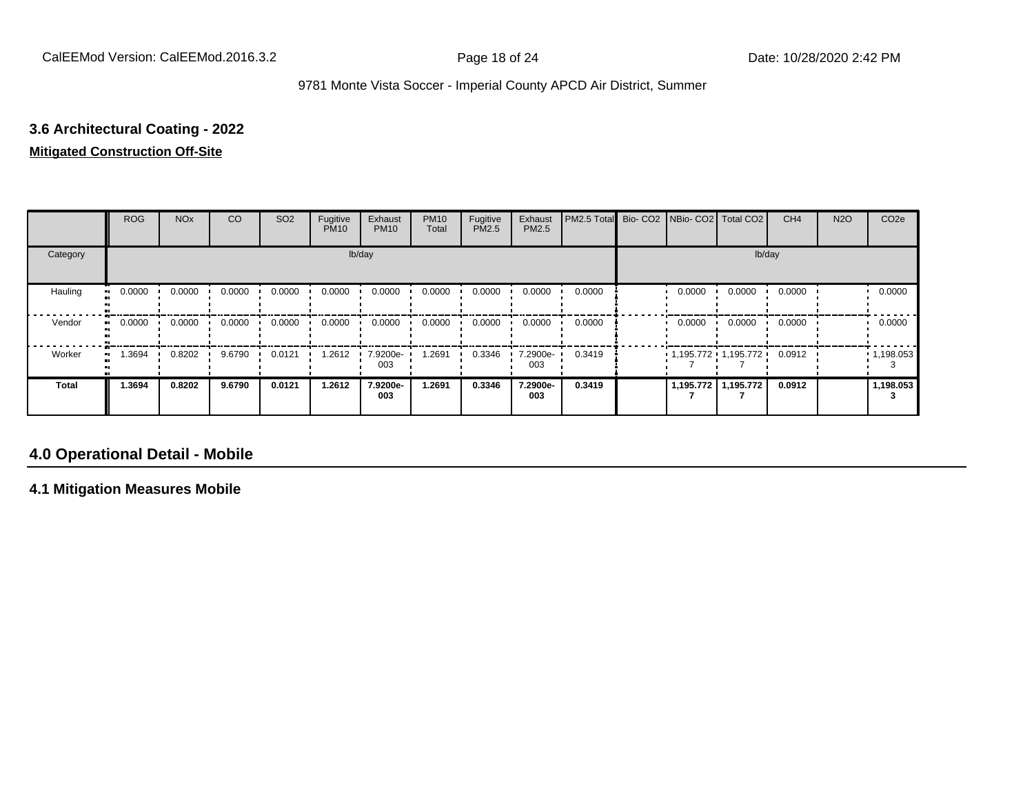### 3.6 Architectural Coating - 2022

**Mitigated Construction Off-Site**

| | ROG | NOx | CO | SO2 | Fugitive PM10 | Exhaust PM10 | PM10 Total | Fugitive PM2.5 | Exhaust PM2.5 | PM2.5 Total | Bio- CO2 | NBio- CO2 | Total CO2 | CH4 | N2O | CO2e |
|---|---|---|---|---|---|---|---|---|---|---|---|---|---|---|---|---|
| Category | lb/day | | | | | | | | | | lb/day | | | | | |
| Hauling | 0.0000 | 0.0000 | 0.0000 | 0.0000 | 0.0000 | 0.0000 | 0.0000 | 0.0000 | 0.0000 | 0.0000 | | 0.0000 | 0.0000 | 0.0000 | | 0.0000 |
| Vendor | 0.0000 | 0.0000 | 0.0000 | 0.0000 | 0.0000 | 0.0000 | 0.0000 | 0.0000 | 0.0000 | 0.0000 | | 0.0000 | 0.0000 | 0.0000 | | 0.0000 |
| Worker | 1.3694 | 0.8202 | 9.6790 | 0.0121 | 1.2612 | 7.9200e-003 | 1.2691 | 0.3346 | 7.2900e-003 | 0.3419 | | 1,195.7727 | 1,195.7727 | 0.0912 | | 1,198.0533 |
| **Total** | **1.3694** | **0.8202** | **9.6790** | **0.0121** | **1.2612** | **7.9200e-003** | **1.2691** | **0.3346** | **7.2900e-003** | **0.3419** | | **1,195.7727** | **1,195.7727** | **0.0912** | | **1,198.0533** |

## 4.0 Operational Detail - Mobile

### 4.1 Mitigation Measures Mobile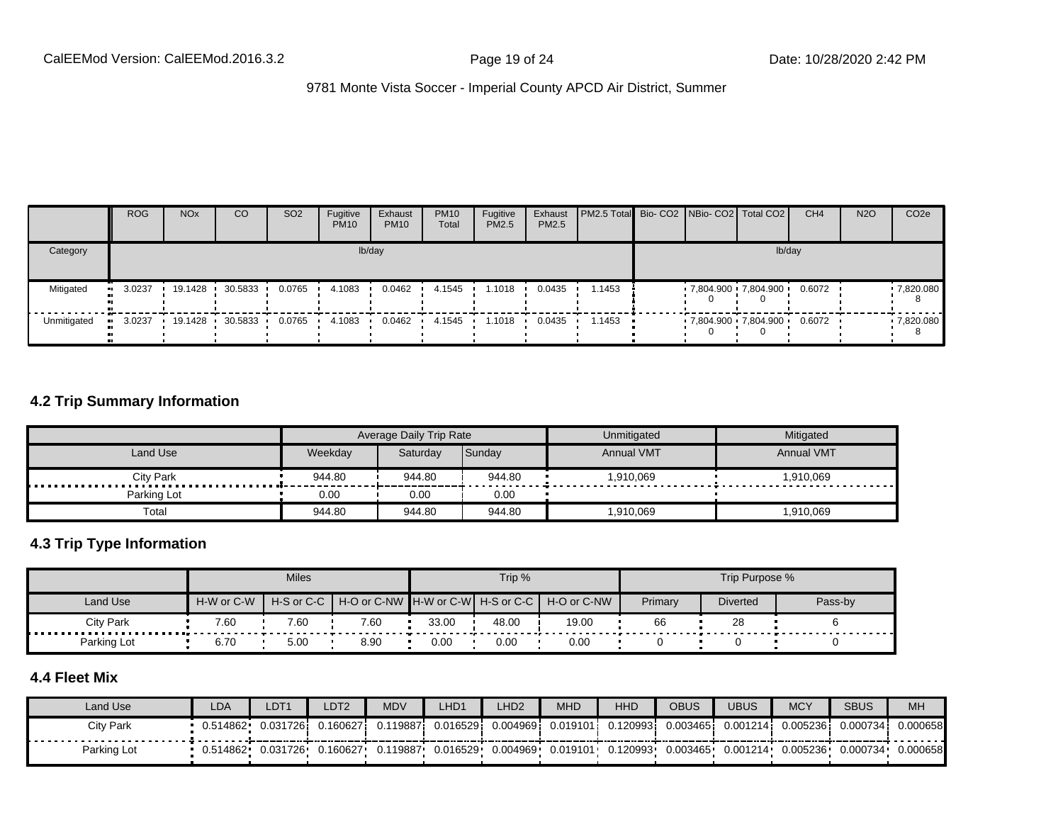| | ROG | NOx | CO | SO2 | Fugitive PM10 | Exhaust PM10 | PM10 Total | Fugitive PM2.5 | Exhaust PM2.5 | PM2.5 Total | Bio- CO2 | NBio- CO2 | Total CO2 | CH4 | N2O | CO2e |
|---|---|---|---|---|---|---|---|---|---|---|---|---|---|---|---|---|
| Category | lb/day | | | | | | | | | | lb/day | | | | | |
| Mitigated | 3.0237 | 19.1428 | 30.5833 | 0.0765 | 4.1083 | 0.0462 | 4.1545 | 1.1018 | 0.0435 | 1.1453 | | 7,804.900 0 | 7,804.900 0 | 0.6072 | | 7,820.080 8 |
| Unmitigated | 3.0237 | 19.1428 | 30.5833 | 0.0765 | 4.1083 | 0.0462 | 4.1545 | 1.1018 | 0.0435 | 1.1453 | | 7,804.900 0 | 7,804.900 0 | 0.6072 | | 7,820.080 8 |

## 4.2 Trip Summary Information

| | Average Daily Trip Rate | | | Unmitigated | Mitigated |
|---|---|---|---|---|---|
| Land Use | Weekday | Saturday | Sunday | Annual VMT | Annual VMT |
| City Park | 944.80 | 944.80 | 944.80 | 1,910,069 | 1,910,069 |
| Parking Lot | 0.00 | 0.00 | 0.00 | | |
| Total | 944.80 | 944.80 | 944.80 | 1,910,069 | 1,910,069 |

## 4.3 Trip Type Information

| | Miles | | | Trip % | | | Trip Purpose % | | |
|---|---|---|---|---|---|---|---|---|---|
| Land Use | H-W or C-W | H-S or C-C | H-O or C-NW | H-W or C-W | H-S or C-C | H-O or C-NW | Primary | Diverted | Pass-by |
| City Park | 7.60 | 7.60 | 7.60 | 33.00 | 48.00 | 19.00 | 66 | 28 | 6 |
| Parking Lot | 6.70 | 5.00 | 8.90 | 0.00 | 0.00 | 0.00 | 0 | 0 | 0 |

## 4.4 Fleet Mix

| Land Use | LDA | LDT1 | LDT2 | MDV | LHD1 | LHD2 | MHD | HHD | OBUS | UBUS | MCY | SBUS | MH |
|---|---|---|---|---|---|---|---|---|---|---|---|---|---|
| City Park | 0.514862 | 0.031726 | 0.160627 | 0.119887 | 0.016529 | 0.004969 | 0.019101 | 0.120993 | 0.003465 | 0.001214 | 0.005236 | 0.000734 | 0.000658 |
| Parking Lot | 0.514862 | 0.031726 | 0.160627 | 0.119887 | 0.016529 | 0.004969 | 0.019101 | 0.120993 | 0.003465 | 0.001214 | 0.005236 | 0.000734 | 0.000658 |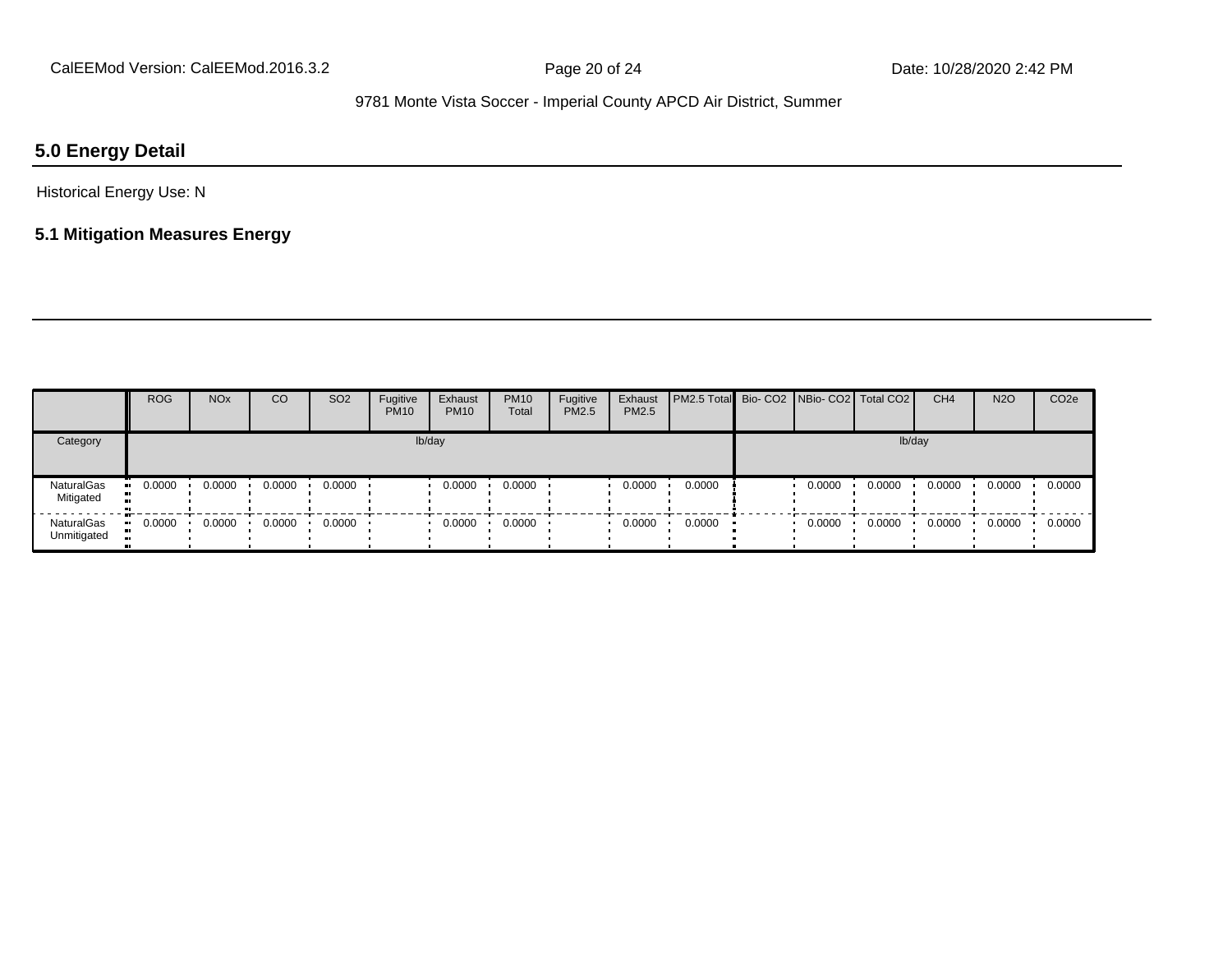## 5.0 Energy Detail

Historical Energy Use: N

### 5.1 Mitigation Measures Energy

| | ROG | NOx | CO | SO2 | Fugitive PM10 | Exhaust PM10 | PM10 Total | Fugitive PM2.5 | Exhaust PM2.5 | PM2.5 Total | Bio- CO2 | NBio- CO2 | Total CO2 | CH4 | N2O | CO2e |
|---|---|---|---|---|---|---|---|---|---|---|---|---|---|---|---|---|
| Category | lb/day | | | | | | | | | | lb/day | | | | | |
| NaturalGas Mitigated | 0.0000 | 0.0000 | 0.0000 | 0.0000 | | 0.0000 | 0.0000 | | 0.0000 | 0.0000 | | 0.0000 | 0.0000 | 0.0000 | 0.0000 | 0.0000 |
| NaturalGas Unmitigated | 0.0000 | 0.0000 | 0.0000 | 0.0000 | | 0.0000 | 0.0000 | | 0.0000 | 0.0000 | | 0.0000 | 0.0000 | 0.0000 | 0.0000 | 0.0000 |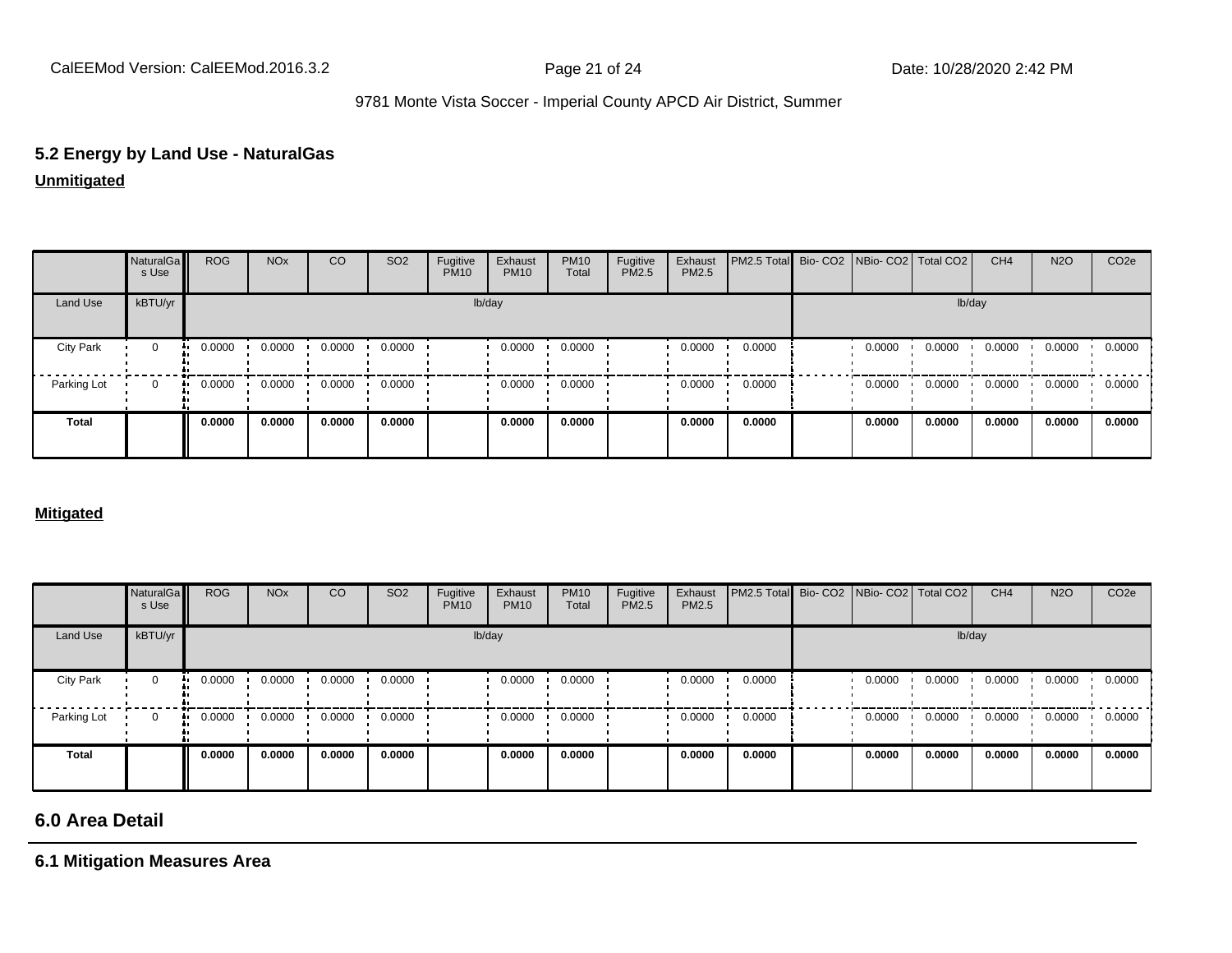## 5.2 Energy by Land Use - NaturalGas

**Unmitigated**

| | NaturalGas Use | ROG | NOx | CO | SO2 | Fugitive PM10 | Exhaust PM10 | PM10 Total | Fugitive PM2.5 | Exhaust PM2.5 | PM2.5 Total | Bio- CO2 | NBio- CO2 | Total CO2 | CH4 | N2O | CO2e |
|---|---|---|---|---|---|---|---|---|---|---|---|---|---|---|---|---|---|
| Land Use | kBTU/yr | lb/day | | | | | | | | | | lb/day | | | | | |
| City Park | 0 | 0.0000 | 0.0000 | 0.0000 | 0.0000 | | 0.0000 | 0.0000 | | 0.0000 | 0.0000 | | 0.0000 | 0.0000 | 0.0000 | 0.0000 | 0.0000 |
| Parking Lot | 0 | 0.0000 | 0.0000 | 0.0000 | 0.0000 | | 0.0000 | 0.0000 | | 0.0000 | 0.0000 | | 0.0000 | 0.0000 | 0.0000 | 0.0000 | 0.0000 |
| **Total** | | **0.0000** | **0.0000** | **0.0000** | **0.0000** | | **0.0000** | **0.0000** | | **0.0000** | **0.0000** | | **0.0000** | **0.0000** | **0.0000** | **0.0000** | **0.0000** |

**Mitigated**

| | NaturalGas Use | ROG | NOx | CO | SO2 | Fugitive PM10 | Exhaust PM10 | PM10 Total | Fugitive PM2.5 | Exhaust PM2.5 | PM2.5 Total | Bio- CO2 | NBio- CO2 | Total CO2 | CH4 | N2O | CO2e |
|---|---|---|---|---|---|---|---|---|---|---|---|---|---|---|---|---|---|
| Land Use | kBTU/yr | lb/day | | | | | | | | | | lb/day | | | | | |
| City Park | 0 | 0.0000 | 0.0000 | 0.0000 | 0.0000 | | 0.0000 | 0.0000 | | 0.0000 | 0.0000 | | 0.0000 | 0.0000 | 0.0000 | 0.0000 | 0.0000 |
| Parking Lot | 0 | 0.0000 | 0.0000 | 0.0000 | 0.0000 | | 0.0000 | 0.0000 | | 0.0000 | 0.0000 | | 0.0000 | 0.0000 | 0.0000 | 0.0000 | 0.0000 |
| **Total** | | **0.0000** | **0.0000** | **0.0000** | **0.0000** | | **0.0000** | **0.0000** | | **0.0000** | **0.0000** | | **0.0000** | **0.0000** | **0.0000** | **0.0000** | **0.0000** |

# 6.0 Area Detail

## 6.1 Mitigation Measures Area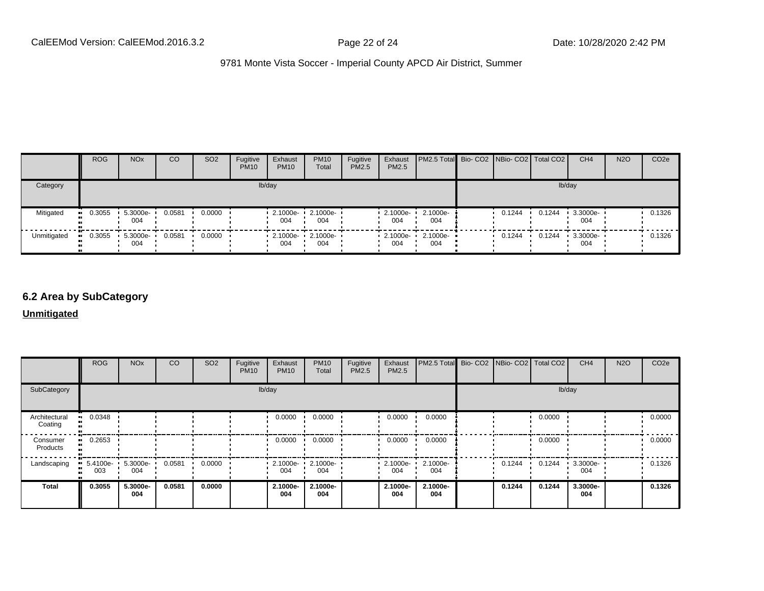| | ROG | NOx | CO | SO2 | Fugitive PM10 | Exhaust PM10 | PM10 Total | Fugitive PM2.5 | Exhaust PM2.5 | PM2.5 Total | Bio- CO2 | NBio- CO2 | Total CO2 | CH4 | N2O | CO2e |
|---|---|---|---|---|---|---|---|---|---|---|---|---|---|---|---|---|
| Category | lb/day | | | | | | | | | | lb/day | | | | | |
| Mitigated | 0.3055 | 5.3000e-004 | 0.0581 | 0.0000 | | 2.1000e-004 | 2.1000e-004 | | 2.1000e-004 | 2.1000e-004 | | 0.1244 | 0.1244 | 3.3000e-004 | | 0.1326 |
| Unmitigated | 0.3055 | 5.3000e-004 | 0.0581 | 0.0000 | | 2.1000e-004 | 2.1000e-004 | | 2.1000e-004 | 2.1000e-004 | | 0.1244 | 0.1244 | 3.3000e-004 | | 0.1326 |

## 6.2 Area by SubCategory

**Unmitigated**

| | ROG | NOx | CO | SO2 | Fugitive PM10 | Exhaust PM10 | PM10 Total | Fugitive PM2.5 | Exhaust PM2.5 | PM2.5 Total | Bio- CO2 | NBio- CO2 | Total CO2 | CH4 | N2O | CO2e |
|---|---|---|---|---|---|---|---|---|---|---|---|---|---|---|---|---|
| SubCategory | lb/day | | | | | | | | | | lb/day | | | | | |
| Architectural Coating | 0.0348 | | | | | 0.0000 | 0.0000 | | 0.0000 | 0.0000 | | | 0.0000 | | | 0.0000 |
| Consumer Products | 0.2653 | | | | | 0.0000 | 0.0000 | | 0.0000 | 0.0000 | | | 0.0000 | | | 0.0000 |
| Landscaping | 5.4100e-003 | 5.3000e-004 | 0.0581 | 0.0000 | | 2.1000e-004 | 2.1000e-004 | | 2.1000e-004 | 2.1000e-004 | | 0.1244 | 0.1244 | 3.3000e-004 | | 0.1326 |
| **Total** | **0.3055** | **5.3000e-004** | **0.0581** | **0.0000** | | **2.1000e-004** | **2.1000e-004** | | **2.1000e-004** | **2.1000e-004** | | **0.1244** | **0.1244** | **3.3000e-004** | | **0.1326** |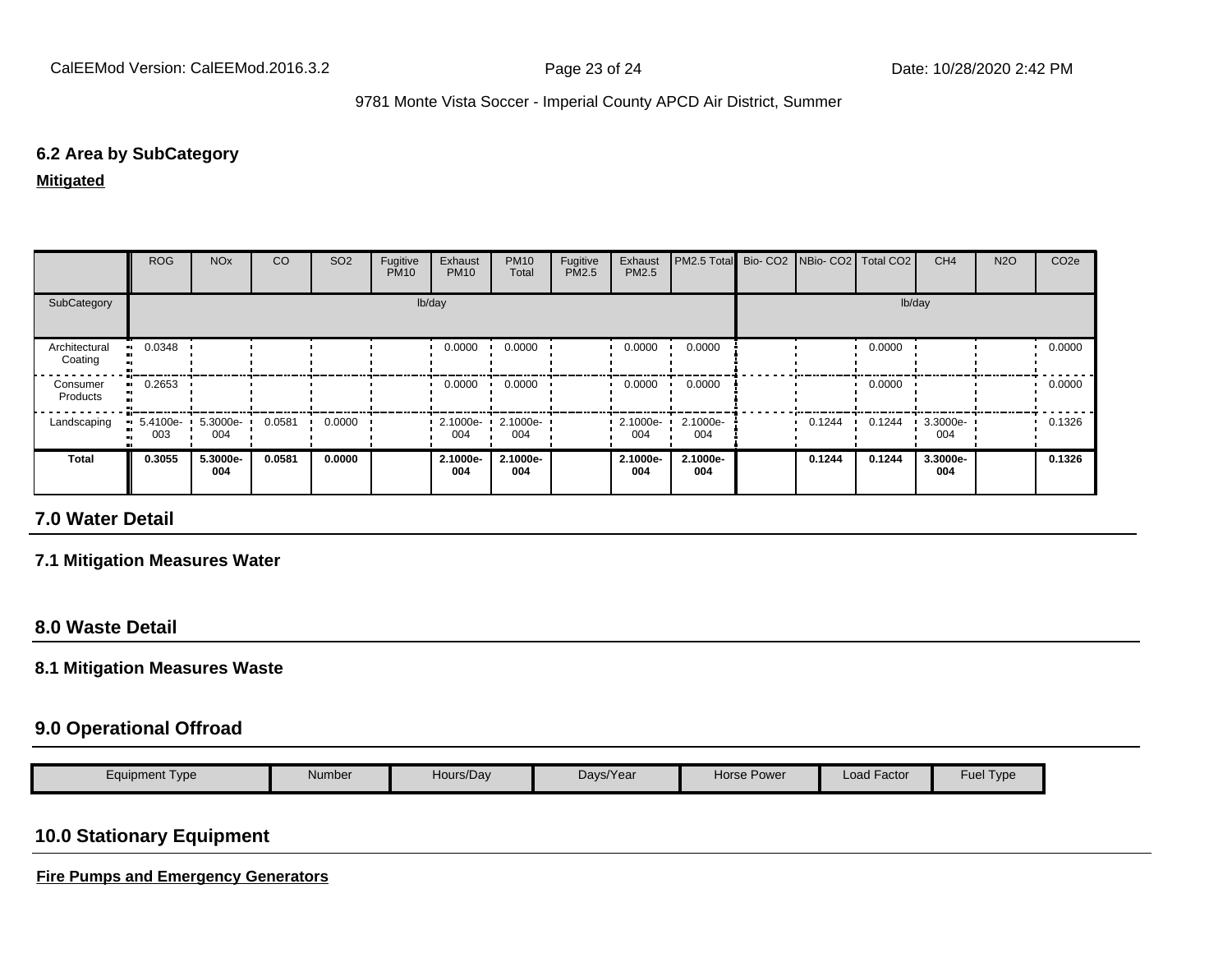### 6.2 Area by SubCategory

**Mitigated**

| | ROG | NOx | CO | SO2 | Fugitive PM10 | Exhaust PM10 | PM10 Total | Fugitive PM2.5 | Exhaust PM2.5 | PM2.5 Total | Bio- CO2 | NBio- CO2 | Total CO2 | CH4 | N2O | CO2e |
|---|---|---|---|---|---|---|---|---|---|---|---|---|---|---|---|---|
| SubCategory | lb/day | | | | | | | | | | lb/day | | | | | |
| Architectural Coating | 0.0348 | | | | | 0.0000 | 0.0000 | | 0.0000 | 0.0000 | | | 0.0000 | | | 0.0000 |
| Consumer Products | 0.2653 | | | | | 0.0000 | 0.0000 | | 0.0000 | 0.0000 | | | 0.0000 | | | 0.0000 |
| Landscaping | 5.4100e-003 | 5.3000e-004 | 0.0581 | 0.0000 | | 2.1000e-004 | 2.1000e-004 | | 2.1000e-004 | 2.1000e-004 | | 0.1244 | 0.1244 | 3.3000e-004 | | 0.1326 |
| **Total** | **0.3055** | **5.3000e-004** | **0.0581** | **0.0000** | | **2.1000e-004** | **2.1000e-004** | | **2.1000e-004** | **2.1000e-004** | | **0.1244** | **0.1244** | **3.3000e-004** | | **0.1326** |

## 7.0 Water Detail

### 7.1 Mitigation Measures Water

## 8.0 Waste Detail

### 8.1 Mitigation Measures Waste

## 9.0 Operational Offroad

| Equipment Type | Number | Hours/Day | Days/Year | Horse Power | Load Factor | Fuel Type |
|---|---|---|---|---|---|---|

## 10.0 Stationary Equipment

**Fire Pumps and Emergency Generators**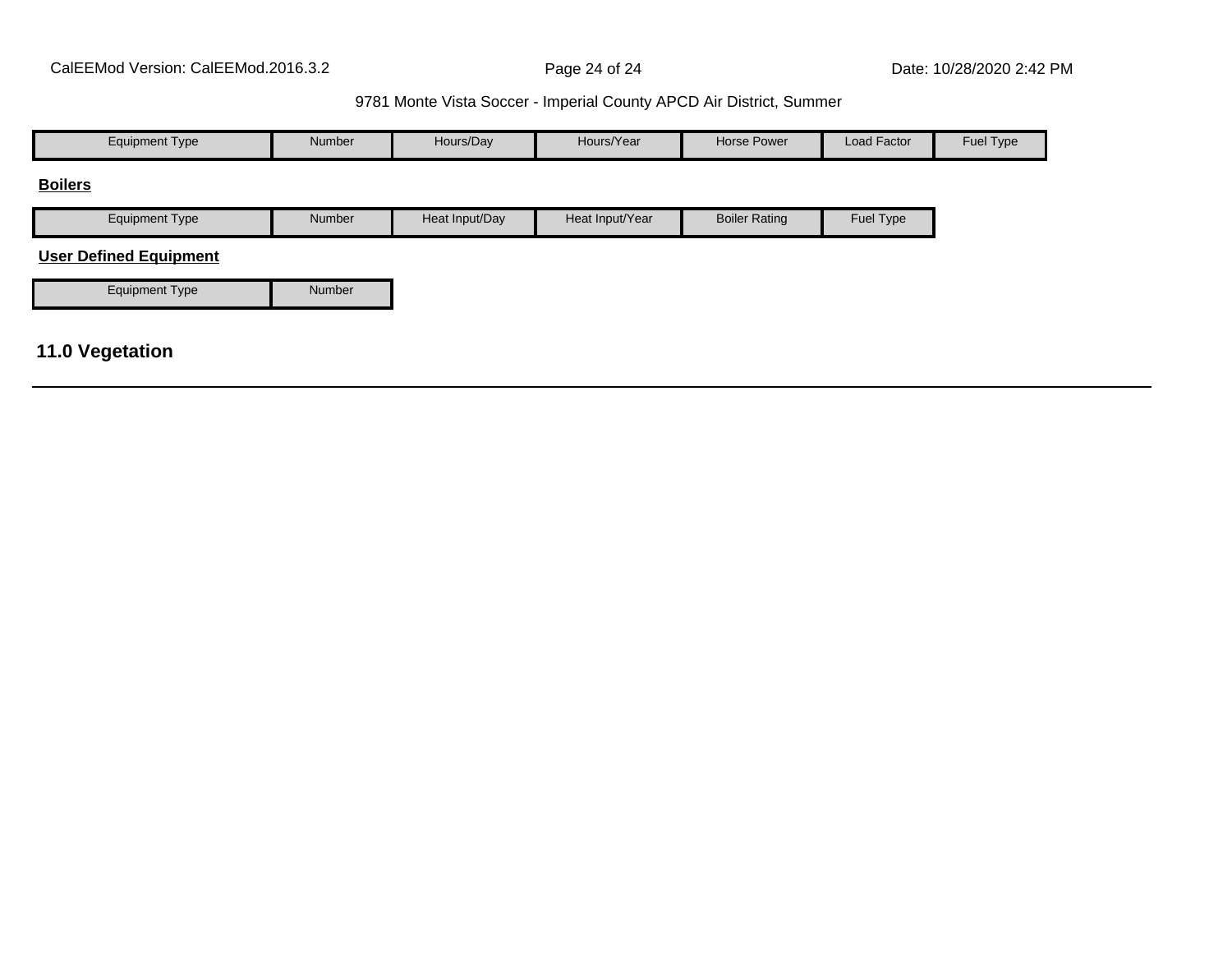| Equipment Type | Number | Hours/Day | Hours/Year | Horse Power | Load Factor | Fuel Type |
| --- | --- | --- | --- | --- | --- | --- |

**Boilers**

| Equipment Type | Number | Heat Input/Day | Heat Input/Year | Boiler Rating | Fuel Type |
| --- | --- | --- | --- | --- | --- |

**User Defined Equipment**

| Equipment Type | Number |
| --- | --- |

## 11.0 Vegetation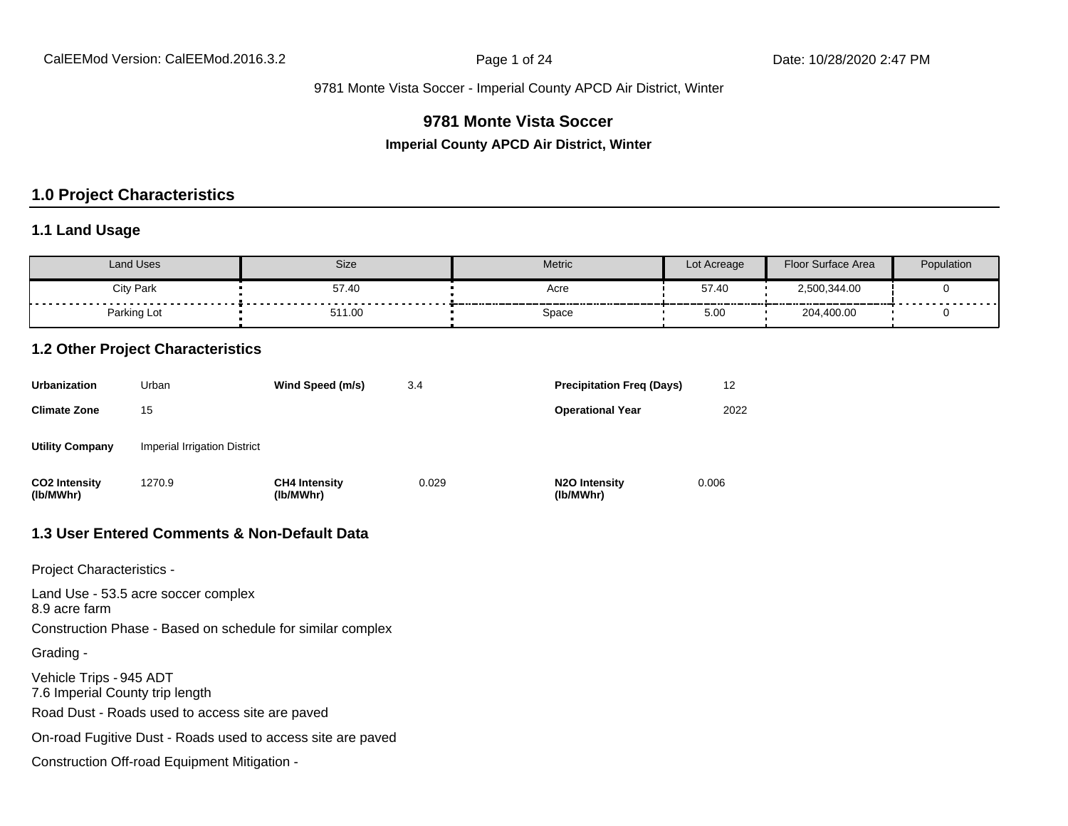9781 Monte Vista Soccer - Imperial County APCD Air District, Winter

# 9781 Monte Vista Soccer

### Imperial County APCD Air District, Winter

## 1.0 Project Characteristics

### 1.1 Land Usage

| Land Uses | Size | Metric | Lot Acreage | Floor Surface Area | Population |
|---|---|---|---|---|---|
| City Park | 57.40 | Acre | 57.40 | 2,500,344.00 | 0 |
| Parking Lot | 511.00 | Space | 5.00 | 204,400.00 | 0 |

### 1.2 Other Project Characteristics

| | | | | | |
|---|---|---|---|---|---|
| **Urbanization** | Urban | **Wind Speed (m/s)** | 3.4 | **Precipitation Freq (Days)** | 12 |
| **Climate Zone** | 15 | | | **Operational Year** | 2022 |
| **Utility Company** | Imperial Irrigation District | | | | |
| **CO2 Intensity (lb/MWhr)** | 1270.9 | **CH4 Intensity (lb/MWhr)** | 0.029 | **N2O Intensity (lb/MWhr)** | 0.006 |

### 1.3 User Entered Comments & Non-Default Data

Project Characteristics -

Land Use - 53.5 acre soccer complex
8.9 acre farm

Construction Phase - Based on schedule for similar complex

Grading -

Vehicle Trips - 945 ADT
7.6 Imperial County trip length

Road Dust - Roads used to access site are paved

On-road Fugitive Dust - Roads used to access site are paved

Construction Off-road Equipment Mitigation -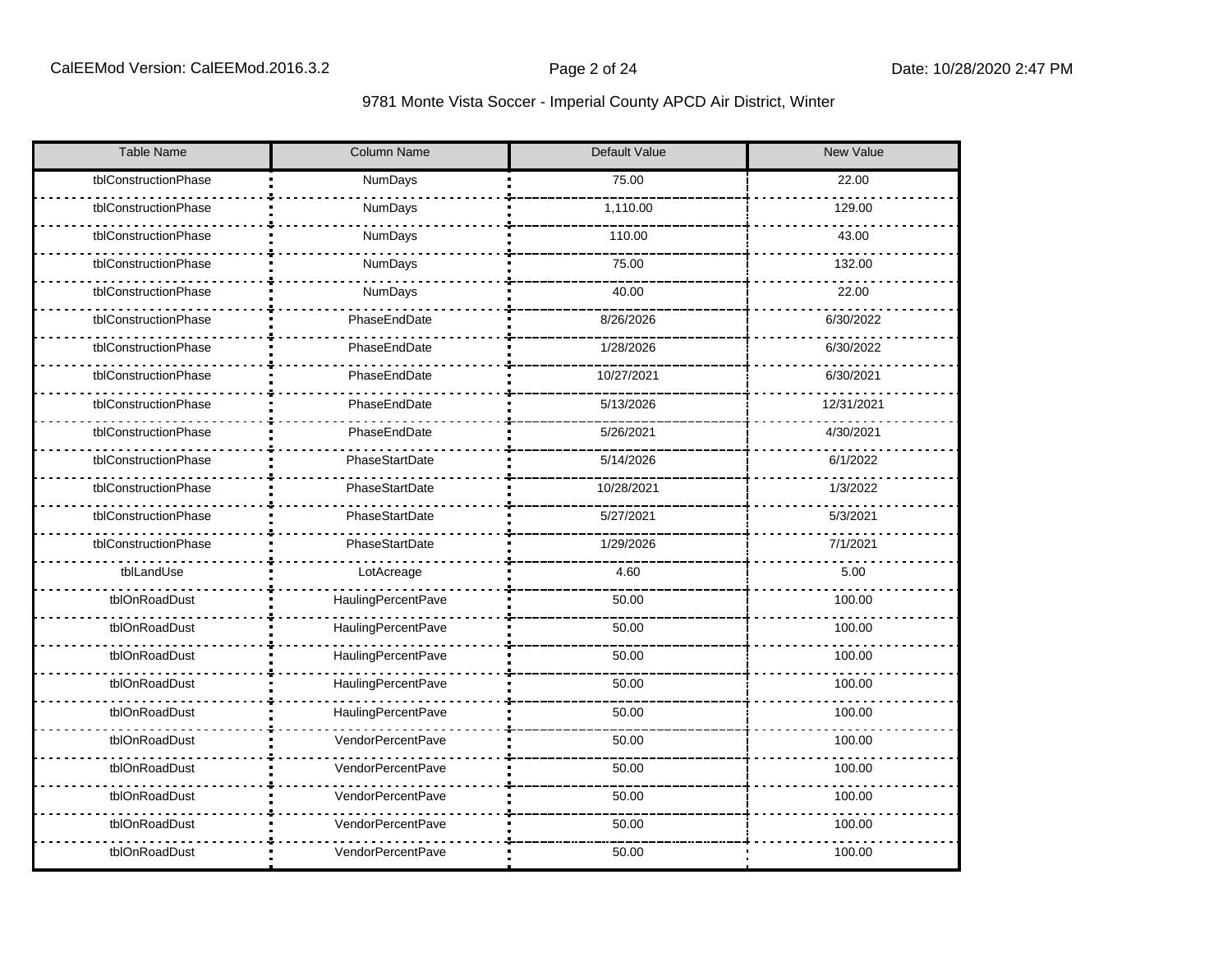| Table Name | Column Name | Default Value | New Value |
| --- | --- | --- | --- |
| tblConstructionPhase | NumDays | 75.00 | 22.00 |
| tblConstructionPhase | NumDays | 1,110.00 | 129.00 |
| tblConstructionPhase | NumDays | 110.00 | 43.00 |
| tblConstructionPhase | NumDays | 75.00 | 132.00 |
| tblConstructionPhase | NumDays | 40.00 | 22.00 |
| tblConstructionPhase | PhaseEndDate | 8/26/2026 | 6/30/2022 |
| tblConstructionPhase | PhaseEndDate | 1/28/2026 | 6/30/2022 |
| tblConstructionPhase | PhaseEndDate | 10/27/2021 | 6/30/2021 |
| tblConstructionPhase | PhaseEndDate | 5/13/2026 | 12/31/2021 |
| tblConstructionPhase | PhaseEndDate | 5/26/2021 | 4/30/2021 |
| tblConstructionPhase | PhaseStartDate | 5/14/2026 | 6/1/2022 |
| tblConstructionPhase | PhaseStartDate | 10/28/2021 | 1/3/2022 |
| tblConstructionPhase | PhaseStartDate | 5/27/2021 | 5/3/2021 |
| tblConstructionPhase | PhaseStartDate | 1/29/2026 | 7/1/2021 |
| tblLandUse | LotAcreage | 4.60 | 5.00 |
| tblOnRoadDust | HaulingPercentPave | 50.00 | 100.00 |
| tblOnRoadDust | HaulingPercentPave | 50.00 | 100.00 |
| tblOnRoadDust | HaulingPercentPave | 50.00 | 100.00 |
| tblOnRoadDust | HaulingPercentPave | 50.00 | 100.00 |
| tblOnRoadDust | HaulingPercentPave | 50.00 | 100.00 |
| tblOnRoadDust | VendorPercentPave | 50.00 | 100.00 |
| tblOnRoadDust | VendorPercentPave | 50.00 | 100.00 |
| tblOnRoadDust | VendorPercentPave | 50.00 | 100.00 |
| tblOnRoadDust | VendorPercentPave | 50.00 | 100.00 |
| tblOnRoadDust | VendorPercentPave | 50.00 | 100.00 |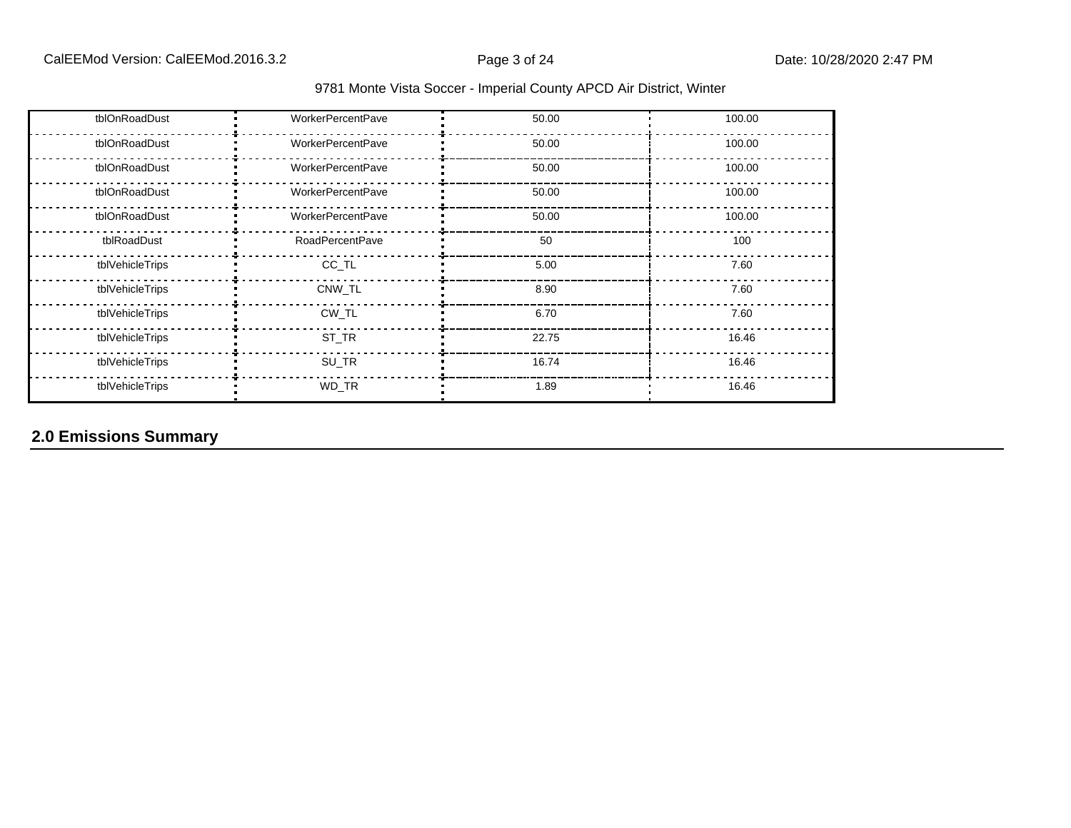| | | | |
|---|---|---|---|
| tblOnRoadDust | WorkerPercentPave | 50.00 | 100.00 |
| tblOnRoadDust | WorkerPercentPave | 50.00 | 100.00 |
| tblOnRoadDust | WorkerPercentPave | 50.00 | 100.00 |
| tblOnRoadDust | WorkerPercentPave | 50.00 | 100.00 |
| tblOnRoadDust | WorkerPercentPave | 50.00 | 100.00 |
| tblRoadDust | RoadPercentPave | 50 | 100 |
| tblVehicleTrips | CC_TL | 5.00 | 7.60 |
| tblVehicleTrips | CNW_TL | 8.90 | 7.60 |
| tblVehicleTrips | CW_TL | 6.70 | 7.60 |
| tblVehicleTrips | ST_TR | 22.75 | 16.46 |
| tblVehicleTrips | SU_TR | 16.74 | 16.46 |
| tblVehicleTrips | WD_TR | 1.89 | 16.46 |

## 2.0 Emissions Summary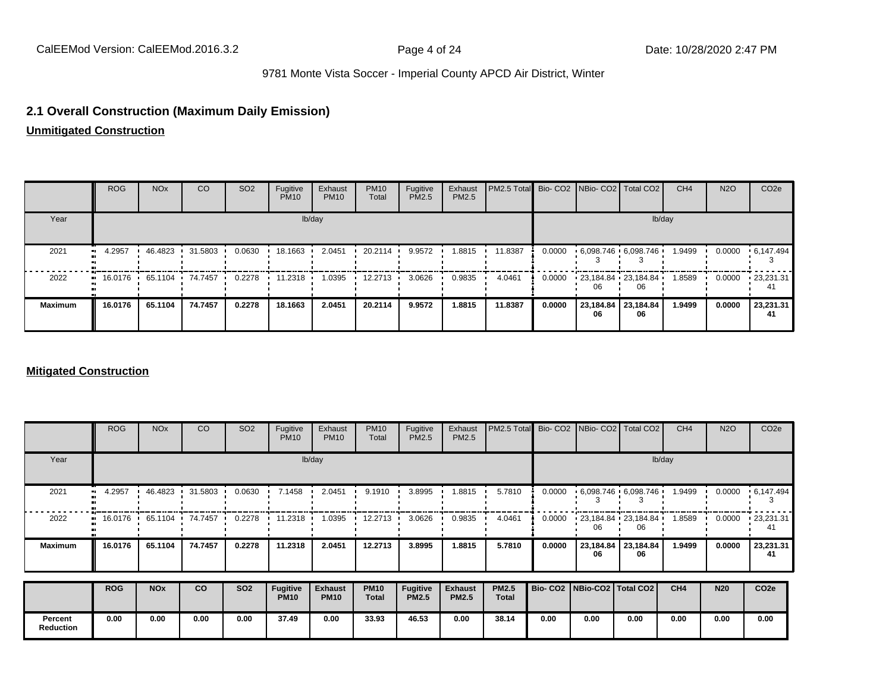## 2.1 Overall Construction (Maximum Daily Emission)

**Unmitigated Construction**

| | ROG | NOx | CO | SO2 | Fugitive PM10 | Exhaust PM10 | PM10 Total | Fugitive PM2.5 | Exhaust PM2.5 | PM2.5 Total | Bio- CO2 | NBio- CO2 | Total CO2 | CH4 | N2O | CO2e |
|---|---|---|---|---|---|---|---|---|---|---|---|---|---|---|---|---|
| Year | lb/day | | | | | | | | | | lb/day | | | | | |
| 2021 | 4.2957 | 46.4823 | 31.5803 | 0.0630 | 18.1663 | 2.0451 | 20.2114 | 9.9572 | 1.8815 | 11.8387 | 0.0000 | 6,098.7463 | 6,098.7463 | 1.9499 | 0.0000 | 6,147.4943 |
| 2022 | 16.0176 | 65.1104 | 74.7457 | 0.2278 | 11.2318 | 1.0395 | 12.2713 | 3.0626 | 0.9835 | 4.0461 | 0.0000 | 23,184.8406 | 23,184.8406 | 1.8589 | 0.0000 | 23,231.3141 |
| **Maximum** | **16.0176** | **65.1104** | **74.7457** | **0.2278** | **18.1663** | **2.0451** | **20.2114** | **9.9572** | **1.8815** | **11.8387** | **0.0000** | **23,184.8406** | **23,184.8406** | **1.9499** | **0.0000** | **23,231.3141** |

**Mitigated Construction**

| | ROG | NOx | CO | SO2 | Fugitive PM10 | Exhaust PM10 | PM10 Total | Fugitive PM2.5 | Exhaust PM2.5 | PM2.5 Total | Bio- CO2 | NBio- CO2 | Total CO2 | CH4 | N2O | CO2e |
|---|---|---|---|---|---|---|---|---|---|---|---|---|---|---|---|---|
| Year | lb/day | | | | | | | | | | lb/day | | | | | |
| 2021 | 4.2957 | 46.4823 | 31.5803 | 0.0630 | 7.1458 | 2.0451 | 9.1910 | 3.8995 | 1.8815 | 5.7810 | 0.0000 | 6,098.7463 | 6,098.7463 | 1.9499 | 0.0000 | 6,147.4943 |
| 2022 | 16.0176 | 65.1104 | 74.7457 | 0.2278 | 11.2318 | 1.0395 | 12.2713 | 3.0626 | 0.9835 | 4.0461 | 0.0000 | 23,184.8406 | 23,184.8406 | 1.8589 | 0.0000 | 23,231.3141 |
| **Maximum** | **16.0176** | **65.1104** | **74.7457** | **0.2278** | **11.2318** | **2.0451** | **12.2713** | **3.8995** | **1.8815** | **5.7810** | **0.0000** | **23,184.8406** | **23,184.8406** | **1.9499** | **0.0000** | **23,231.3141** |

| | **ROG** | **NOx** | **CO** | **SO2** | **Fugitive PM10** | **Exhaust PM10** | **PM10 Total** | **Fugitive PM2.5** | **Exhaust PM2.5** | **PM2.5 Total** | **Bio- CO2** | **NBio-CO2** | **Total CO2** | **CH4** | **N20** | **CO2e** |
|---|---|---|---|---|---|---|---|---|---|---|---|---|---|---|---|---|
| **Percent Reduction** | **0.00** | **0.00** | **0.00** | **0.00** | **37.49** | **0.00** | **33.93** | **46.53** | **0.00** | **38.14** | **0.00** | **0.00** | **0.00** | **0.00** | **0.00** | **0.00** |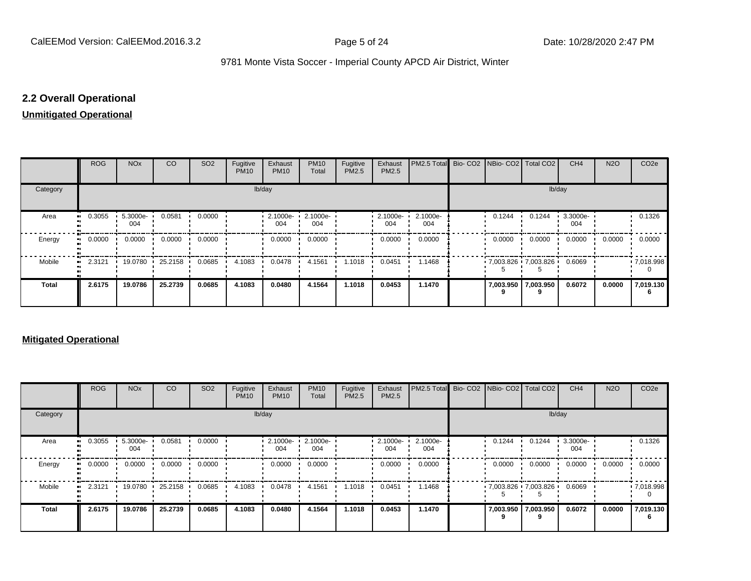## 2.2 Overall Operational

**Unmitigated Operational**

| | ROG | NOx | CO | SO2 | Fugitive PM10 | Exhaust PM10 | PM10 Total | Fugitive PM2.5 | Exhaust PM2.5 | PM2.5 Total | Bio- CO2 | NBio- CO2 | Total CO2 | CH4 | N2O | CO2e |
|---|---|---|---|---|---|---|---|---|---|---|---|---|---|---|---|---|
| Category | lb/day | | | | | | | | | | lb/day | | | | | |
| Area | 0.3055 | 5.3000e-004 | 0.0581 | 0.0000 | | 2.1000e-004 | 2.1000e-004 | | 2.1000e-004 | 2.1000e-004 | | 0.1244 | 0.1244 | 3.3000e-004 | | 0.1326 |
| Energy | 0.0000 | 0.0000 | 0.0000 | 0.0000 | | 0.0000 | 0.0000 | | 0.0000 | 0.0000 | | 0.0000 | 0.0000 | 0.0000 | 0.0000 | 0.0000 |
| Mobile | 2.3121 | 19.0780 | 25.2158 | 0.0685 | 4.1083 | 0.0478 | 4.1561 | 1.1018 | 0.0451 | 1.1468 | | 7,003.8265 | 7,003.8265 | 0.6069 | | 7,018.9980 |
| **Total** | **2.6175** | **19.0786** | **25.2739** | **0.0685** | **4.1083** | **0.0480** | **4.1564** | **1.1018** | **0.0453** | **1.1470** | | **7,003.9509** | **7,003.9509** | **0.6072** | **0.0000** | **7,019.1306** |

**Mitigated Operational**

| | ROG | NOx | CO | SO2 | Fugitive PM10 | Exhaust PM10 | PM10 Total | Fugitive PM2.5 | Exhaust PM2.5 | PM2.5 Total | Bio- CO2 | NBio- CO2 | Total CO2 | CH4 | N2O | CO2e |
|---|---|---|---|---|---|---|---|---|---|---|---|---|---|---|---|---|
| Category | lb/day | | | | | | | | | | lb/day | | | | | |
| Area | 0.3055 | 5.3000e-004 | 0.0581 | 0.0000 | | 2.1000e-004 | 2.1000e-004 | | 2.1000e-004 | 2.1000e-004 | | 0.1244 | 0.1244 | 3.3000e-004 | | 0.1326 |
| Energy | 0.0000 | 0.0000 | 0.0000 | 0.0000 | | 0.0000 | 0.0000 | | 0.0000 | 0.0000 | | 0.0000 | 0.0000 | 0.0000 | 0.0000 | 0.0000 |
| Mobile | 2.3121 | 19.0780 | 25.2158 | 0.0685 | 4.1083 | 0.0478 | 4.1561 | 1.1018 | 0.0451 | 1.1468 | | 7,003.8265 | 7,003.8265 | 0.6069 | | 7,018.9980 |
| **Total** | **2.6175** | **19.0786** | **25.2739** | **0.0685** | **4.1083** | **0.0480** | **4.1564** | **1.1018** | **0.0453** | **1.1470** | | **7,003.9509** | **7,003.9509** | **0.6072** | **0.0000** | **7,019.1306** |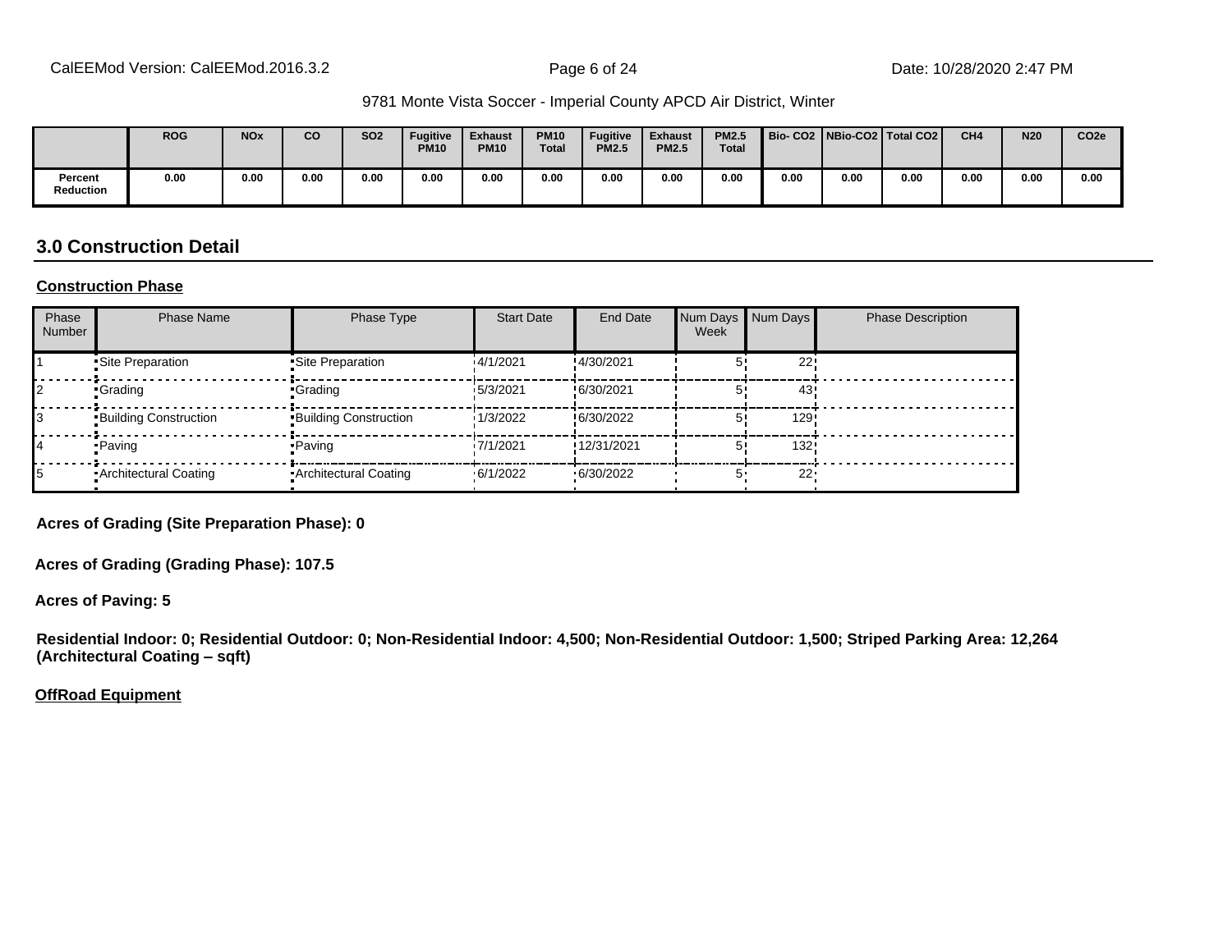|  | ROG | NOx | CO | SO2 | Fugitive PM10 | Exhaust PM10 | PM10 Total | Fugitive PM2.5 | Exhaust PM2.5 | PM2.5 Total | Bio- CO2 | NBio-CO2 | Total CO2 | CH4 | N20 | CO2e |
|---|---|---|---|---|---|---|---|---|---|---|---|---|---|---|---|---|
| Percent Reduction | 0.00 | 0.00 | 0.00 | 0.00 | 0.00 | 0.00 | 0.00 | 0.00 | 0.00 | 0.00 | 0.00 | 0.00 | 0.00 | 0.00 | 0.00 | 0.00 |

## 3.0 Construction Detail

**Construction Phase**

| Phase Number | Phase Name | Phase Type | Start Date | End Date | Num Days Week | Num Days | Phase Description |
|---|---|---|---|---|---|---|---|
| 1 | Site Preparation | Site Preparation | 4/1/2021 | 4/30/2021 | 5 | 22 | |
| 2 | Grading | Grading | 5/3/2021 | 6/30/2021 | 5 | 43 | |
| 3 | Building Construction | Building Construction | 1/3/2022 | 6/30/2022 | 5 | 129 | |
| 4 | Paving | Paving | 7/1/2021 | 12/31/2021 | 5 | 132 | |
| 5 | Architectural Coating | Architectural Coating | 6/1/2022 | 6/30/2022 | 5 | 22 | |

**Acres of Grading (Site Preparation Phase): 0**

**Acres of Grading (Grading Phase): 107.5**

**Acres of Paving: 5**

**Residential Indoor: 0; Residential Outdoor: 0; Non-Residential Indoor: 4,500; Non-Residential Outdoor: 1,500; Striped Parking Area: 12,264 (Architectural Coating – sqft)**

**OffRoad Equipment**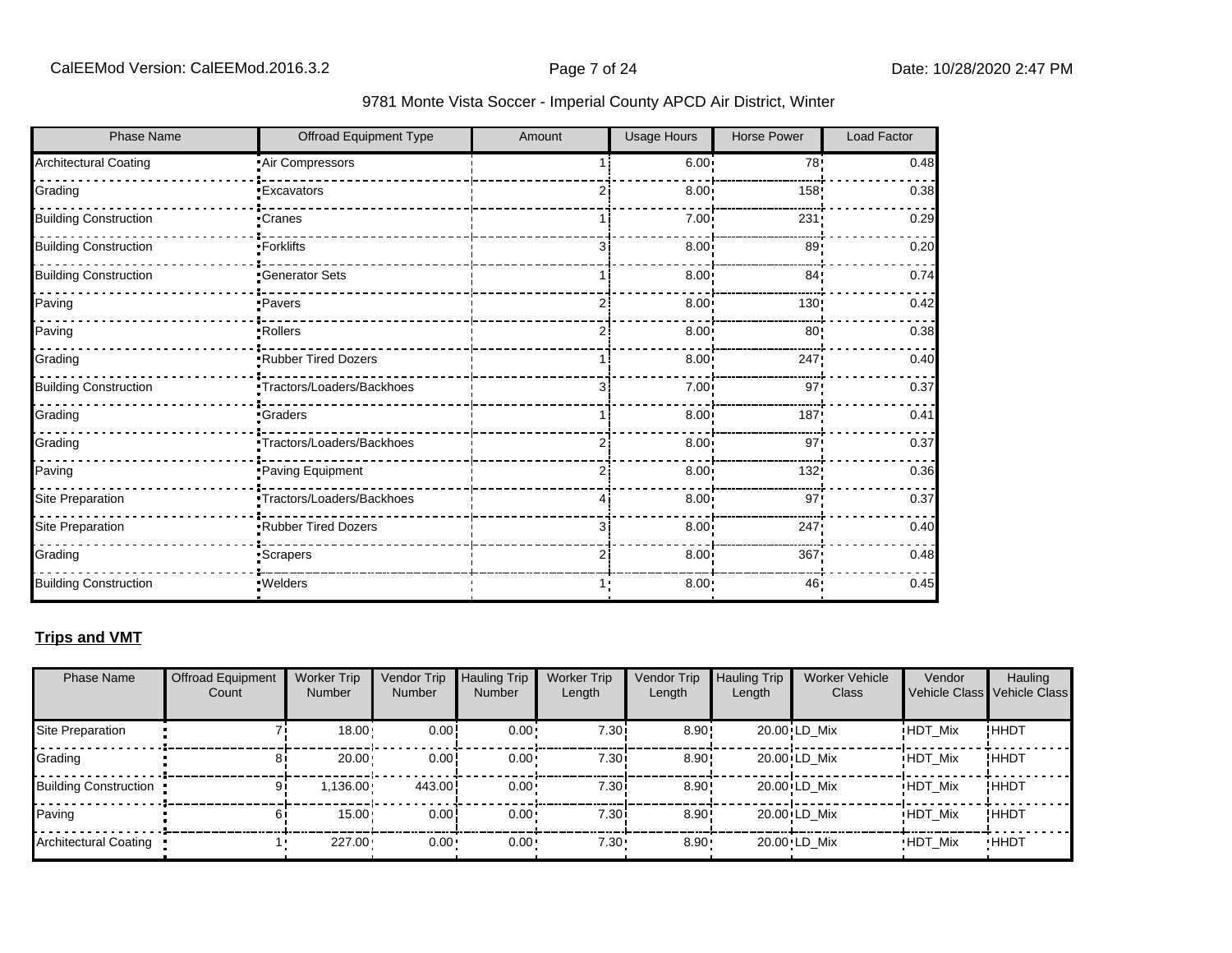9781 Monte Vista Soccer - Imperial County APCD Air District, Winter

| Phase Name | Offroad Equipment Type | Amount | Usage Hours | Horse Power | Load Factor |
|---|---|---|---|---|---|
| Architectural Coating | Air Compressors | 1 | 6.00 | 78 | 0.48 |
| Grading | Excavators | 2 | 8.00 | 158 | 0.38 |
| Building Construction | Cranes | 1 | 7.00 | 231 | 0.29 |
| Building Construction | Forklifts | 3 | 8.00 | 89 | 0.20 |
| Building Construction | Generator Sets | 1 | 8.00 | 84 | 0.74 |
| Paving | Pavers | 2 | 8.00 | 130 | 0.42 |
| Paving | Rollers | 2 | 8.00 | 80 | 0.38 |
| Grading | Rubber Tired Dozers | 1 | 8.00 | 247 | 0.40 |
| Building Construction | Tractors/Loaders/Backhoes | 3 | 7.00 | 97 | 0.37 |
| Grading | Graders | 1 | 8.00 | 187 | 0.41 |
| Grading | Tractors/Loaders/Backhoes | 2 | 8.00 | 97 | 0.37 |
| Paving | Paving Equipment | 2 | 8.00 | 132 | 0.36 |
| Site Preparation | Tractors/Loaders/Backhoes | 4 | 8.00 | 97 | 0.37 |
| Site Preparation | Rubber Tired Dozers | 3 | 8.00 | 247 | 0.40 |
| Grading | Scrapers | 2 | 8.00 | 367 | 0.48 |
| Building Construction | Welders | 1 | 8.00 | 46 | 0.45 |

**Trips and VMT**

| Phase Name | Offroad Equipment Count | Worker Trip Number | Vendor Trip Number | Hauling Trip Number | Worker Trip Length | Vendor Trip Length | Hauling Trip Length | Worker Vehicle Class | Vendor Vehicle Class | Hauling Vehicle Class |
|---|---|---|---|---|---|---|---|---|---|---|
| Site Preparation | 7 | 18.00 | 0.00 | 0.00 | 7.30 | 8.90 | 20.00 | LD_Mix | HDT_Mix | HHDT |
| Grading | 8 | 20.00 | 0.00 | 0.00 | 7.30 | 8.90 | 20.00 | LD_Mix | HDT_Mix | HHDT |
| Building Construction | 9 | 1,136.00 | 443.00 | 0.00 | 7.30 | 8.90 | 20.00 | LD_Mix | HDT_Mix | HHDT |
| Paving | 6 | 15.00 | 0.00 | 0.00 | 7.30 | 8.90 | 20.00 | LD_Mix | HDT_Mix | HHDT |
| Architectural Coating | 1 | 227.00 | 0.00 | 0.00 | 7.30 | 8.90 | 20.00 | LD_Mix | HDT_Mix | HHDT |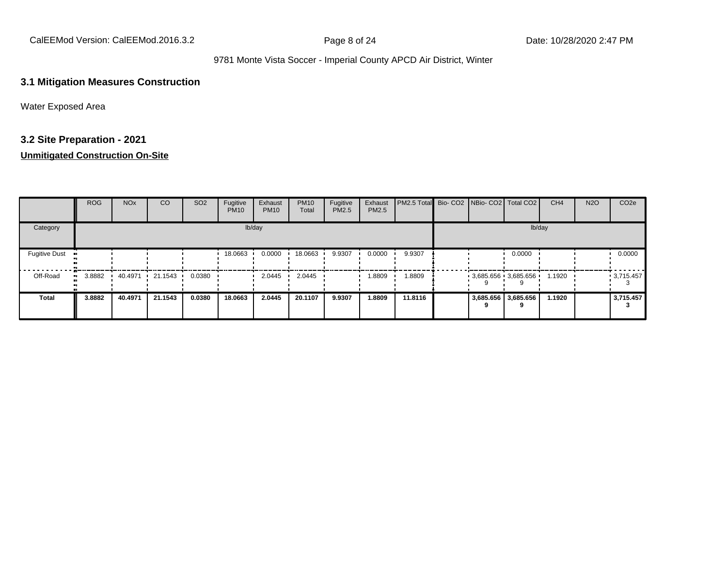## 3.1 Mitigation Measures Construction

Water Exposed Area

## 3.2 Site Preparation - 2021

**Unmitigated Construction On-Site**

| | ROG | NOx | CO | SO2 | Fugitive PM10 | Exhaust PM10 | PM10 Total | Fugitive PM2.5 | Exhaust PM2.5 | PM2.5 Total | Bio- CO2 | NBio- CO2 | Total CO2 | CH4 | N2O | CO2e |
|---|---|---|---|---|---|---|---|---|---|---|---|---|---|---|---|---|
| Category | lb/day | | | | | | | | | | lb/day | | | | | |
| Fugitive Dust | | | | | 18.0663 | 0.0000 | 18.0663 | 9.9307 | 0.0000 | 9.9307 | | | 0.0000 | | | 0.0000 |
| Off-Road | 3.8882 | 40.4971 | 21.1543 | 0.0380 | | 2.0445 | 2.0445 | | 1.8809 | 1.8809 | | 3,685.656 9 | 3,685.656 9 | 1.1920 | | 3,715.457 3 |
| **Total** | **3.8882** | **40.4971** | **21.1543** | **0.0380** | **18.0663** | **2.0445** | **20.1107** | **9.9307** | **1.8809** | **11.8116** | | **3,685.656 9** | **3,685.656 9** | **1.1920** | | **3,715.457 3** |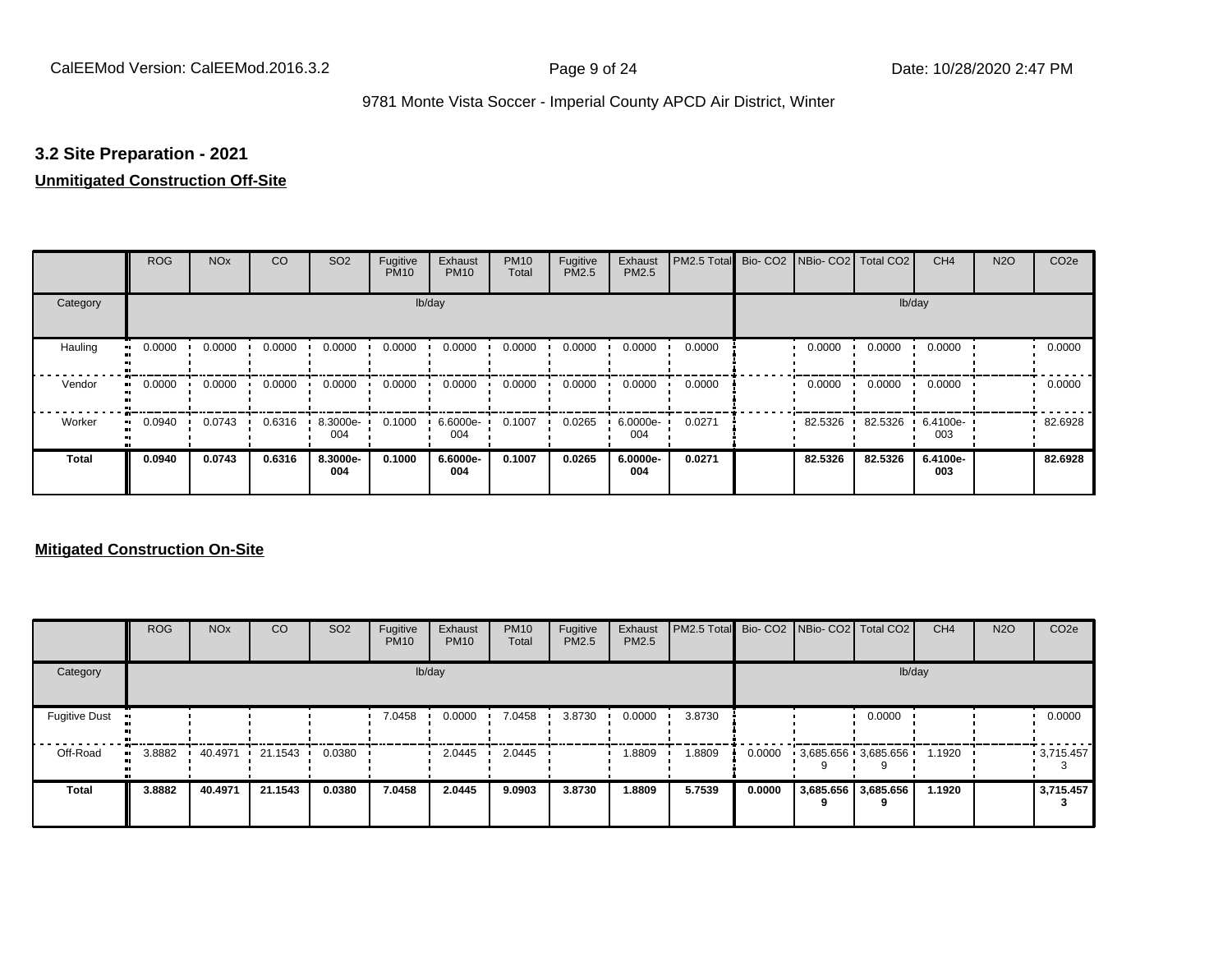### 3.2 Site Preparation - 2021

**Unmitigated Construction Off-Site**

| | ROG | NOx | CO | SO2 | Fugitive PM10 | Exhaust PM10 | PM10 Total | Fugitive PM2.5 | Exhaust PM2.5 | PM2.5 Total | Bio- CO2 | NBio- CO2 | Total CO2 | CH4 | N2O | CO2e |
|---|---|---|---|---|---|---|---|---|---|---|---|---|---|---|---|---|
| Category | lb/day | | | | | | | | | | lb/day | | | | | |
| Hauling | 0.0000 | 0.0000 | 0.0000 | 0.0000 | 0.0000 | 0.0000 | 0.0000 | 0.0000 | 0.0000 | 0.0000 | | 0.0000 | 0.0000 | 0.0000 | | 0.0000 |
| Vendor | 0.0000 | 0.0000 | 0.0000 | 0.0000 | 0.0000 | 0.0000 | 0.0000 | 0.0000 | 0.0000 | 0.0000 | | 0.0000 | 0.0000 | 0.0000 | | 0.0000 |
| Worker | 0.0940 | 0.0743 | 0.6316 | 8.3000e-004 | 0.1000 | 6.6000e-004 | 0.1007 | 0.0265 | 6.0000e-004 | 0.0271 | | 82.5326 | 82.5326 | 6.4100e-003 | | 82.6928 |
| **Total** | **0.0940** | **0.0743** | **0.6316** | **8.3000e-004** | **0.1000** | **6.6000e-004** | **0.1007** | **0.0265** | **6.0000e-004** | **0.0271** | | **82.5326** | **82.5326** | **6.4100e-003** | | **82.6928** |

**Mitigated Construction On-Site**

| | ROG | NOx | CO | SO2 | Fugitive PM10 | Exhaust PM10 | PM10 Total | Fugitive PM2.5 | Exhaust PM2.5 | PM2.5 Total | Bio- CO2 | NBio- CO2 | Total CO2 | CH4 | N2O | CO2e |
|---|---|---|---|---|---|---|---|---|---|---|---|---|---|---|---|---|
| Category | lb/day | | | | | | | | | | lb/day | | | | | |
| Fugitive Dust | | | | | 7.0458 | 0.0000 | 7.0458 | 3.8730 | 0.0000 | 3.8730 | | | 0.0000 | | | 0.0000 |
| Off-Road | 3.8882 | 40.4971 | 21.1543 | 0.0380 | | 2.0445 | 2.0445 | | 1.8809 | 1.8809 | 0.0000 | 3,685.6569 | 3,685.6569 | 1.1920 | | 3,715.4573 |
| **Total** | **3.8882** | **40.4971** | **21.1543** | **0.0380** | **7.0458** | **2.0445** | **9.0903** | **3.8730** | **1.8809** | **5.7539** | **0.0000** | **3,685.6569** | **3,685.6569** | **1.1920** | | **3,715.4573** |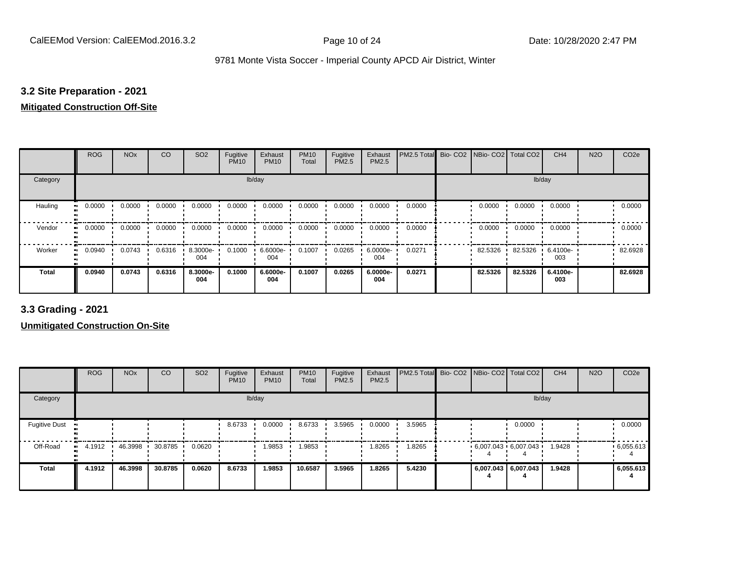## 3.2 Site Preparation - 2021

**Mitigated Construction Off-Site**

| | ROG | NOx | CO | SO2 | Fugitive PM10 | Exhaust PM10 | PM10 Total | Fugitive PM2.5 | Exhaust PM2.5 | PM2.5 Total | Bio- CO2 | NBio- CO2 | Total CO2 | CH4 | N2O | CO2e |
|---|---|---|---|---|---|---|---|---|---|---|---|---|---|---|---|---|
| Category | lb/day | | | | | | | | | | lb/day | | | | | |
| Hauling | 0.0000 | 0.0000 | 0.0000 | 0.0000 | 0.0000 | 0.0000 | 0.0000 | 0.0000 | 0.0000 | 0.0000 | | 0.0000 | 0.0000 | 0.0000 | | 0.0000 |
| Vendor | 0.0000 | 0.0000 | 0.0000 | 0.0000 | 0.0000 | 0.0000 | 0.0000 | 0.0000 | 0.0000 | 0.0000 | | 0.0000 | 0.0000 | 0.0000 | | 0.0000 |
| Worker | 0.0940 | 0.0743 | 0.6316 | 8.3000e-004 | 0.1000 | 6.6000e-004 | 0.1007 | 0.0265 | 6.0000e-004 | 0.0271 | | 82.5326 | 82.5326 | 6.4100e-003 | | 82.6928 |
| **Total** | **0.0940** | **0.0743** | **0.6316** | **8.3000e-004** | **0.1000** | **6.6000e-004** | **0.1007** | **0.0265** | **6.0000e-004** | **0.0271** | | **82.5326** | **82.5326** | **6.4100e-003** | | **82.6928** |

## 3.3 Grading - 2021

**Unmitigated Construction On-Site**

| | ROG | NOx | CO | SO2 | Fugitive PM10 | Exhaust PM10 | PM10 Total | Fugitive PM2.5 | Exhaust PM2.5 | PM2.5 Total | Bio- CO2 | NBio- CO2 | Total CO2 | CH4 | N2O | CO2e |
|---|---|---|---|---|---|---|---|---|---|---|---|---|---|---|---|---|
| Category | lb/day | | | | | | | | | | lb/day | | | | | |
| Fugitive Dust | | | | | 8.6733 | 0.0000 | 8.6733 | 3.5965 | 0.0000 | 3.5965 | | | 0.0000 | | | 0.0000 |
| Off-Road | 4.1912 | 46.3998 | 30.8785 | 0.0620 | | 1.9853 | 1.9853 | | 1.8265 | 1.8265 | | 6,007.0434 | 6,007.0434 | 1.9428 | | 6,055.6134 |
| **Total** | **4.1912** | **46.3998** | **30.8785** | **0.0620** | **8.6733** | **1.9853** | **10.6587** | **3.5965** | **1.8265** | **5.4230** | | **6,007.0434** | **6,007.0434** | **1.9428** | | **6,055.6134** |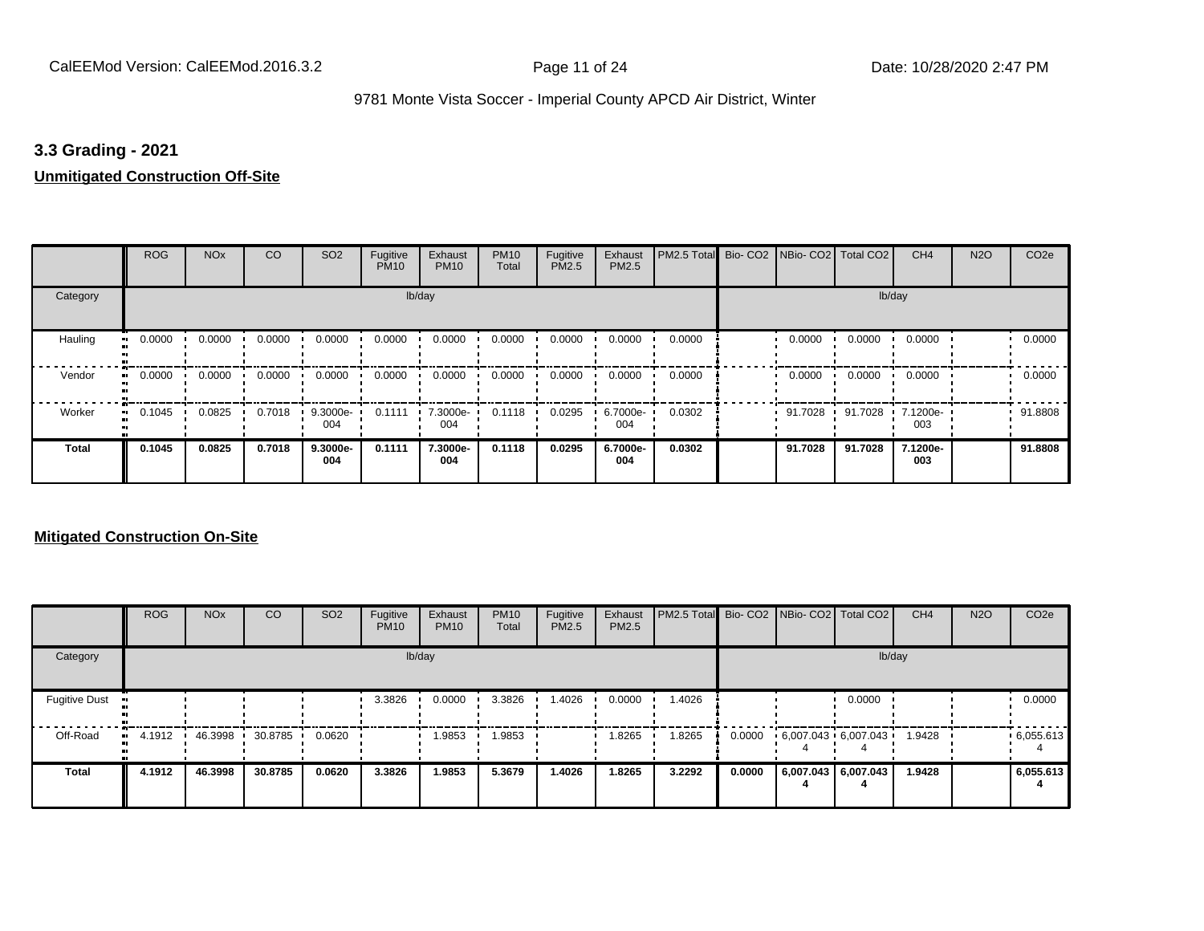## 3.3 Grading - 2021

**Unmitigated Construction Off-Site**

| | ROG | NOx | CO | SO2 | Fugitive PM10 | Exhaust PM10 | PM10 Total | Fugitive PM2.5 | Exhaust PM2.5 | PM2.5 Total | Bio- CO2 | NBio- CO2 | Total CO2 | CH4 | N2O | CO2e |
|---|---|---|---|---|---|---|---|---|---|---|---|---|---|---|---|---|
| Category | lb/day | | | | | | | | | | lb/day | | | | | |
| Hauling | 0.0000 | 0.0000 | 0.0000 | 0.0000 | 0.0000 | 0.0000 | 0.0000 | 0.0000 | 0.0000 | 0.0000 | | 0.0000 | 0.0000 | 0.0000 | | 0.0000 |
| Vendor | 0.0000 | 0.0000 | 0.0000 | 0.0000 | 0.0000 | 0.0000 | 0.0000 | 0.0000 | 0.0000 | 0.0000 | | 0.0000 | 0.0000 | 0.0000 | | 0.0000 |
| Worker | 0.1045 | 0.0825 | 0.7018 | 9.3000e-004 | 0.1111 | 7.3000e-004 | 0.1118 | 0.0295 | 6.7000e-004 | 0.0302 | | 91.7028 | 91.7028 | 7.1200e-003 | | 91.8808 |
| **Total** | **0.1045** | **0.0825** | **0.7018** | **9.3000e-004** | **0.1111** | **7.3000e-004** | **0.1118** | **0.0295** | **6.7000e-004** | **0.0302** | | **91.7028** | **91.7028** | **7.1200e-003** | | **91.8808** |

**Mitigated Construction On-Site**

| | ROG | NOx | CO | SO2 | Fugitive PM10 | Exhaust PM10 | PM10 Total | Fugitive PM2.5 | Exhaust PM2.5 | PM2.5 Total | Bio- CO2 | NBio- CO2 | Total CO2 | CH4 | N2O | CO2e |
|---|---|---|---|---|---|---|---|---|---|---|---|---|---|---|---|---|
| Category | lb/day | | | | | | | | | | lb/day | | | | | |
| Fugitive Dust | | | | | 3.3826 | 0.0000 | 3.3826 | 1.4026 | 0.0000 | 1.4026 | | | 0.0000 | | | 0.0000 |
| Off-Road | 4.1912 | 46.3998 | 30.8785 | 0.0620 | | 1.9853 | 1.9853 | | 1.8265 | 1.8265 | 0.0000 | 6,007.0434 | 6,007.0434 | 1.9428 | | 6,055.6134 |
| **Total** | **4.1912** | **46.3998** | **30.8785** | **0.0620** | **3.3826** | **1.9853** | **5.3679** | **1.4026** | **1.8265** | **3.2292** | **0.0000** | **6,007.0434** | **6,007.0434** | **1.9428** | | **6,055.6134** |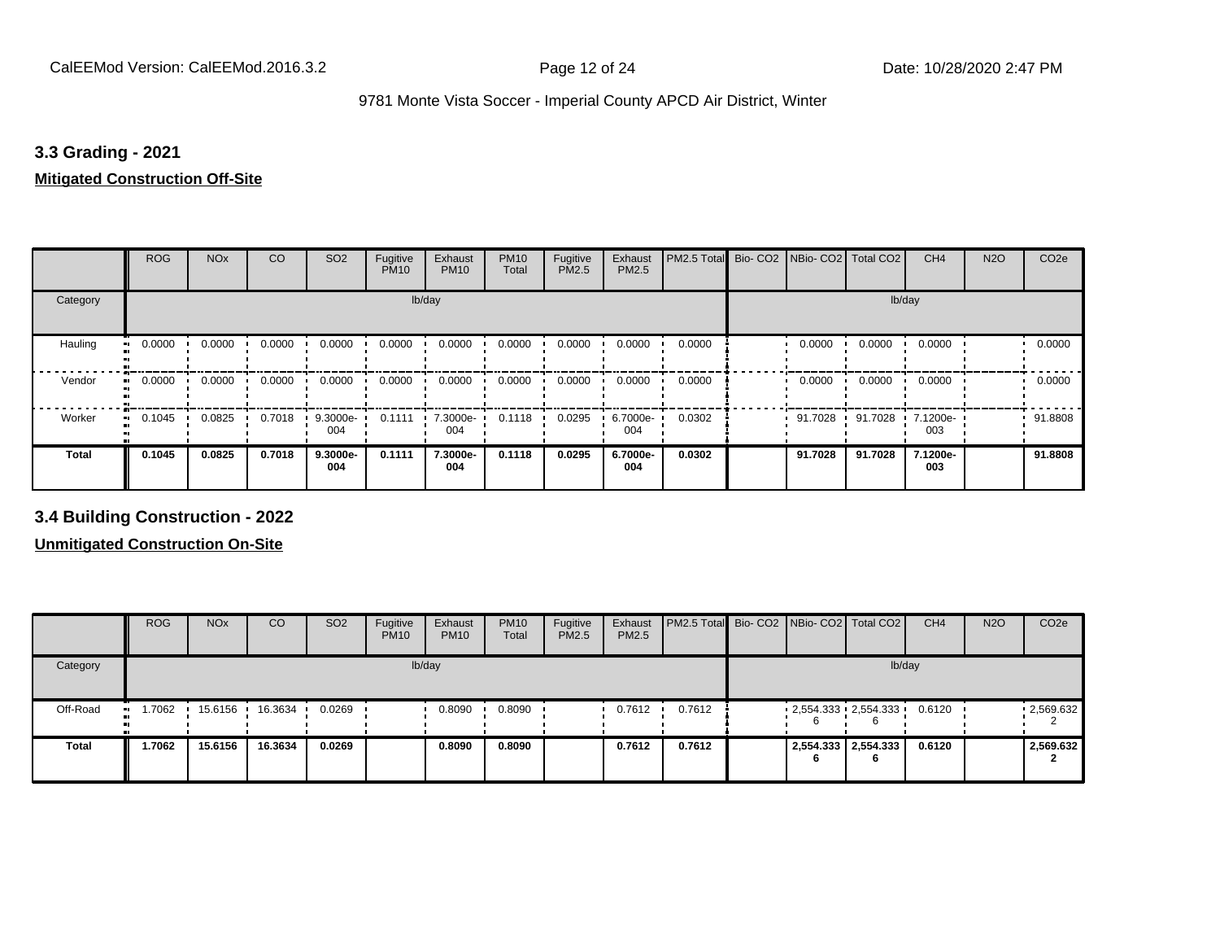### 3.3 Grading - 2021

**Mitigated Construction Off-Site**

| | ROG | NOx | CO | SO2 | Fugitive PM10 | Exhaust PM10 | PM10 Total | Fugitive PM2.5 | Exhaust PM2.5 | PM2.5 Total | Bio- CO2 | NBio- CO2 | Total CO2 | CH4 | N2O | CO2e |
|---|---|---|---|---|---|---|---|---|---|---|---|---|---|---|---|---|
| Category | lb/day | | | | | | | | | | lb/day | | | | | |
| Hauling | 0.0000 | 0.0000 | 0.0000 | 0.0000 | 0.0000 | 0.0000 | 0.0000 | 0.0000 | 0.0000 | 0.0000 | | 0.0000 | 0.0000 | 0.0000 | | 0.0000 |
| Vendor | 0.0000 | 0.0000 | 0.0000 | 0.0000 | 0.0000 | 0.0000 | 0.0000 | 0.0000 | 0.0000 | 0.0000 | | 0.0000 | 0.0000 | 0.0000 | | 0.0000 |
| Worker | 0.1045 | 0.0825 | 0.7018 | 9.3000e-004 | 0.1111 | 7.3000e-004 | 0.1118 | 0.0295 | 6.7000e-004 | 0.0302 | | 91.7028 | 91.7028 | 7.1200e-003 | | 91.8808 |
| **Total** | **0.1045** | **0.0825** | **0.7018** | **9.3000e-004** | **0.1111** | **7.3000e-004** | **0.1118** | **0.0295** | **6.7000e-004** | **0.0302** | | **91.7028** | **91.7028** | **7.1200e-003** | | **91.8808** |

### 3.4 Building Construction - 2022

**Unmitigated Construction On-Site**

| | ROG | NOx | CO | SO2 | Fugitive PM10 | Exhaust PM10 | PM10 Total | Fugitive PM2.5 | Exhaust PM2.5 | PM2.5 Total | Bio- CO2 | NBio- CO2 | Total CO2 | CH4 | N2O | CO2e |
|---|---|---|---|---|---|---|---|---|---|---|---|---|---|---|---|---|
| Category | lb/day | | | | | | | | | | lb/day | | | | | |
| Off-Road | 1.7062 | 15.6156 | 16.3634 | 0.0269 | | 0.8090 | 0.8090 | | 0.7612 | 0.7612 | | 2,554.3336 | 2,554.3336 | 0.6120 | | 2,569.6322 |
| **Total** | **1.7062** | **15.6156** | **16.3634** | **0.0269** | | **0.8090** | **0.8090** | | **0.7612** | **0.7612** | | **2,554.3336** | **2,554.3336** | **0.6120** | | **2,569.6322** |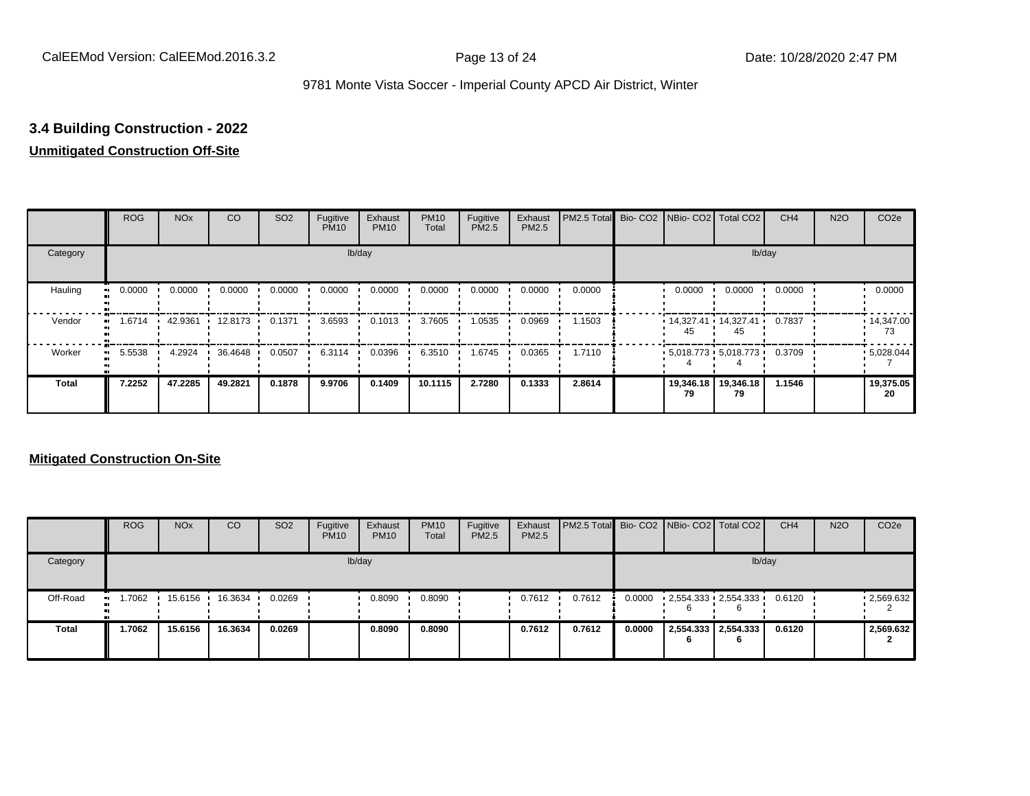### 3.4 Building Construction - 2022

**Unmitigated Construction Off-Site**

| | ROG | NOx | CO | SO2 | Fugitive PM10 | Exhaust PM10 | PM10 Total | Fugitive PM2.5 | Exhaust PM2.5 | PM2.5 Total | Bio- CO2 | NBio- CO2 | Total CO2 | CH4 | N2O | CO2e |
|---|---|---|---|---|---|---|---|---|---|---|---|---|---|---|---|---|
| Category | lb/day | | | | | | | | | | lb/day | | | | | |
| Hauling | 0.0000 | 0.0000 | 0.0000 | 0.0000 | 0.0000 | 0.0000 | 0.0000 | 0.0000 | 0.0000 | 0.0000 | | 0.0000 | 0.0000 | 0.0000 | | 0.0000 |
| Vendor | 1.6714 | 42.9361 | 12.8173 | 0.1371 | 3.6593 | 0.1013 | 3.7605 | 1.0535 | 0.0969 | 1.1503 | | 14,327.4145 | 14,327.4145 | 0.7837 | | 14,347.0073 |
| Worker | 5.5538 | 4.2924 | 36.4648 | 0.0507 | 6.3114 | 0.0396 | 6.3510 | 1.6745 | 0.0365 | 1.7110 | | 5,018.7734 | 5,018.7734 | 0.3709 | | 5,028.0447 |
| **Total** | **7.2252** | **47.2285** | **49.2821** | **0.1878** | **9.9706** | **0.1409** | **10.1115** | **2.7280** | **0.1333** | **2.8614** | | **19,346.1879** | **19,346.1879** | **1.1546** | | **19,375.0520** |

**Mitigated Construction On-Site**

| | ROG | NOx | CO | SO2 | Fugitive PM10 | Exhaust PM10 | PM10 Total | Fugitive PM2.5 | Exhaust PM2.5 | PM2.5 Total | Bio- CO2 | NBio- CO2 | Total CO2 | CH4 | N2O | CO2e |
|---|---|---|---|---|---|---|---|---|---|---|---|---|---|---|---|---|
| Category | lb/day | | | | | | | | | | lb/day | | | | | |
| Off-Road | 1.7062 | 15.6156 | 16.3634 | 0.0269 | | 0.8090 | 0.8090 | | 0.7612 | 0.7612 | 0.0000 | 2,554.3336 | 2,554.3336 | 0.6120 | | 2,569.6322 |
| **Total** | **1.7062** | **15.6156** | **16.3634** | **0.0269** | | **0.8090** | **0.8090** | | **0.7612** | **0.7612** | **0.0000** | **2,554.3336** | **2,554.3336** | **0.6120** | | **2,569.6322** |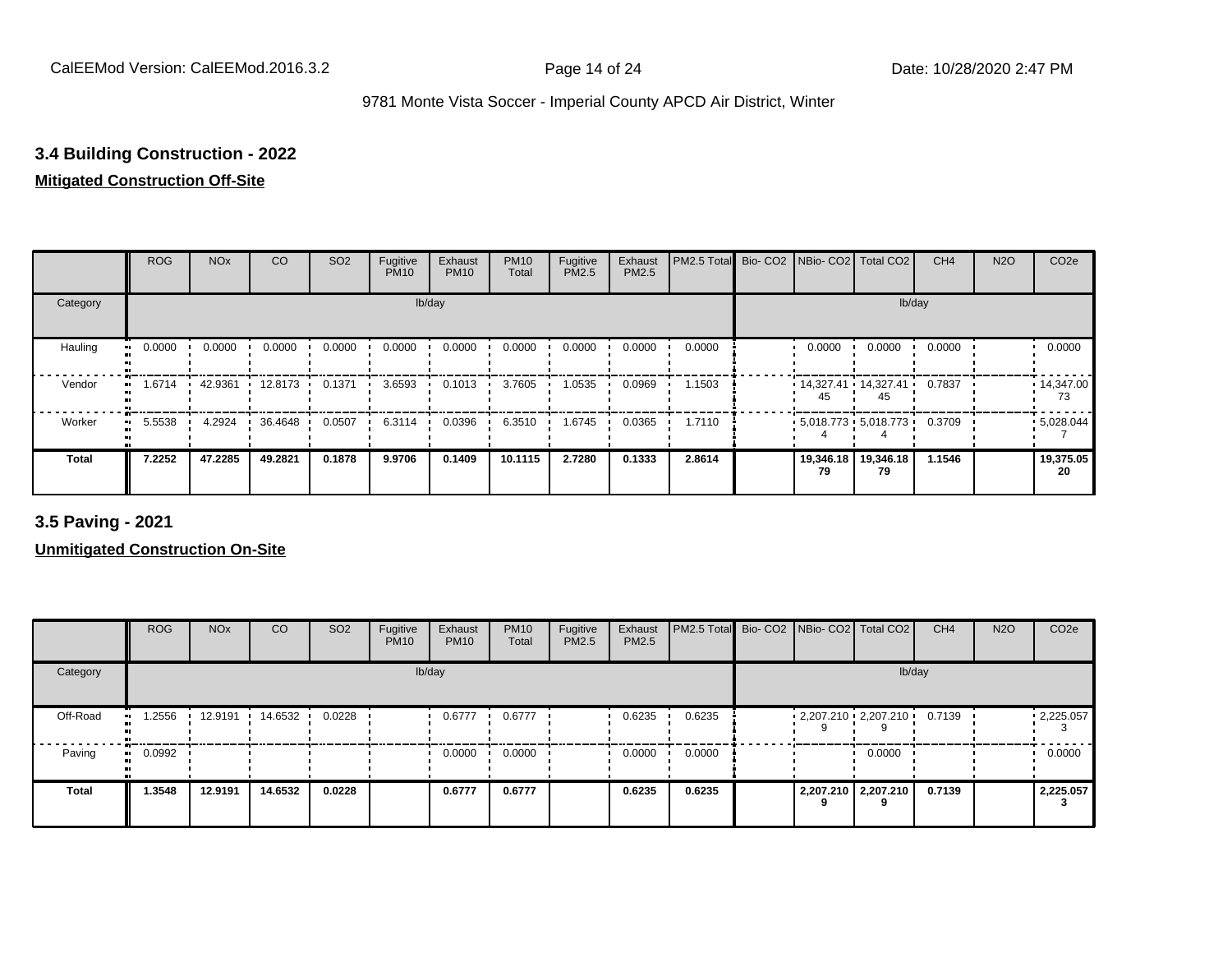9781 Monte Vista Soccer - Imperial County APCD Air District, Winter

### 3.4 Building Construction - 2022

**Mitigated Construction Off-Site**

| | ROG | NOx | CO | SO2 | Fugitive PM10 | Exhaust PM10 | PM10 Total | Fugitive PM2.5 | Exhaust PM2.5 | PM2.5 Total | Bio- CO2 | NBio- CO2 | Total CO2 | CH4 | N2O | CO2e |
|---|---|---|---|---|---|---|---|---|---|---|---|---|---|---|---|---|
| Category | lb/day | | | | | | | | | | lb/day | | | | | |
| Hauling | 0.0000 | 0.0000 | 0.0000 | 0.0000 | 0.0000 | 0.0000 | 0.0000 | 0.0000 | 0.0000 | 0.0000 | | 0.0000 | 0.0000 | 0.0000 | | 0.0000 |
| Vendor | 1.6714 | 42.9361 | 12.8173 | 0.1371 | 3.6593 | 0.1013 | 3.7605 | 1.0535 | 0.0969 | 1.1503 | | 14,327.41 45 | 14,327.41 45 | 0.7837 | | 14,347.00 73 |
| Worker | 5.5538 | 4.2924 | 36.4648 | 0.0507 | 6.3114 | 0.0396 | 6.3510 | 1.6745 | 0.0365 | 1.7110 | | 5,018.773 4 | 5,018.773 4 | 0.3709 | | 5,028.044 7 |
| **Total** | **7.2252** | **47.2285** | **49.2821** | **0.1878** | **9.9706** | **0.1409** | **10.1115** | **2.7280** | **0.1333** | **2.8614** | | **19,346.18 79** | **19,346.18 79** | **1.1546** | | **19,375.05 20** |

### 3.5 Paving - 2021

**Unmitigated Construction On-Site**

| | ROG | NOx | CO | SO2 | Fugitive PM10 | Exhaust PM10 | PM10 Total | Fugitive PM2.5 | Exhaust PM2.5 | PM2.5 Total | Bio- CO2 | NBio- CO2 | Total CO2 | CH4 | N2O | CO2e |
|---|---|---|---|---|---|---|---|---|---|---|---|---|---|---|---|---|
| Category | lb/day | | | | | | | | | | lb/day | | | | | |
| Off-Road | 1.2556 | 12.9191 | 14.6532 | 0.0228 | | 0.6777 | 0.6777 | | 0.6235 | 0.6235 | | 2,207.210 9 | 2,207.210 9 | 0.7139 | | 2,225.057 3 |
| Paving | 0.0992 | | | | | 0.0000 | 0.0000 | | 0.0000 | 0.0000 | | | 0.0000 | | | 0.0000 |
| **Total** | **1.3548** | **12.9191** | **14.6532** | **0.0228** | | **0.6777** | **0.6777** | | **0.6235** | **0.6235** | | **2,207.210 9** | **2,207.210 9** | **0.7139** | | **2,225.057 3** |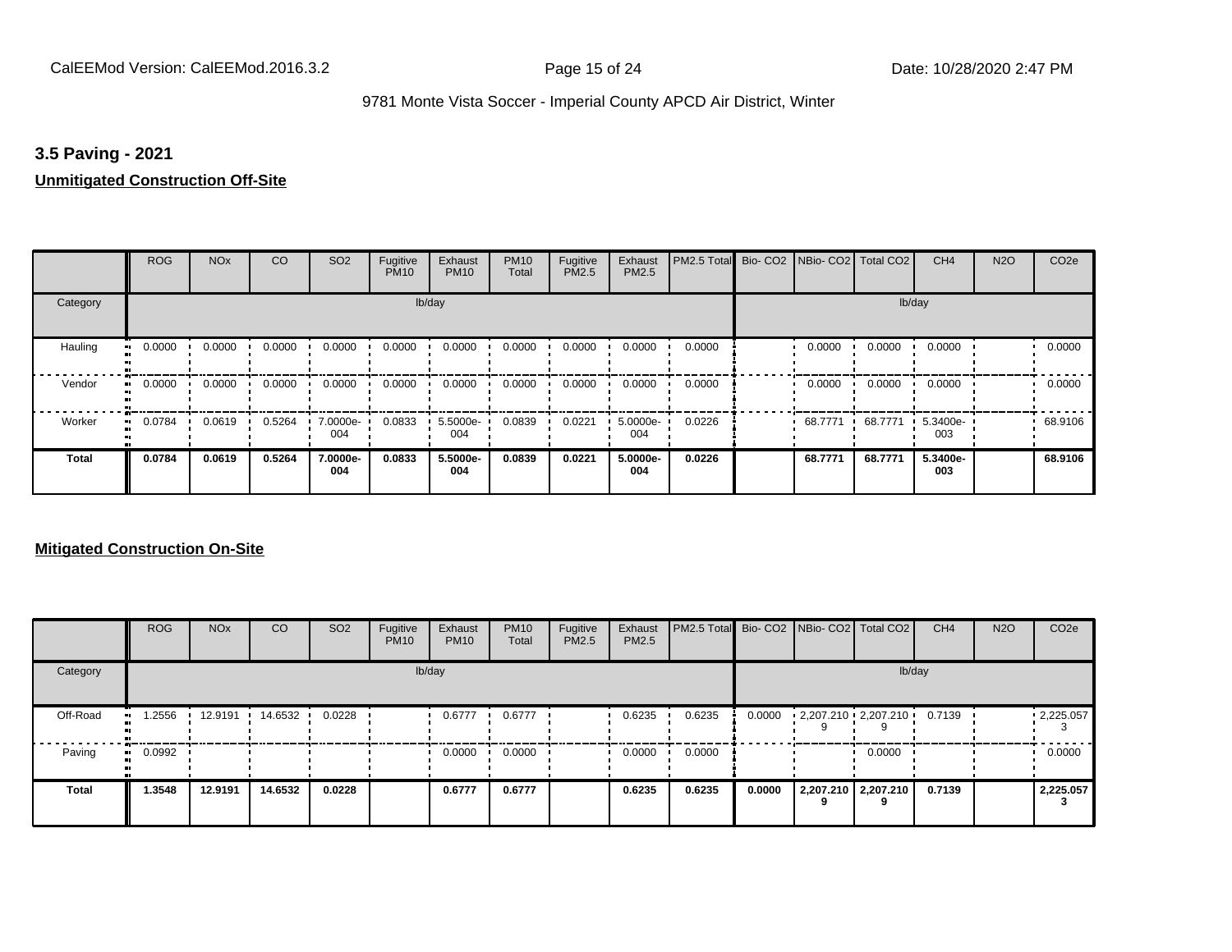## 3.5 Paving - 2021

**Unmitigated Construction Off-Site**

| | ROG | NOx | CO | SO2 | Fugitive PM10 | Exhaust PM10 | PM10 Total | Fugitive PM2.5 | Exhaust PM2.5 | PM2.5 Total | Bio- CO2 | NBio- CO2 | Total CO2 | CH4 | N2O | CO2e |
|---|---|---|---|---|---|---|---|---|---|---|---|---|---|---|---|---|
| Category | | | | | | lb/day | | | | | | | | lb/day | | |
| Hauling | 0.0000 | 0.0000 | 0.0000 | 0.0000 | 0.0000 | 0.0000 | 0.0000 | 0.0000 | 0.0000 | 0.0000 | | 0.0000 | 0.0000 | 0.0000 | | 0.0000 |
| Vendor | 0.0000 | 0.0000 | 0.0000 | 0.0000 | 0.0000 | 0.0000 | 0.0000 | 0.0000 | 0.0000 | 0.0000 | | 0.0000 | 0.0000 | 0.0000 | | 0.0000 |
| Worker | 0.0784 | 0.0619 | 0.5264 | 7.0000e-004 | 0.0833 | 5.5000e-004 | 0.0839 | 0.0221 | 5.0000e-004 | 0.0226 | | 68.7771 | 68.7771 | 5.3400e-003 | | 68.9106 |
| **Total** | **0.0784** | **0.0619** | **0.5264** | **7.0000e-004** | **0.0833** | **5.5000e-004** | **0.0839** | **0.0221** | **5.0000e-004** | **0.0226** | | **68.7771** | **68.7771** | **5.3400e-003** | | **68.9106** |

**Mitigated Construction On-Site**

| | ROG | NOx | CO | SO2 | Fugitive PM10 | Exhaust PM10 | PM10 Total | Fugitive PM2.5 | Exhaust PM2.5 | PM2.5 Total | Bio- CO2 | NBio- CO2 | Total CO2 | CH4 | N2O | CO2e |
|---|---|---|---|---|---|---|---|---|---|---|---|---|---|---|---|---|
| Category | | | | | | lb/day | | | | | | | | lb/day | | |
| Off-Road | 1.2556 | 12.9191 | 14.6532 | 0.0228 | | 0.6777 | 0.6777 | | 0.6235 | 0.6235 | 0.0000 | 2,207.2109 | 2,207.2109 | 0.7139 | | 2,225.0573 |
| Paving | 0.0992 | | | | | 0.0000 | 0.0000 | | 0.0000 | 0.0000 | | | 0.0000 | | | 0.0000 |
| **Total** | **1.3548** | **12.9191** | **14.6532** | **0.0228** | | **0.6777** | **0.6777** | | **0.6235** | **0.6235** | **0.0000** | **2,207.2109** | **2,207.2109** | **0.7139** | | **2,225.0573** |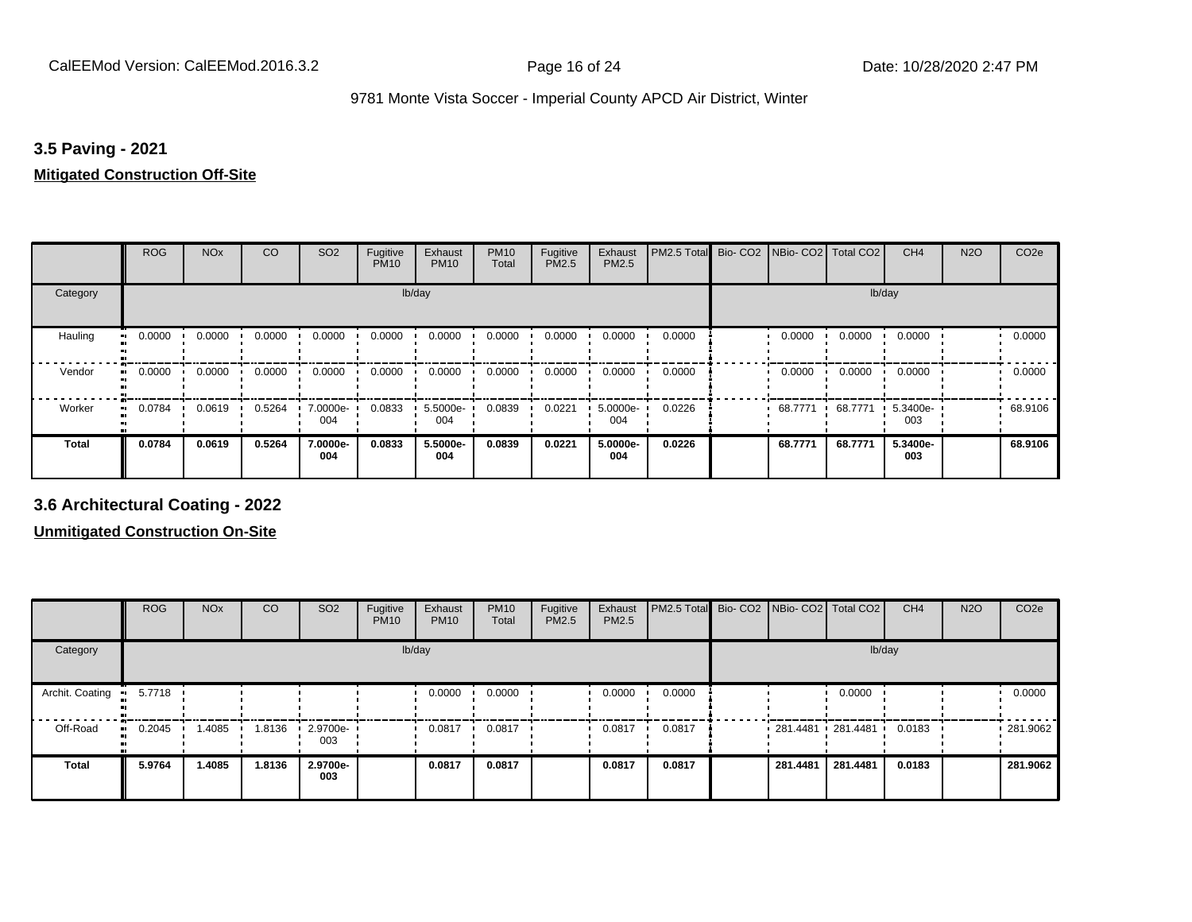### 3.5 Paving - 2021

**Mitigated Construction Off-Site**

| | ROG | NOx | CO | SO2 | Fugitive PM10 | Exhaust PM10 | PM10 Total | Fugitive PM2.5 | Exhaust PM2.5 | PM2.5 Total | Bio- CO2 | NBio- CO2 | Total CO2 | CH4 | N2O | CO2e |
|---|---|---|---|---|---|---|---|---|---|---|---|---|---|---|---|---|
| Category | | | | | lb/day | | | | | | | | | lb/day | | |
| Hauling | 0.0000 | 0.0000 | 0.0000 | 0.0000 | 0.0000 | 0.0000 | 0.0000 | 0.0000 | 0.0000 | 0.0000 | | 0.0000 | 0.0000 | 0.0000 | | 0.0000 |
| Vendor | 0.0000 | 0.0000 | 0.0000 | 0.0000 | 0.0000 | 0.0000 | 0.0000 | 0.0000 | 0.0000 | 0.0000 | | 0.0000 | 0.0000 | 0.0000 | | 0.0000 |
| Worker | 0.0784 | 0.0619 | 0.5264 | 7.0000e-004 | 0.0833 | 5.5000e-004 | 0.0839 | 0.0221 | 5.0000e-004 | 0.0226 | | 68.7771 | 68.7771 | 5.3400e-003 | | 68.9106 |
| **Total** | **0.0784** | **0.0619** | **0.5264** | **7.0000e-004** | **0.0833** | **5.5000e-004** | **0.0839** | **0.0221** | **5.0000e-004** | **0.0226** | | **68.7771** | **68.7771** | **5.3400e-003** | | **68.9106** |

### 3.6 Architectural Coating - 2022

**Unmitigated Construction On-Site**

| | ROG | NOx | CO | SO2 | Fugitive PM10 | Exhaust PM10 | PM10 Total | Fugitive PM2.5 | Exhaust PM2.5 | PM2.5 Total | Bio- CO2 | NBio- CO2 | Total CO2 | CH4 | N2O | CO2e |
|---|---|---|---|---|---|---|---|---|---|---|---|---|---|---|---|---|
| Category | | | | | lb/day | | | | | | | | | lb/day | | |
| Archit. Coating | 5.7718 | | | | | 0.0000 | 0.0000 | | 0.0000 | 0.0000 | | | 0.0000 | | | 0.0000 |
| Off-Road | 0.2045 | 1.4085 | 1.8136 | 2.9700e-003 | | 0.0817 | 0.0817 | | 0.0817 | 0.0817 | | 281.4481 | 281.4481 | 0.0183 | | 281.9062 |
| **Total** | **5.9764** | **1.4085** | **1.8136** | **2.9700e-003** | | **0.0817** | **0.0817** | | **0.0817** | **0.0817** | | **281.4481** | **281.4481** | **0.0183** | | **281.9062** |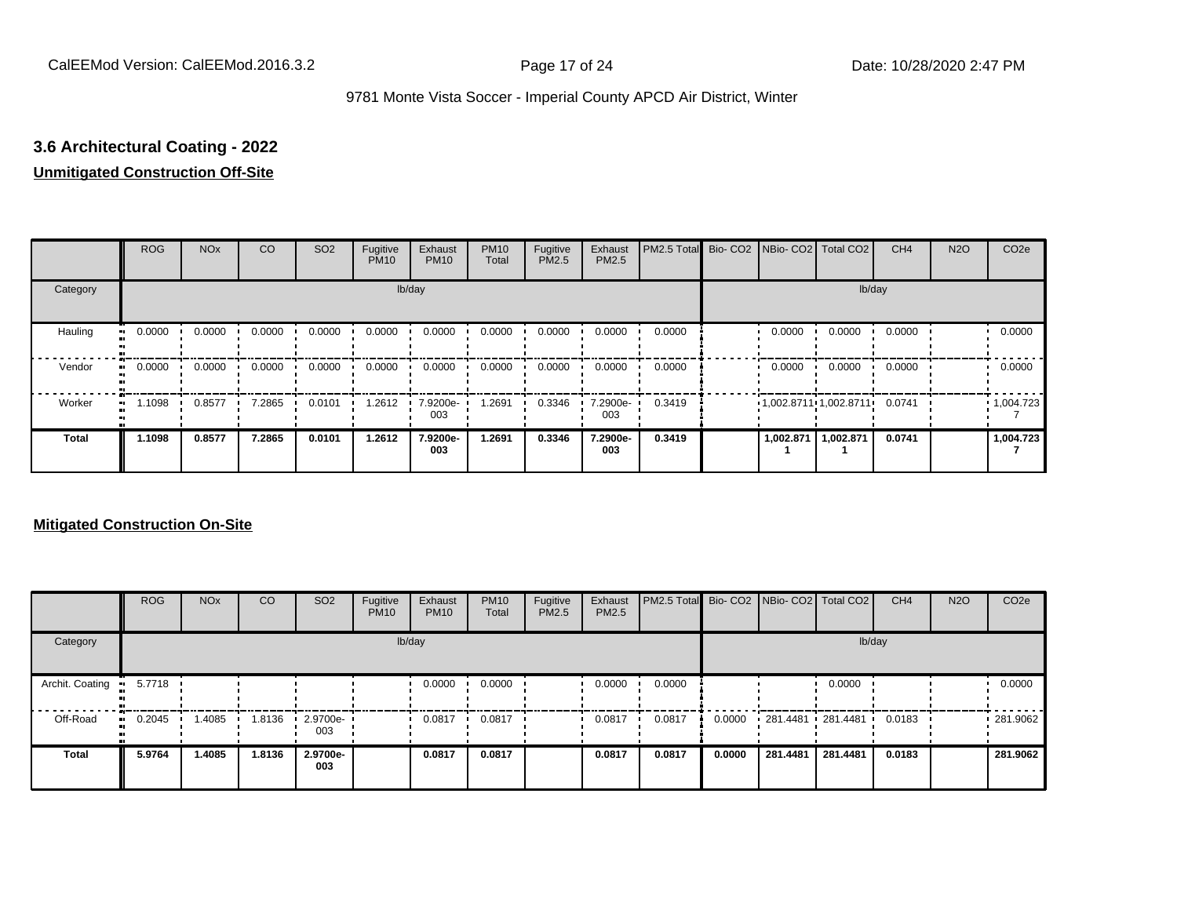## 3.6 Architectural Coating - 2022

**Unmitigated Construction Off-Site**

| | ROG | NOx | CO | SO2 | Fugitive PM10 | Exhaust PM10 | PM10 Total | Fugitive PM2.5 | Exhaust PM2.5 | PM2.5 Total | Bio- CO2 | NBio- CO2 | Total CO2 | CH4 | N2O | CO2e |
|---|---|---|---|---|---|---|---|---|---|---|---|---|---|---|---|---|
| Category | lb/day | | | | | | | | | | lb/day | | | | | |
| Hauling | 0.0000 | 0.0000 | 0.0000 | 0.0000 | 0.0000 | 0.0000 | 0.0000 | 0.0000 | 0.0000 | 0.0000 | | 0.0000 | 0.0000 | 0.0000 | | 0.0000 |
| Vendor | 0.0000 | 0.0000 | 0.0000 | 0.0000 | 0.0000 | 0.0000 | 0.0000 | 0.0000 | 0.0000 | 0.0000 | | 0.0000 | 0.0000 | 0.0000 | | 0.0000 |
| Worker | 1.1098 | 0.8577 | 7.2865 | 0.0101 | 1.2612 | 7.9200e-003 | 1.2691 | 0.3346 | 7.2900e-003 | 0.3419 | | 1,002.8711 | 1,002.8711 | 0.0741 | | 1,004.7237 |
| **Total** | **1.1098** | **0.8577** | **7.2865** | **0.0101** | **1.2612** | **7.9200e-003** | **1.2691** | **0.3346** | **7.2900e-003** | **0.3419** | | **1,002.8711** | **1,002.8711** | **0.0741** | | **1,004.7237** |

**Mitigated Construction On-Site**

| | ROG | NOx | CO | SO2 | Fugitive PM10 | Exhaust PM10 | PM10 Total | Fugitive PM2.5 | Exhaust PM2.5 | PM2.5 Total | Bio- CO2 | NBio- CO2 | Total CO2 | CH4 | N2O | CO2e |
|---|---|---|---|---|---|---|---|---|---|---|---|---|---|---|---|---|
| Category | lb/day | | | | | | | | | | lb/day | | | | | |
| Archit. Coating | 5.7718 | | | | | 0.0000 | 0.0000 | | 0.0000 | 0.0000 | | | 0.0000 | | | 0.0000 |
| Off-Road | 0.2045 | 1.4085 | 1.8136 | 2.9700e-003 | | 0.0817 | 0.0817 | | 0.0817 | 0.0817 | 0.0000 | 281.4481 | 281.4481 | 0.0183 | | 281.9062 |
| **Total** | **5.9764** | **1.4085** | **1.8136** | **2.9700e-003** | | **0.0817** | **0.0817** | | **0.0817** | **0.0817** | **0.0000** | **281.4481** | **281.4481** | **0.0183** | | **281.9062** |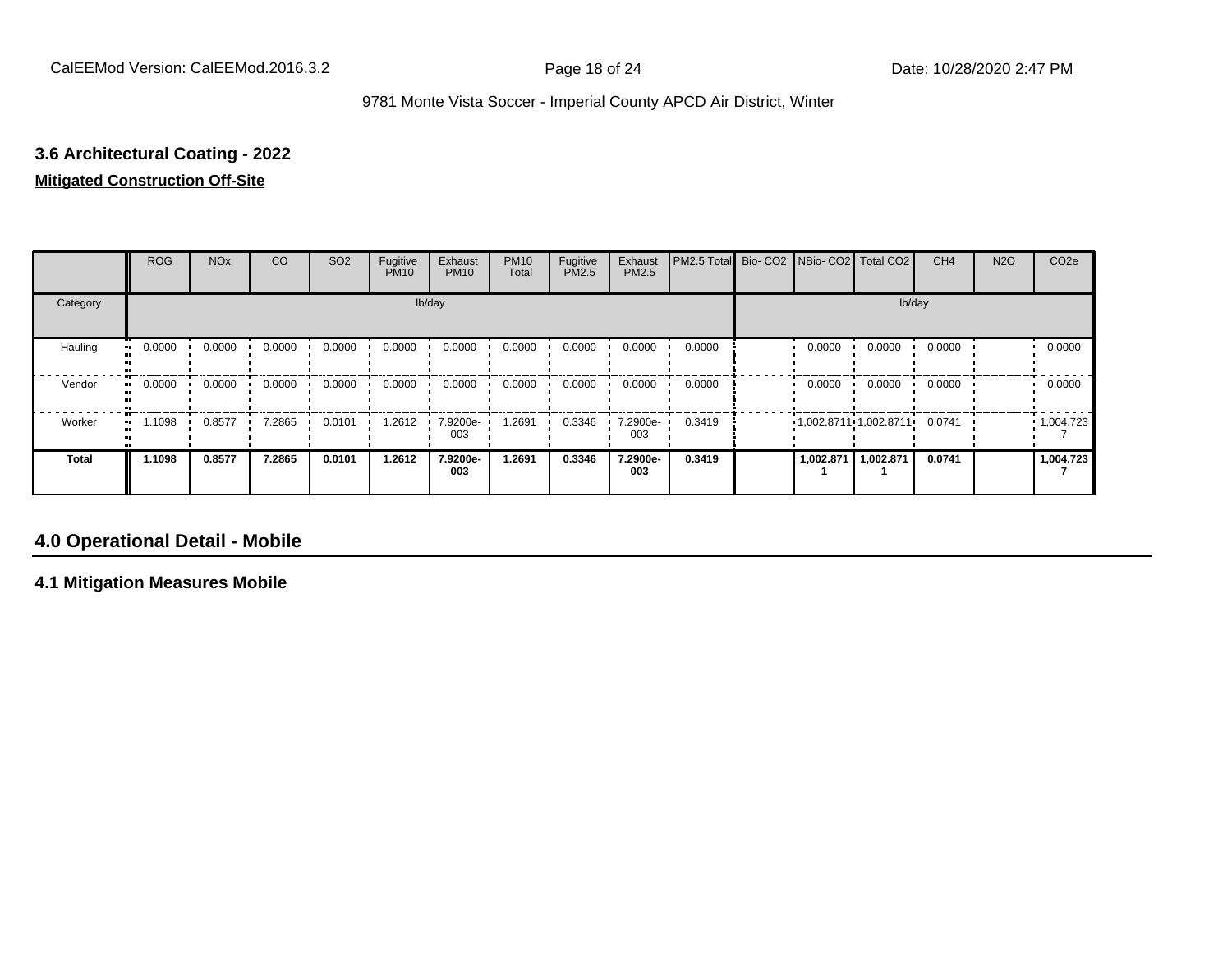### 3.6 Architectural Coating - 2022

**Mitigated Construction Off-Site**

| | ROG | NOx | CO | SO2 | Fugitive PM10 | Exhaust PM10 | PM10 Total | Fugitive PM2.5 | Exhaust PM2.5 | PM2.5 Total | Bio- CO2 | NBio- CO2 | Total CO2 | CH4 | N2O | CO2e |
|---|---|---|---|---|---|---|---|---|---|---|---|---|---|---|---|---|
| Category | | | | | | lb/day | | | | | | | | lb/day | | |
| Hauling | 0.0000 | 0.0000 | 0.0000 | 0.0000 | 0.0000 | 0.0000 | 0.0000 | 0.0000 | 0.0000 | 0.0000 | | 0.0000 | 0.0000 | 0.0000 | | 0.0000 |
| Vendor | 0.0000 | 0.0000 | 0.0000 | 0.0000 | 0.0000 | 0.0000 | 0.0000 | 0.0000 | 0.0000 | 0.0000 | | 0.0000 | 0.0000 | 0.0000 | | 0.0000 |
| Worker | 1.1098 | 0.8577 | 7.2865 | 0.0101 | 1.2612 | 7.9200e-003 | 1.2691 | 0.3346 | 7.2900e-003 | 0.3419 | | 1,002.8711 | 1,002.8711 | 0.0741 | | 1,004.7237 |
| **Total** | **1.1098** | **0.8577** | **7.2865** | **0.0101** | **1.2612** | **7.9200e-003** | **1.2691** | **0.3346** | **7.2900e-003** | **0.3419** | | **1,002.8711** | **1,002.8711** | **0.0741** | | **1,004.7237** |

## 4.0 Operational Detail - Mobile

### 4.1 Mitigation Measures Mobile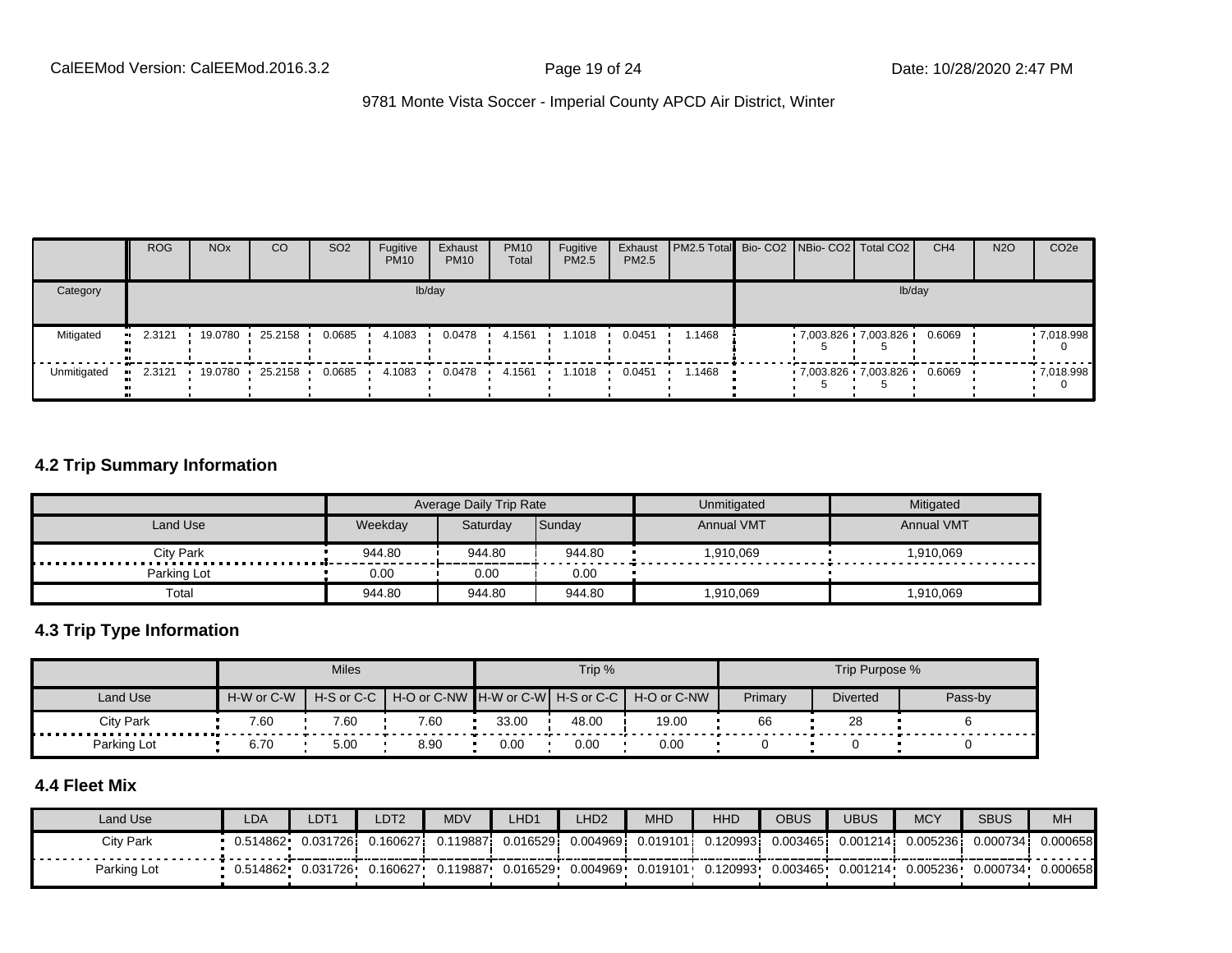| | ROG | NOx | CO | SO2 | Fugitive PM10 | Exhaust PM10 | PM10 Total | Fugitive PM2.5 | Exhaust PM2.5 | PM2.5 Total | Bio- CO2 | NBio- CO2 | Total CO2 | CH4 | N2O | CO2e |
|---|---|---|---|---|---|---|---|---|---|---|---|---|---|---|---|---|
| Category | lb/day | | | | | | | | | | lb/day | | | | | |
| Mitigated | 2.3121 | 19.0780 | 25.2158 | 0.0685 | 4.1083 | 0.0478 | 4.1561 | 1.1018 | 0.0451 | 1.1468 | | 7,003.826 5 | 7,003.826 5 | 0.6069 | | 7,018.998 0 |
| Unmitigated | 2.3121 | 19.0780 | 25.2158 | 0.0685 | 4.1083 | 0.0478 | 4.1561 | 1.1018 | 0.0451 | 1.1468 | | 7,003.826 5 | 7,003.826 5 | 0.6069 | | 7,018.998 0 |

## 4.2 Trip Summary Information

| | Average Daily Trip Rate | | | Unmitigated | Mitigated |
|---|---|---|---|---|---|
| Land Use | Weekday | Saturday | Sunday | Annual VMT | Annual VMT |
| City Park | 944.80 | 944.80 | 944.80 | 1,910,069 | 1,910,069 |
| Parking Lot | 0.00 | 0.00 | 0.00 | | |
| Total | 944.80 | 944.80 | 944.80 | 1,910,069 | 1,910,069 |

## 4.3 Trip Type Information

| | Miles | | | Trip % | | | Trip Purpose % | | |
|---|---|---|---|---|---|---|---|---|---|
| Land Use | H-W or C-W | H-S or C-C | H-O or C-NW | H-W or C-W | H-S or C-C | H-O or C-NW | Primary | Diverted | Pass-by |
| City Park | 7.60 | 7.60 | 7.60 | 33.00 | 48.00 | 19.00 | 66 | 28 | 6 |
| Parking Lot | 6.70 | 5.00 | 8.90 | 0.00 | 0.00 | 0.00 | 0 | 0 | 0 |

## 4.4 Fleet Mix

| Land Use | LDA | LDT1 | LDT2 | MDV | LHD1 | LHD2 | MHD | HHD | OBUS | UBUS | MCY | SBUS | MH |
|---|---|---|---|---|---|---|---|---|---|---|---|---|---|
| City Park | 0.514862 | 0.031726 | 0.160627 | 0.119887 | 0.016529 | 0.004969 | 0.019101 | 0.120993 | 0.003465 | 0.001214 | 0.005236 | 0.000734 | 0.000658 |
| Parking Lot | 0.514862 | 0.031726 | 0.160627 | 0.119887 | 0.016529 | 0.004969 | 0.019101 | 0.120993 | 0.003465 | 0.001214 | 0.005236 | 0.000734 | 0.000658 |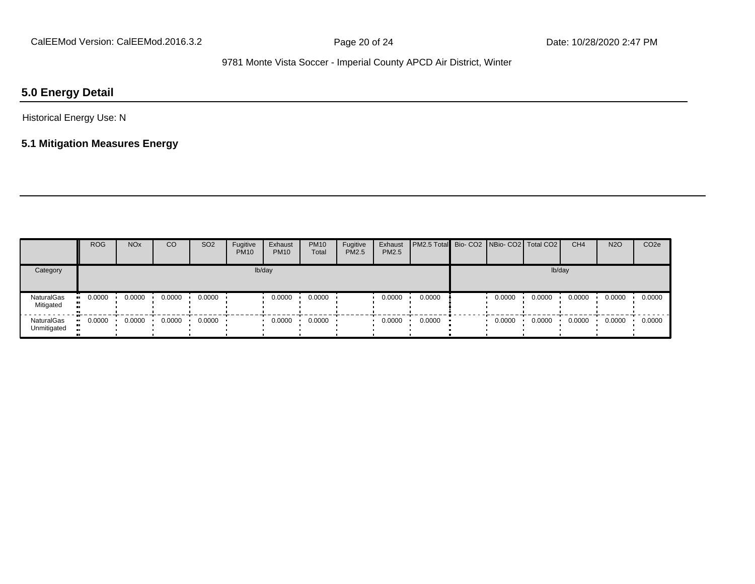## 5.0 Energy Detail

Historical Energy Use: N

### 5.1 Mitigation Measures Energy

| | ROG | NOx | CO | SO2 | Fugitive PM10 | Exhaust PM10 | PM10 Total | Fugitive PM2.5 | Exhaust PM2.5 | PM2.5 Total | Bio- CO2 | NBio- CO2 | Total CO2 | CH4 | N2O | CO2e |
|---|---|---|---|---|---|---|---|---|---|---|---|---|---|---|---|---|
| Category | lb/day | | | | | | | | | | lb/day | | | | | |
| NaturalGas Mitigated | 0.0000 | 0.0000 | 0.0000 | 0.0000 | | 0.0000 | 0.0000 | | 0.0000 | 0.0000 | | 0.0000 | 0.0000 | 0.0000 | 0.0000 | 0.0000 |
| NaturalGas Unmitigated | 0.0000 | 0.0000 | 0.0000 | 0.0000 | | 0.0000 | 0.0000 | | 0.0000 | 0.0000 | | 0.0000 | 0.0000 | 0.0000 | 0.0000 | 0.0000 |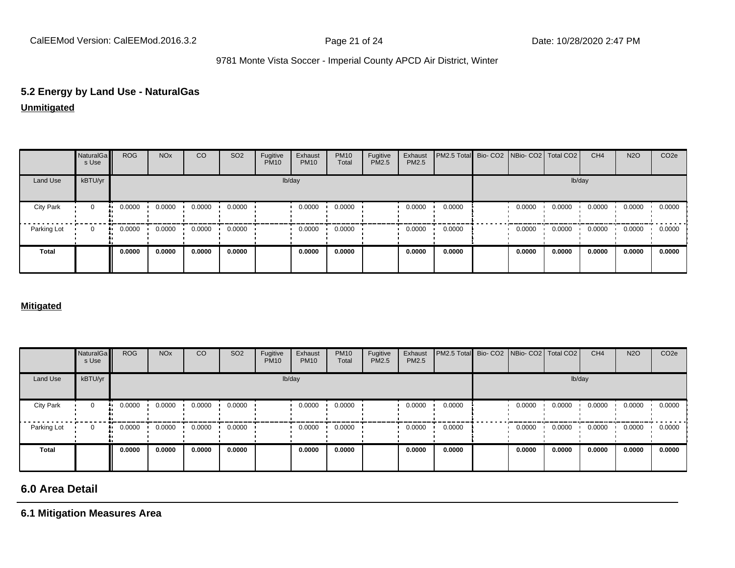## 5.2 Energy by Land Use - NaturalGas

**Unmitigated**

| | NaturalGas Use | ROG | NOx | CO | SO2 | Fugitive PM10 | Exhaust PM10 | PM10 Total | Fugitive PM2.5 | Exhaust PM2.5 | PM2.5 Total | Bio- CO2 | NBio- CO2 | Total CO2 | CH4 | N2O | CO2e |
|---|---|---|---|---|---|---|---|---|---|---|---|---|---|---|---|---|---|
| Land Use | kBTU/yr | lb/day | | | | | | | | | | lb/day | | | | | |
| City Park | 0 | 0.0000 | 0.0000 | 0.0000 | 0.0000 | | 0.0000 | 0.0000 | | 0.0000 | 0.0000 | | 0.0000 | 0.0000 | 0.0000 | 0.0000 | 0.0000 |
| Parking Lot | 0 | 0.0000 | 0.0000 | 0.0000 | 0.0000 | | 0.0000 | 0.0000 | | 0.0000 | 0.0000 | | 0.0000 | 0.0000 | 0.0000 | 0.0000 | 0.0000 |
| **Total** | | **0.0000** | **0.0000** | **0.0000** | **0.0000** | | **0.0000** | **0.0000** | | **0.0000** | **0.0000** | | **0.0000** | **0.0000** | **0.0000** | **0.0000** | **0.0000** |

**Mitigated**

| | NaturalGas Use | ROG | NOx | CO | SO2 | Fugitive PM10 | Exhaust PM10 | PM10 Total | Fugitive PM2.5 | Exhaust PM2.5 | PM2.5 Total | Bio- CO2 | NBio- CO2 | Total CO2 | CH4 | N2O | CO2e |
|---|---|---|---|---|---|---|---|---|---|---|---|---|---|---|---|---|---|
| Land Use | kBTU/yr | lb/day | | | | | | | | | | lb/day | | | | | |
| City Park | 0 | 0.0000 | 0.0000 | 0.0000 | 0.0000 | | 0.0000 | 0.0000 | | 0.0000 | 0.0000 | | 0.0000 | 0.0000 | 0.0000 | 0.0000 | 0.0000 |
| Parking Lot | 0 | 0.0000 | 0.0000 | 0.0000 | 0.0000 | | 0.0000 | 0.0000 | | 0.0000 | 0.0000 | | 0.0000 | 0.0000 | 0.0000 | 0.0000 | 0.0000 |
| **Total** | | **0.0000** | **0.0000** | **0.0000** | **0.0000** | | **0.0000** | **0.0000** | | **0.0000** | **0.0000** | | **0.0000** | **0.0000** | **0.0000** | **0.0000** | **0.0000** |

# 6.0 Area Detail

## 6.1 Mitigation Measures Area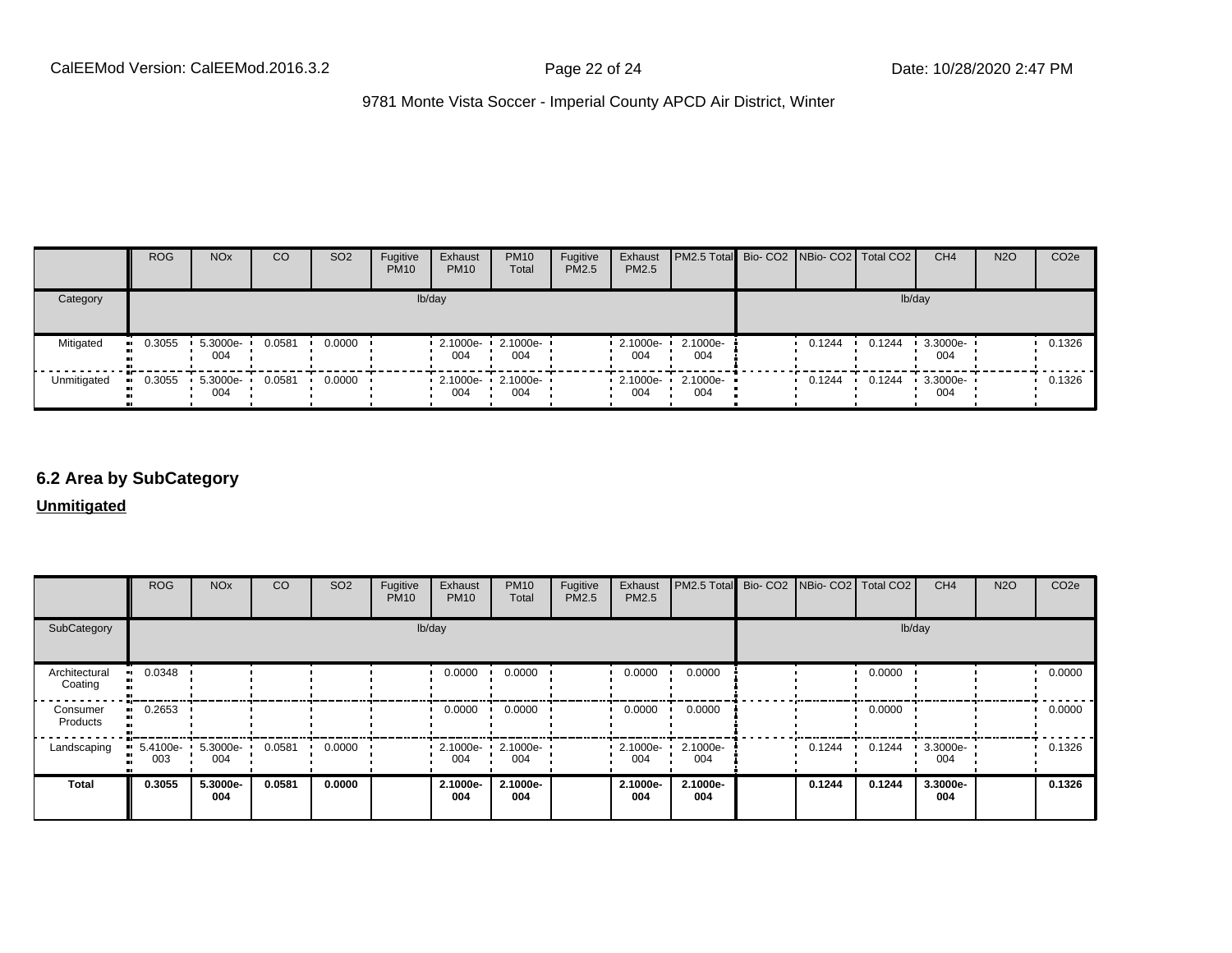9781 Monte Vista Soccer - Imperial County APCD Air District, Winter

| | ROG | NOx | CO | SO2 | Fugitive PM10 | Exhaust PM10 | PM10 Total | Fugitive PM2.5 | Exhaust PM2.5 | PM2.5 Total | Bio- CO2 | NBio- CO2 | Total CO2 | CH4 | N2O | CO2e |
|---|---|---|---|---|---|---|---|---|---|---|---|---|---|---|---|---|
| Category | lb/day | | | | | | | | | | lb/day | | | | | |
| Mitigated | 0.3055 | 5.3000e-004 | 0.0581 | 0.0000 | | 2.1000e-004 | 2.1000e-004 | | 2.1000e-004 | 2.1000e-004 | | 0.1244 | 0.1244 | 3.3000e-004 | | 0.1326 |
| Unmitigated | 0.3055 | 5.3000e-004 | 0.0581 | 0.0000 | | 2.1000e-004 | 2.1000e-004 | | 2.1000e-004 | 2.1000e-004 | | 0.1244 | 0.1244 | 3.3000e-004 | | 0.1326 |

## 6.2 Area by SubCategory

**Unmitigated**

| | ROG | NOx | CO | SO2 | Fugitive PM10 | Exhaust PM10 | PM10 Total | Fugitive PM2.5 | Exhaust PM2.5 | PM2.5 Total | Bio- CO2 | NBio- CO2 | Total CO2 | CH4 | N2O | CO2e |
|---|---|---|---|---|---|---|---|---|---|---|---|---|---|---|---|---|
| SubCategory | lb/day | | | | | | | | | | lb/day | | | | | |
| Architectural Coating | 0.0348 | | | | | 0.0000 | 0.0000 | | 0.0000 | 0.0000 | | | 0.0000 | | | 0.0000 |
| Consumer Products | 0.2653 | | | | | 0.0000 | 0.0000 | | 0.0000 | 0.0000 | | | 0.0000 | | | 0.0000 |
| Landscaping | 5.4100e-003 | 5.3000e-004 | 0.0581 | 0.0000 | | 2.1000e-004 | 2.1000e-004 | | 2.1000e-004 | 2.1000e-004 | | 0.1244 | 0.1244 | 3.3000e-004 | | 0.1326 |
| **Total** | **0.3055** | **5.3000e-004** | **0.0581** | **0.0000** | | **2.1000e-004** | **2.1000e-004** | | **2.1000e-004** | **2.1000e-004** | | **0.1244** | **0.1244** | **3.3000e-004** | | **0.1326** |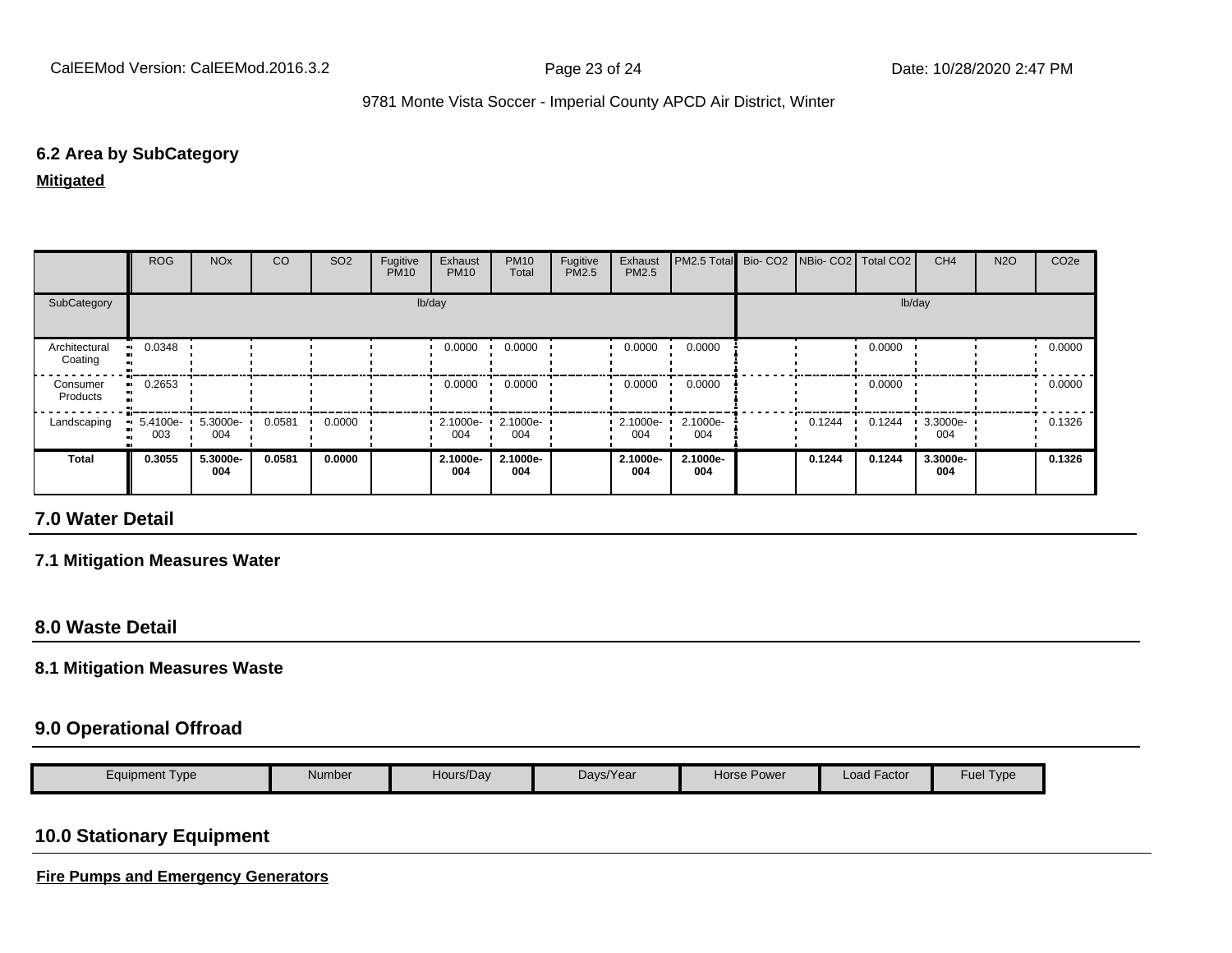### 6.2 Area by SubCategory

**Mitigated**

| | ROG | NOx | CO | SO2 | Fugitive PM10 | Exhaust PM10 | PM10 Total | Fugitive PM2.5 | Exhaust PM2.5 | PM2.5 Total | Bio- CO2 | NBio- CO2 | Total CO2 | CH4 | N2O | CO2e |
|---|---|---|---|---|---|---|---|---|---|---|---|---|---|---|---|---|
| SubCategory | lb/day | | | | | | | | | | lb/day | | | | | |
| Architectural Coating | 0.0348 | | | | | 0.0000 | 0.0000 | | 0.0000 | 0.0000 | | | 0.0000 | | | 0.0000 |
| Consumer Products | 0.2653 | | | | | 0.0000 | 0.0000 | | 0.0000 | 0.0000 | | | 0.0000 | | | 0.0000 |
| Landscaping | 5.4100e-003 | 5.3000e-004 | 0.0581 | 0.0000 | | 2.1000e-004 | 2.1000e-004 | | 2.1000e-004 | 2.1000e-004 | | 0.1244 | 0.1244 | 3.3000e-004 | | 0.1326 |
| **Total** | **0.3055** | **5.3000e-004** | **0.0581** | **0.0000** | | **2.1000e-004** | **2.1000e-004** | | **2.1000e-004** | **2.1000e-004** | | **0.1244** | **0.1244** | **3.3000e-004** | | **0.1326** |

## 7.0 Water Detail

### 7.1 Mitigation Measures Water

## 8.0 Waste Detail

### 8.1 Mitigation Measures Waste

## 9.0 Operational Offroad

| Equipment Type | Number | Hours/Day | Days/Year | Horse Power | Load Factor | Fuel Type |
|---|---|---|---|---|---|---|

## 10.0 Stationary Equipment

**Fire Pumps and Emergency Generators**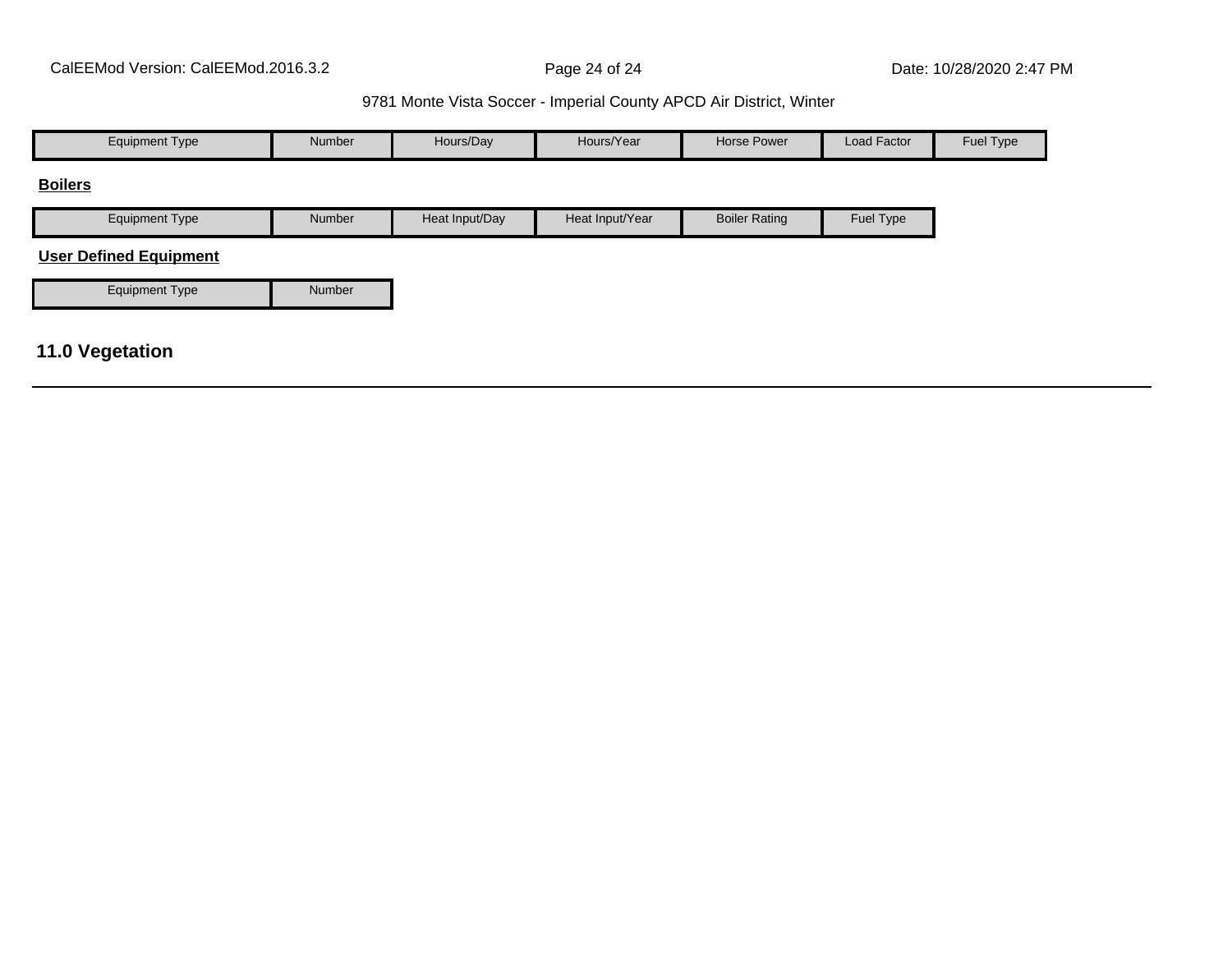| Equipment Type | Number | Hours/Day | Hours/Year | Horse Power | Load Factor | Fuel Type |
| --- | --- | --- | --- | --- | --- | --- |

**Boilers**

| Equipment Type | Number | Heat Input/Day | Heat Input/Year | Boiler Rating | Fuel Type |
| --- | --- | --- | --- | --- | --- |

**User Defined Equipment**

| Equipment Type | Number |
| --- | --- |

## 11.0 Vegetation